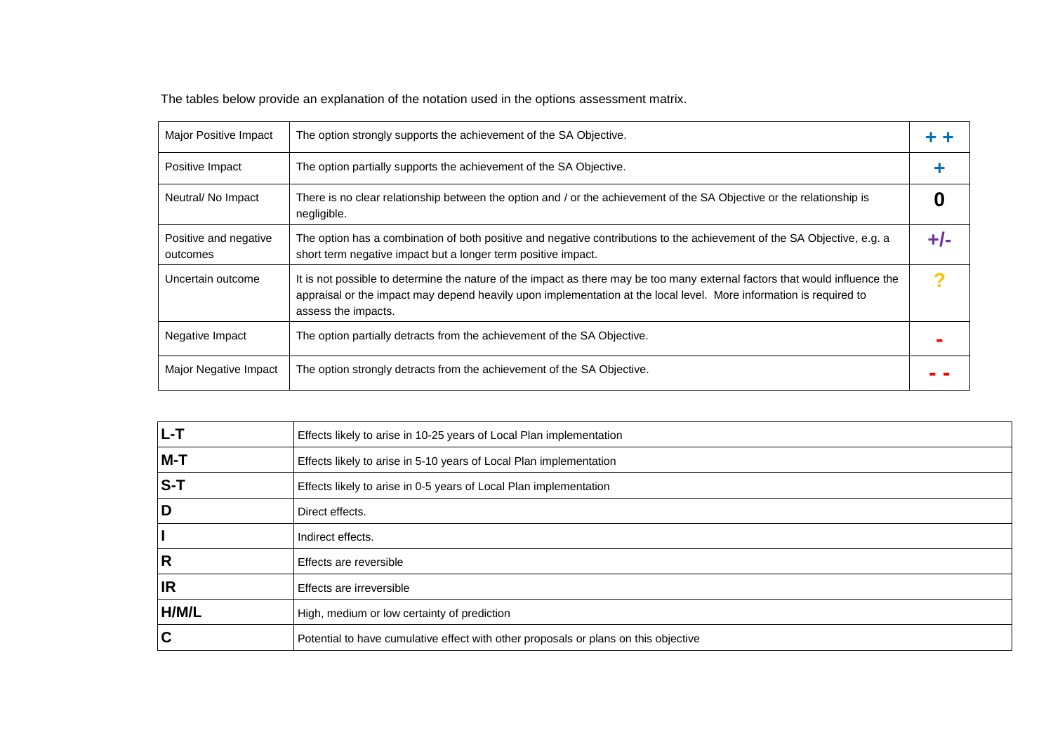The tables below provide an explanation of the notation used in the options assessment matrix.

| | | |
|---|---|---|
| Major Positive Impact | The option strongly supports the achievement of the SA Objective. | + + |
| Positive Impact | The option partially supports the achievement of the SA Objective. | + |
| Neutral/ No Impact | There is no clear relationship between the option and / or the achievement of the SA Objective or the relationship is negligible. | 0 |
| Positive and negative outcomes | The option has a combination of both positive and negative contributions to the achievement of the SA Objective, e.g. a short term negative impact but a longer term positive impact. | +/- |
| Uncertain outcome | It is not possible to determine the nature of the impact as there may be too many external factors that would influence the appraisal or the impact may depend heavily upon implementation at the local level. More information is required to assess the impacts. | ? |
| Negative Impact | The option partially detracts from the achievement of the SA Objective. | - |
| Major Negative Impact | The option strongly detracts from the achievement of the SA Objective. | - - |

| | |
|---|---|
| **L-T** | Effects likely to arise in 10-25 years of Local Plan implementation |
| **M-T** | Effects likely to arise in 5-10 years of Local Plan implementation |
| **S-T** | Effects likely to arise in 0-5 years of Local Plan implementation |
| **D** | Direct effects. |
| **I** | Indirect effects. |
| **R** | Effects are reversible |
| **IR** | Effects are irreversible |
| **H/M/L** | High, medium or low certainty of prediction |
| **C** | Potential to have cumulative effect with other proposals or plans on this objective |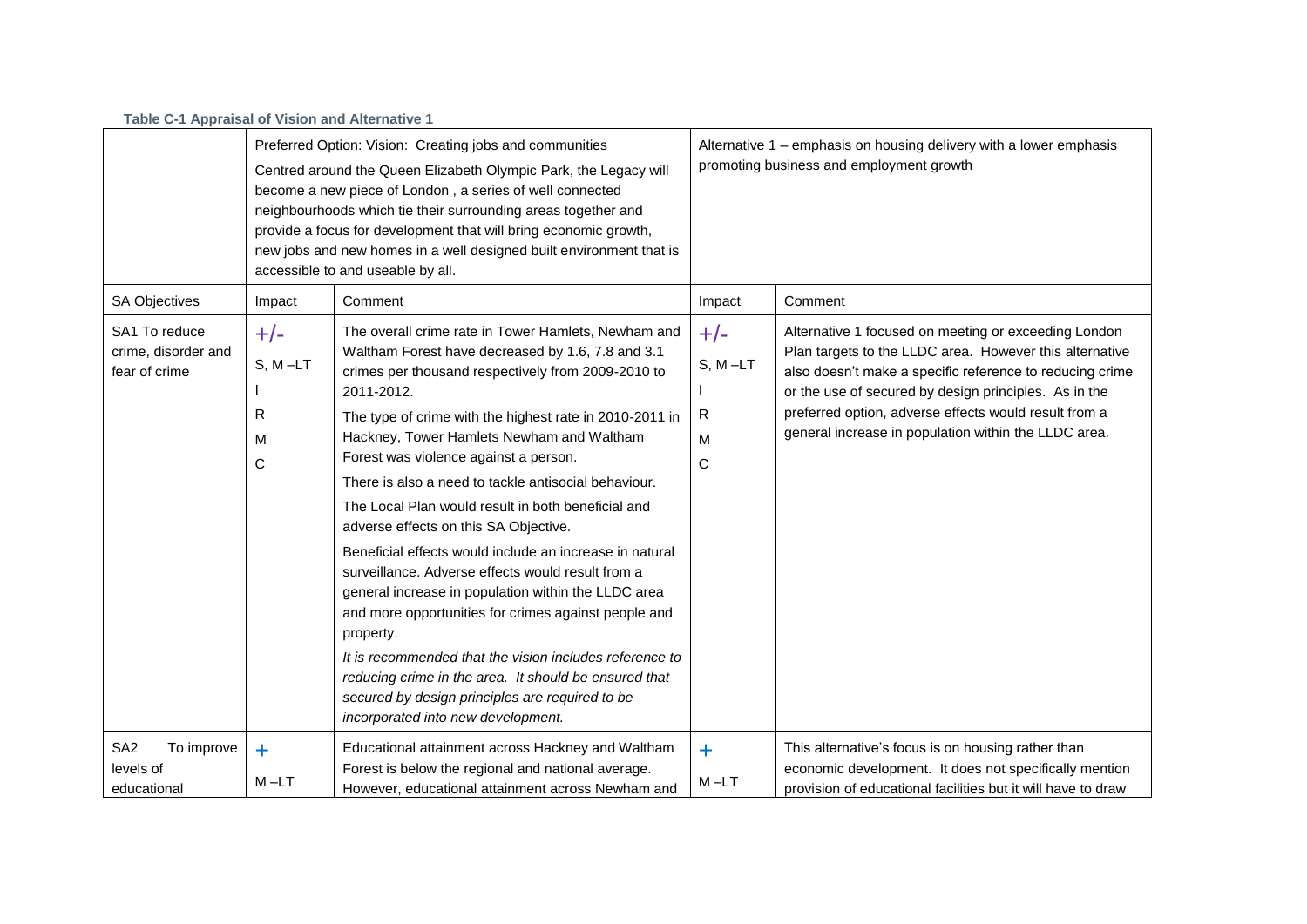**Table C-1 Appraisal of Vision and Alternative 1**

| | Preferred Option: Vision: Creating jobs and communities<br><br>Centred around the Queen Elizabeth Olympic Park, the Legacy will become a new piece of London , a series of well connected neighbourhoods which tie their surrounding areas together and provide a focus for development that will bring economic growth, new jobs and new homes in a well designed built environment that is accessible to and useable by all. | | Alternative 1 – emphasis on housing delivery with a lower emphasis promoting business and employment growth | |
|---|---|---|---|---|
| SA Objectives | Impact | Comment | Impact | Comment |
| SA1 To reduce crime, disorder and fear of crime | +/-<br>S, M –LT<br>I<br>R<br>M<br>C | The overall crime rate in Tower Hamlets, Newham and Waltham Forest have decreased by 1.6, 7.8 and 3.1 crimes per thousand respectively from 2009-2010 to 2011-2012.<br><br>The type of crime with the highest rate in 2010-2011 in Hackney, Tower Hamlets Newham and Waltham Forest was violence against a person.<br><br>There is also a need to tackle antisocial behaviour.<br><br>The Local Plan would result in both beneficial and adverse effects on this SA Objective.<br><br>Beneficial effects would include an increase in natural surveillance. Adverse effects would result from a general increase in population within the LLDC area and more opportunities for crimes against people and property.<br><br>*It is recommended that the vision includes reference to reducing crime in the area. It should be ensured that secured by design principles are required to be incorporated into new development.* | +/-<br>S, M –LT<br>I<br>R<br>M<br>C | Alternative 1 focused on meeting or exceeding London Plan targets to the LLDC area. However this alternative also doesn't make a specific reference to reducing crime or the use of secured by design principles. As in the preferred option, adverse effects would result from a general increase in population within the LLDC area. |
| SA2 To improve levels of educational | +<br>M –LT | Educational attainment across Hackney and Waltham Forest is below the regional and national average. However, educational attainment across Newham and | +<br>M –LT | This alternative's focus is on housing rather than economic development. It does not specifically mention provision of educational facilities but it will have to draw |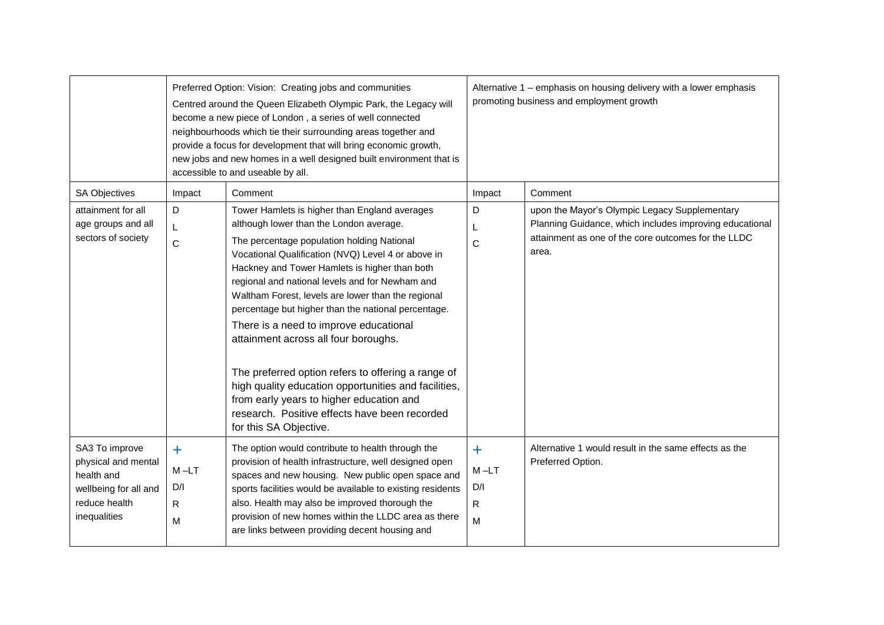| | Preferred Option: Vision: Creating jobs and communities<br>Centred around the Queen Elizabeth Olympic Park, the Legacy will become a new piece of London , a series of well connected neighbourhoods which tie their surrounding areas together and provide a focus for development that will bring economic growth, new jobs and new homes in a well designed built environment that is accessible to and useable by all. | | Alternative 1 – emphasis on housing delivery with a lower emphasis promoting business and employment growth | |
|---|---|---|---|---|
| SA Objectives | Impact | Comment | Impact | Comment |
| attainment for all age groups and all sectors of society | D<br>L<br>C | Tower Hamlets is higher than England averages although lower than the London average.<br>The percentage population holding National Vocational Qualification (NVQ) Level 4 or above in Hackney and Tower Hamlets is higher than both regional and national levels and for Newham and Waltham Forest, levels are lower than the regional percentage but higher than the national percentage.<br>There is a need to improve educational attainment across all four boroughs.<br><br>The preferred option refers to offering a range of high quality education opportunities and facilities, from early years to higher education and research. Positive effects have been recorded for this SA Objective. | D<br>L<br>C | upon the Mayor's Olympic Legacy Supplementary Planning Guidance, which includes improving educational attainment as one of the core outcomes for the LLDC area. |
| SA3 To improve physical and mental health and wellbeing for all and reduce health inequalities | +<br>M –LT<br>D/I<br>R<br>M | The option would contribute to health through the provision of health infrastructure, well designed open spaces and new housing. New public open space and sports facilities would be available to existing residents also. Health may also be improved thorough the provision of new homes within the LLDC area as there are links between providing decent housing and | +<br>M –LT<br>D/I<br>R<br>M | Alternative 1 would result in the same effects as the Preferred Option. |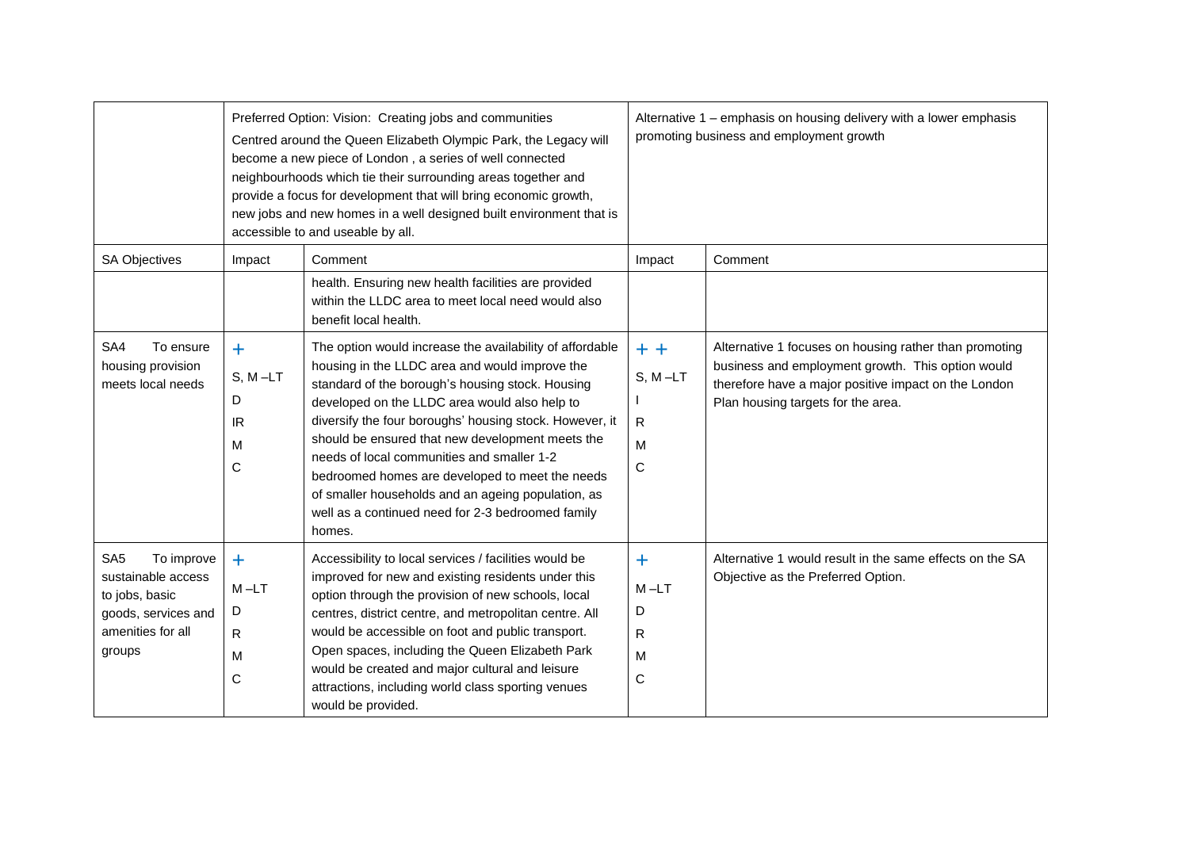| | Preferred Option: Vision: Creating jobs and communities<br>Centred around the Queen Elizabeth Olympic Park, the Legacy will become a new piece of London , a series of well connected neighbourhoods which tie their surrounding areas together and provide a focus for development that will bring economic growth, new jobs and new homes in a well designed built environment that is accessible to and useable by all. | | Alternative 1 – emphasis on housing delivery with a lower emphasis promoting business and employment growth | |
|---|---|---|---|---|
| SA Objectives | Impact | Comment | Impact | Comment |
| | | health. Ensuring new health facilities are provided within the LLDC area to meet local need would also benefit local health. | | |
| SA4 To ensure housing provision meets local needs | +<br>S, M –LT<br>D<br>IR<br>M<br>C | The option would increase the availability of affordable housing in the LLDC area and would improve the standard of the borough's housing stock. Housing developed on the LLDC area would also help to diversify the four boroughs' housing stock. However, it should be ensured that new development meets the needs of local communities and smaller 1-2 bedroomed homes are developed to meet the needs of smaller households and an ageing population, as well as a continued need for 2-3 bedroomed family homes. | + +<br>S, M –LT<br>I<br>R<br>M<br>C | Alternative 1 focuses on housing rather than promoting business and employment growth. This option would therefore have a major positive impact on the London Plan housing targets for the area. |
| SA5 To improve sustainable access to jobs, basic goods, services and amenities for all groups | +<br>M –LT<br>D<br>R<br>M<br>C | Accessibility to local services / facilities would be improved for new and existing residents under this option through the provision of new schools, local centres, district centre, and metropolitan centre. All would be accessible on foot and public transport. Open spaces, including the Queen Elizabeth Park would be created and major cultural and leisure attractions, including world class sporting venues would be provided. | +<br>M –LT<br>D<br>R<br>M<br>C | Alternative 1 would result in the same effects on the SA Objective as the Preferred Option. |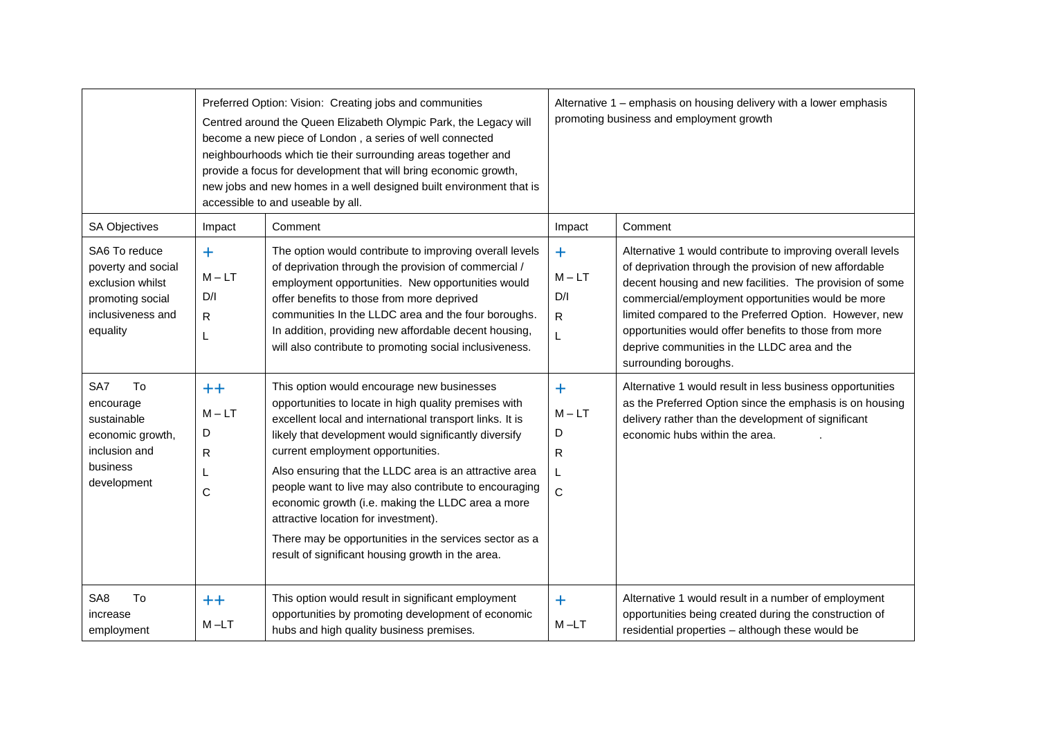| | Preferred Option: Vision: Creating jobs and communities<br>Centred around the Queen Elizabeth Olympic Park, the Legacy will become a new piece of London , a series of well connected neighbourhoods which tie their surrounding areas together and provide a focus for development that will bring economic growth, new jobs and new homes in a well designed built environment that is accessible to and useable by all. | | Alternative 1 – emphasis on housing delivery with a lower emphasis promoting business and employment growth | |
|---|---|---|---|---|
| SA Objectives | Impact | Comment | Impact | Comment |
| SA6 To reduce poverty and social exclusion whilst promoting social inclusiveness and equality | +<br>M – LT<br>D/I<br>R<br>L | The option would contribute to improving overall levels of deprivation through the provision of commercial / employment opportunities. New opportunities would offer benefits to those from more deprived communities In the LLDC area and the four boroughs. In addition, providing new affordable decent housing, will also contribute to promoting social inclusiveness. | +<br>M – LT<br>D/I<br>R<br>L | Alternative 1 would contribute to improving overall levels of deprivation through the provision of new affordable decent housing and new facilities. The provision of some commercial/employment opportunities would be more limited compared to the Preferred Option. However, new opportunities would offer benefits to those from more deprive communities in the LLDC area and the surrounding boroughs. |
| SA7 To encourage sustainable economic growth, inclusion and business development | ++<br>M – LT<br>D<br>R<br>L<br>C | This option would encourage new businesses opportunities to locate in high quality premises with excellent local and international transport links. It is likely that development would significantly diversify current employment opportunities.<br>Also ensuring that the LLDC area is an attractive area people want to live may also contribute to encouraging economic growth (i.e. making the LLDC area a more attractive location for investment).<br>There may be opportunities in the services sector as a result of significant housing growth in the area. | +<br>M – LT<br>D<br>R<br>L<br>C | Alternative 1 would result in less business opportunities as the Preferred Option since the emphasis is on housing delivery rather than the development of significant economic hubs within the area. . |
| SA8 To increase employment | ++<br>M –LT | This option would result in significant employment opportunities by promoting development of economic hubs and high quality business premises. | +<br>M –LT | Alternative 1 would result in a number of employment opportunities being created during the construction of residential properties – although these would be |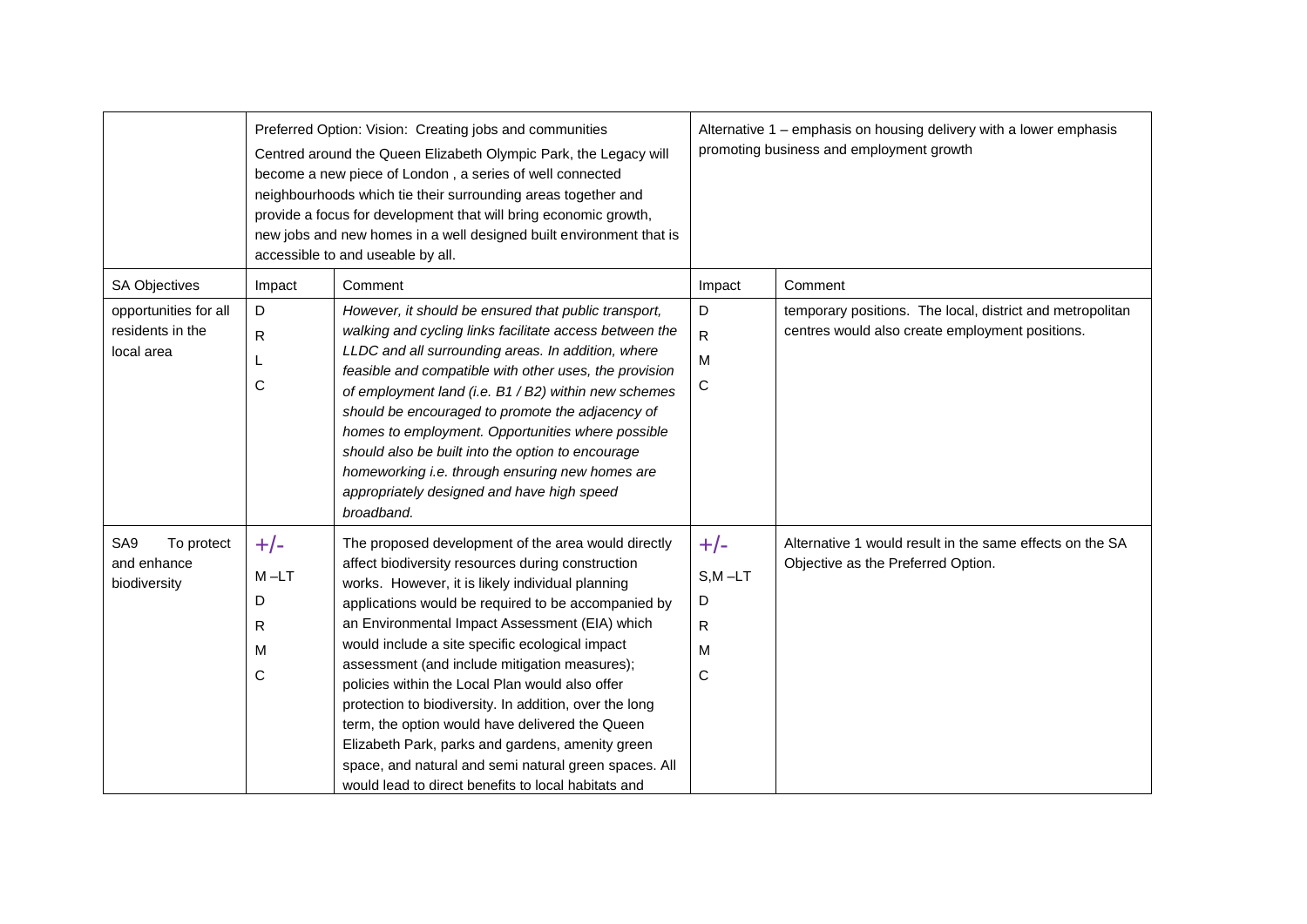| | Preferred Option: Vision: Creating jobs and communities<br>Centred around the Queen Elizabeth Olympic Park, the Legacy will become a new piece of London , a series of well connected neighbourhoods which tie their surrounding areas together and provide a focus for development that will bring economic growth, new jobs and new homes in a well designed built environment that is accessible to and useable by all. | | Alternative 1 – emphasis on housing delivery with a lower emphasis promoting business and employment growth | |
|---|---|---|---|---|
| SA Objectives | Impact | Comment | Impact | Comment |
| opportunities for all residents in the local area | D<br>R<br>L<br>C | *However, it should be ensured that public transport, walking and cycling links facilitate access between the LLDC and all surrounding areas. In addition, where feasible and compatible with other uses, the provision of employment land (i.e. B1 / B2) within new schemes should be encouraged to promote the adjacency of homes to employment. Opportunities where possible should also be built into the option to encourage homeworking i.e. through ensuring new homes are appropriately designed and have high speed broadband.* | D<br>R<br>M<br>C | temporary positions. The local, district and metropolitan centres would also create employment positions. |
| SA9 To protect and enhance biodiversity | +/-<br>M –LT<br>D<br>R<br>M<br>C | The proposed development of the area would directly affect biodiversity resources during construction works. However, it is likely individual planning applications would be required to be accompanied by an Environmental Impact Assessment (EIA) which would include a site specific ecological impact assessment (and include mitigation measures); policies within the Local Plan would also offer protection to biodiversity. In addition, over the long term, the option would have delivered the Queen Elizabeth Park, parks and gardens, amenity green space, and natural and semi natural green spaces. All would lead to direct benefits to local habitats and | +/-<br>S,M –LT<br>D<br>R<br>M<br>C | Alternative 1 would result in the same effects on the SA Objective as the Preferred Option. |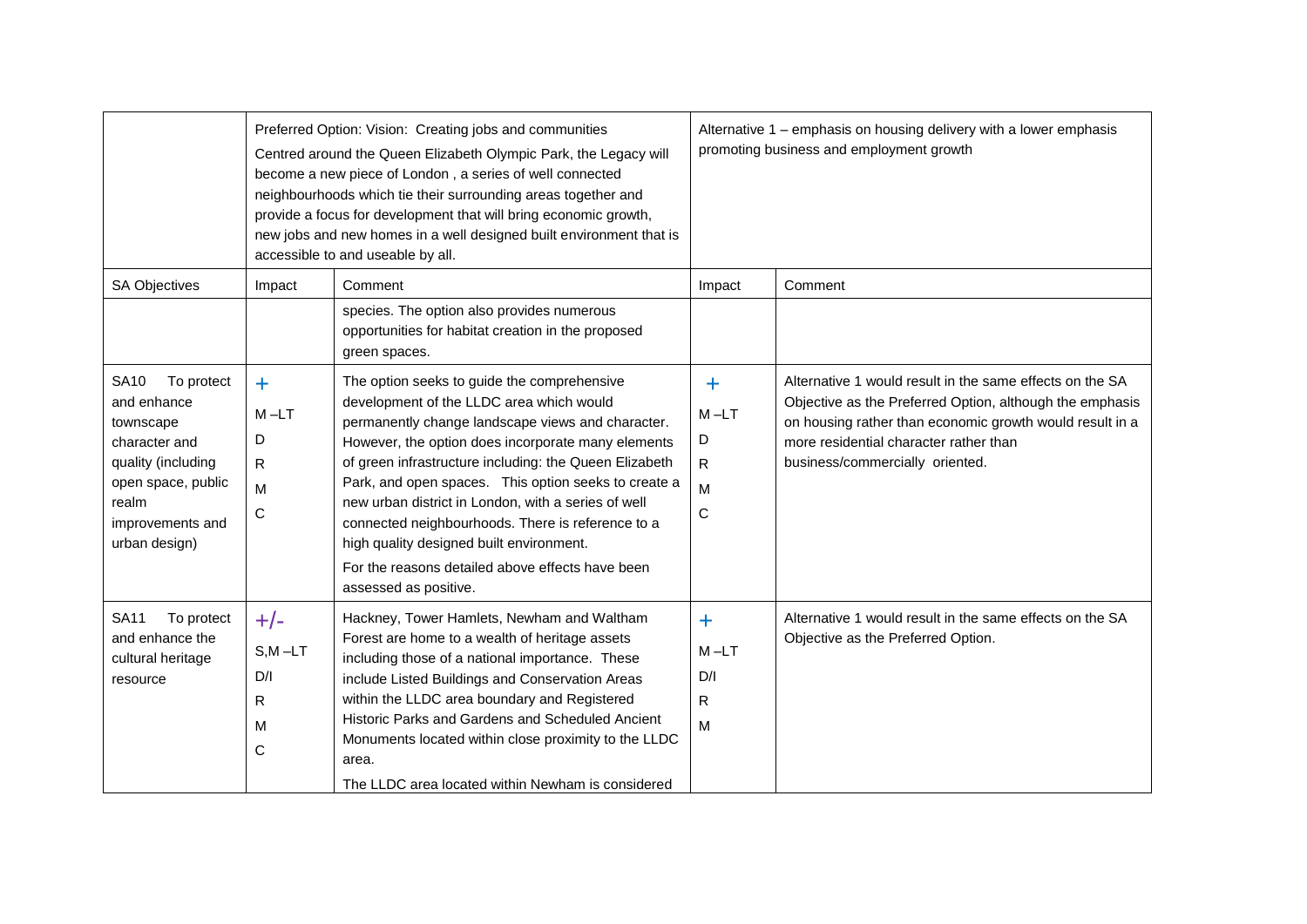| | Preferred Option: Vision: Creating jobs and communities<br>Centred around the Queen Elizabeth Olympic Park, the Legacy will become a new piece of London , a series of well connected neighbourhoods which tie their surrounding areas together and provide a focus for development that will bring economic growth, new jobs and new homes in a well designed built environment that is accessible to and useable by all. | | Alternative 1 – emphasis on housing delivery with a lower emphasis promoting business and employment growth | |
|---|---|---|---|---|
| SA Objectives | Impact | Comment | Impact | Comment |
| | | species. The option also provides numerous opportunities for habitat creation in the proposed green spaces. | | |
| SA10 To protect and enhance townscape character and quality (including open space, public realm improvements and urban design) | +<br>M –LT<br>D<br>R<br>M<br>C | The option seeks to guide the comprehensive development of the LLDC area which would permanently change landscape views and character. However, the option does incorporate many elements of green infrastructure including: the Queen Elizabeth Park, and open spaces. This option seeks to create a new urban district in London, with a series of well connected neighbourhoods. There is reference to a high quality designed built environment.<br>For the reasons detailed above effects have been assessed as positive. | +<br>M –LT<br>D<br>R<br>M<br>C | Alternative 1 would result in the same effects on the SA Objective as the Preferred Option, although the emphasis on housing rather than economic growth would result in a more residential character rather than business/commercially oriented. |
| SA11 To protect and enhance the cultural heritage resource | +/-<br>S,M –LT<br>D/I<br>R<br>M<br>C | Hackney, Tower Hamlets, Newham and Waltham Forest are home to a wealth of heritage assets including those of a national importance. These include Listed Buildings and Conservation Areas within the LLDC area boundary and Registered Historic Parks and Gardens and Scheduled Ancient Monuments located within close proximity to the LLDC area.<br>The LLDC area located within Newham is considered | +<br>M –LT<br>D/I<br>R<br>M | Alternative 1 would result in the same effects on the SA Objective as the Preferred Option. |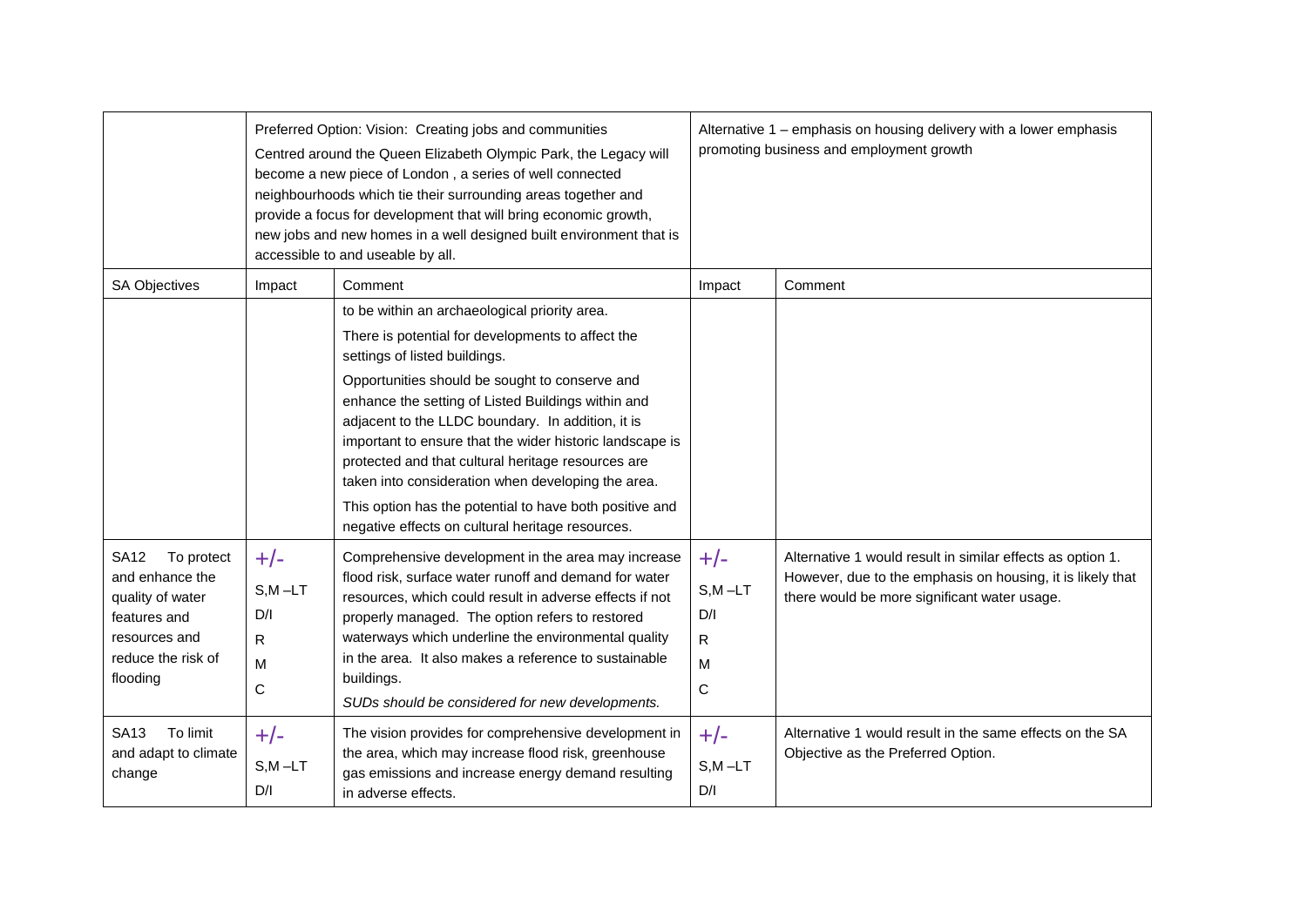| | Preferred Option: Vision: Creating jobs and communities<br>Centred around the Queen Elizabeth Olympic Park, the Legacy will become a new piece of London , a series of well connected neighbourhoods which tie their surrounding areas together and provide a focus for development that will bring economic growth, new jobs and new homes in a well designed built environment that is accessible to and useable by all. | | Alternative 1 – emphasis on housing delivery with a lower emphasis promoting business and employment growth | |
|---|---|---|---|---|
| SA Objectives | Impact | Comment | Impact | Comment |
| | | to be within an archaeological priority area.<br>There is potential for developments to affect the settings of listed buildings.<br>Opportunities should be sought to conserve and enhance the setting of Listed Buildings within and adjacent to the LLDC boundary. In addition, it is important to ensure that the wider historic landscape is protected and that cultural heritage resources are taken into consideration when developing the area.<br>This option has the potential to have both positive and negative effects on cultural heritage resources. | | |
| SA12 To protect and enhance the quality of water features and resources and reduce the risk of flooding | +/-<br>S,M –LT<br>D/I<br>R<br>M<br>C | Comprehensive development in the area may increase flood risk, surface water runoff and demand for water resources, which could result in adverse effects if not properly managed. The option refers to restored waterways which underline the environmental quality in the area. It also makes a reference to sustainable buildings.<br>*SUDs should be considered for new developments.* | +/-<br>S,M –LT<br>D/I<br>R<br>M<br>C | Alternative 1 would result in similar effects as option 1. However, due to the emphasis on housing, it is likely that there would be more significant water usage. |
| SA13 To limit and adapt to climate change | +/-<br>S,M –LT<br>D/I | The vision provides for comprehensive development in the area, which may increase flood risk, greenhouse gas emissions and increase energy demand resulting in adverse effects. | +/-<br>S,M –LT<br>D/I | Alternative 1 would result in the same effects on the SA Objective as the Preferred Option. |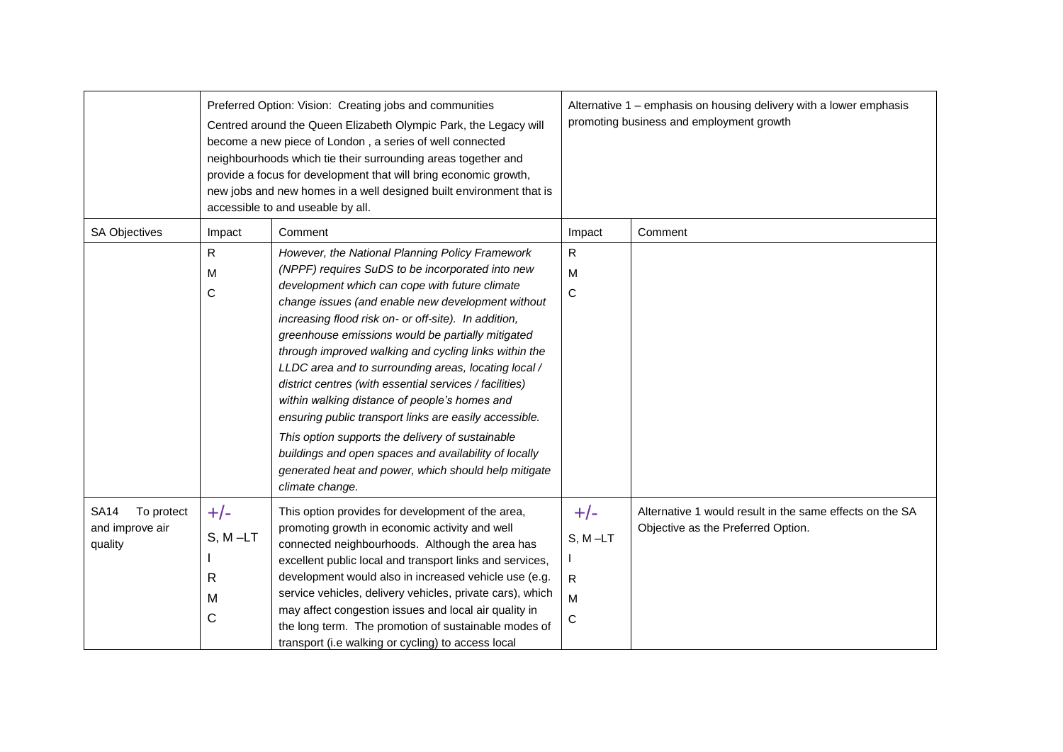| | Preferred Option: Vision: Creating jobs and communities<br>Centred around the Queen Elizabeth Olympic Park, the Legacy will become a new piece of London , a series of well connected neighbourhoods which tie their surrounding areas together and provide a focus for development that will bring economic growth, new jobs and new homes in a well designed built environment that is accessible to and useable by all. | | Alternative 1 – emphasis on housing delivery with a lower emphasis promoting business and employment growth | |
|---|---|---|---|---|
| SA Objectives | Impact | Comment | Impact | Comment |
| | R<br>M<br>C | *However, the National Planning Policy Framework (NPPF) requires SuDS to be incorporated into new development which can cope with future climate change issues (and enable new development without increasing flood risk on- or off-site). In addition, greenhouse emissions would be partially mitigated through improved walking and cycling links within the LLDC area and to surrounding areas, locating local / district centres (with essential services / facilities) within walking distance of people's homes and ensuring public transport links are easily accessible.*<br>*This option supports the delivery of sustainable buildings and open spaces and availability of locally generated heat and power, which should help mitigate climate change.* | R<br>M<br>C | |
| SA14 To protect and improve air quality | +/-<br>S, M –LT<br>I<br>R<br>M<br>C | This option provides for development of the area, promoting growth in economic activity and well connected neighbourhoods. Although the area has excellent public local and transport links and services, development would also in increased vehicle use (e.g. service vehicles, delivery vehicles, private cars), which may affect congestion issues and local air quality in the long term. The promotion of sustainable modes of transport (i.e walking or cycling) to access local | +/-<br>S, M –LT<br>I<br>R<br>M<br>C | Alternative 1 would result in the same effects on the SA Objective as the Preferred Option. |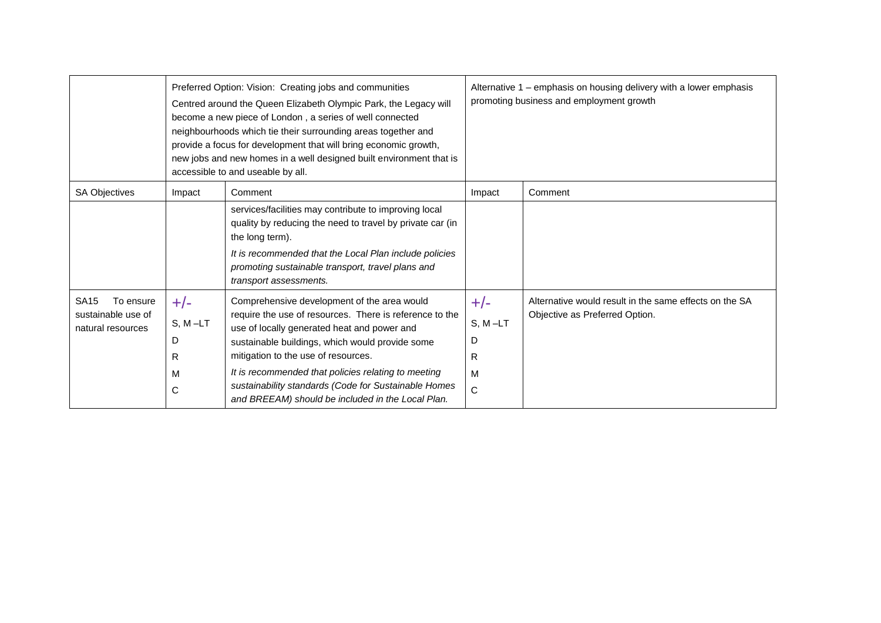| | Preferred Option: Vision: Creating jobs and communities<br>Centred around the Queen Elizabeth Olympic Park, the Legacy will become a new piece of London , a series of well connected neighbourhoods which tie their surrounding areas together and provide a focus for development that will bring economic growth, new jobs and new homes in a well designed built environment that is accessible to and useable by all. | | Alternative 1 – emphasis on housing delivery with a lower emphasis promoting business and employment growth | |
|---|---|---|---|---|
| SA Objectives | Impact | Comment | Impact | Comment |
| | | services/facilities may contribute to improving local quality by reducing the need to travel by private car (in the long term).<br>*It is recommended that the Local Plan include policies promoting sustainable transport, travel plans and transport assessments.* | | |
| SA15 To ensure sustainable use of natural resources | +/-<br>S, M –LT<br>D<br>R<br>M<br>C | Comprehensive development of the area would require the use of resources. There is reference to the use of locally generated heat and power and sustainable buildings, which would provide some mitigation to the use of resources.<br>*It is recommended that policies relating to meeting sustainability standards (Code for Sustainable Homes and BREEAM) should be included in the Local Plan.* | +/-<br>S, M –LT<br>D<br>R<br>M<br>C | Alternative would result in the same effects on the SA Objective as Preferred Option. |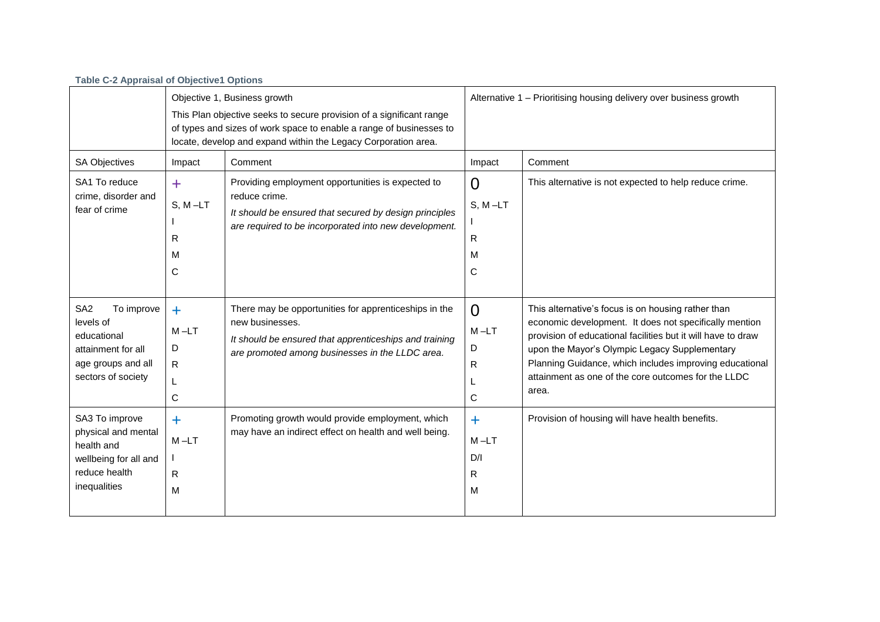**Table C-2 Appraisal of Objective1 Options**

| | Objective 1, Business growth<br>This Plan objective seeks to secure provision of a significant range of types and sizes of work space to enable a range of businesses to locate, develop and expand within the Legacy Corporation area. | | Alternative 1 – Prioritising housing delivery over business growth | |
|---|---|---|---|---|
| SA Objectives | Impact | Comment | Impact | Comment |
| SA1 To reduce crime, disorder and fear of crime | +<br>S, M –LT<br>I<br>R<br>M<br>C | Providing employment opportunities is expected to reduce crime.<br>*It should be ensured that secured by design principles are required to be incorporated into new development.* | 0<br>S, M –LT<br>I<br>R<br>M<br>C | This alternative is not expected to help reduce crime. |
| SA2 To improve levels of educational attainment for all age groups and all sectors of society | +<br>M –LT<br>D<br>R<br>L<br>C | There may be opportunities for apprenticeships in the new businesses.<br>*It should be ensured that apprenticeships and training are promoted among businesses in the LLDC area.* | 0<br>M –LT<br>D<br>R<br>L<br>C | This alternative's focus is on housing rather than economic development. It does not specifically mention provision of educational facilities but it will have to draw upon the Mayor's Olympic Legacy Supplementary Planning Guidance, which includes improving educational attainment as one of the core outcomes for the LLDC area. |
| SA3 To improve physical and mental health and wellbeing for all and reduce health inequalities | +<br>M –LT<br>I<br>R<br>M | Promoting growth would provide employment, which may have an indirect effect on health and well being. | +<br>M –LT<br>D/I<br>R<br>M | Provision of housing will have health benefits. |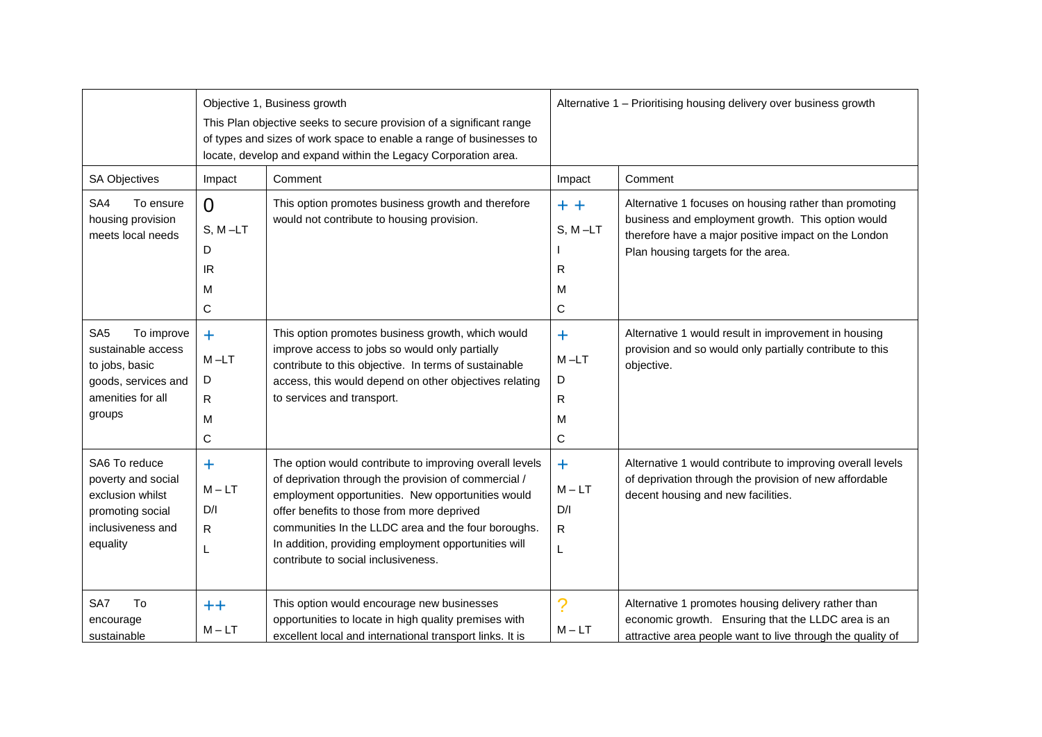| | Objective 1, Business growth<br>This Plan objective seeks to secure provision of a significant range of types and sizes of work space to enable a range of businesses to locate, develop and expand within the Legacy Corporation area. | | Alternative 1 – Prioritising housing delivery over business growth | |
|---|---|---|---|---|
| SA Objectives | Impact | Comment | Impact | Comment |
| SA4 To ensure housing provision meets local needs | 0<br>S, M –LT<br>D<br>IR<br>M<br>C | This option promotes business growth and therefore would not contribute to housing provision. | + +<br>S, M –LT<br>I<br>R<br>M<br>C | Alternative 1 focuses on housing rather than promoting business and employment growth. This option would therefore have a major positive impact on the London Plan housing targets for the area. |
| SA5 To improve sustainable access to jobs, basic goods, services and amenities for all groups | +<br>M –LT<br>D<br>R<br>M<br>C | This option promotes business growth, which would improve access to jobs so would only partially contribute to this objective. In terms of sustainable access, this would depend on other objectives relating to services and transport. | +<br>M –LT<br>D<br>R<br>M<br>C | Alternative 1 would result in improvement in housing provision and so would only partially contribute to this objective. |
| SA6 To reduce poverty and social exclusion whilst promoting social inclusiveness and equality | +<br>M – LT<br>D/I<br>R<br>L | The option would contribute to improving overall levels of deprivation through the provision of commercial / employment opportunities. New opportunities would offer benefits to those from more deprived communities In the LLDC area and the four boroughs. In addition, providing employment opportunities will contribute to social inclusiveness. | +<br>M – LT<br>D/I<br>R<br>L | Alternative 1 would contribute to improving overall levels of deprivation through the provision of new affordable decent housing and new facilities. |
| SA7 To encourage sustainable | ++<br>M – LT | This option would encourage new businesses opportunities to locate in high quality premises with excellent local and international transport links. It is | ?<br>M – LT | Alternative 1 promotes housing delivery rather than economic growth. Ensuring that the LLDC area is an attractive area people want to live through the quality of |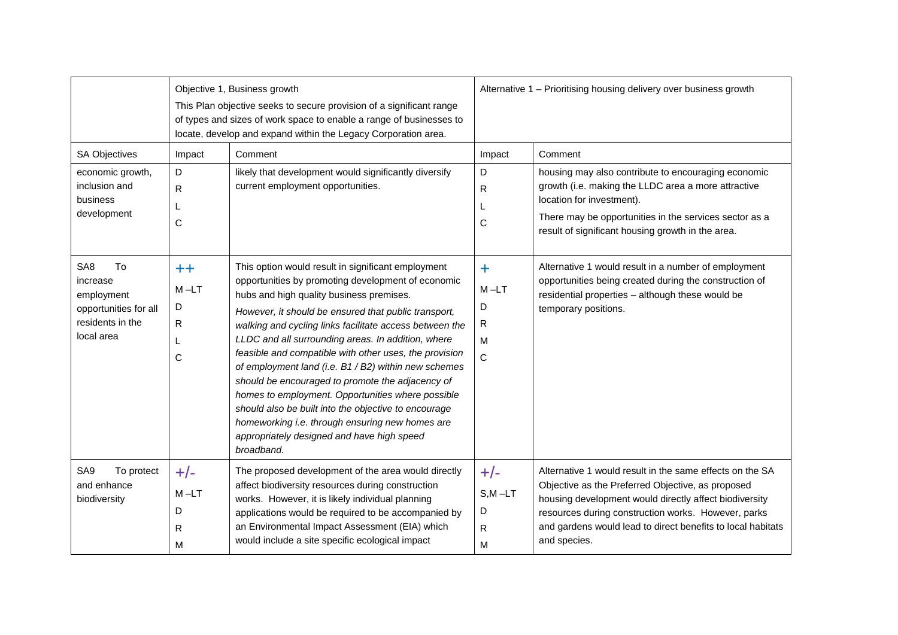| | Objective 1, Business growth<br>This Plan objective seeks to secure provision of a significant range of types and sizes of work space to enable a range of businesses to locate, develop and expand within the Legacy Corporation area. | | Alternative 1 – Prioritising housing delivery over business growth | |
|---|---|---|---|---|
| SA Objectives | Impact | Comment | Impact | Comment |
| economic growth, inclusion and business development | D<br>R<br>L<br>C | likely that development would significantly diversify current employment opportunities. | D<br>R<br>L<br>C | housing may also contribute to encouraging economic growth (i.e. making the LLDC area a more attractive location for investment).<br>There may be opportunities in the services sector as a result of significant housing growth in the area. |
| SA8 To increase employment opportunities for all residents in the local area | ++<br>M –LT<br>D<br>R<br>L<br>C | This option would result in significant employment opportunities by promoting development of economic hubs and high quality business premises.<br>*However, it should be ensured that public transport, walking and cycling links facilitate access between the LLDC and all surrounding areas. In addition, where feasible and compatible with other uses, the provision of employment land (i.e. B1 / B2) within new schemes should be encouraged to promote the adjacency of homes to employment. Opportunities where possible should also be built into the objective to encourage homeworking i.e. through ensuring new homes are appropriately designed and have high speed broadband.* | +<br>M –LT<br>D<br>R<br>M<br>C | Alternative 1 would result in a number of employment opportunities being created during the construction of residential properties – although these would be temporary positions. |
| SA9 To protect and enhance biodiversity | +/-<br>M –LT<br>D<br>R<br>M | The proposed development of the area would directly affect biodiversity resources during construction works. However, it is likely individual planning applications would be required to be accompanied by an Environmental Impact Assessment (EIA) which would include a site specific ecological impact | +/-<br>S,M –LT<br>D<br>R<br>M | Alternative 1 would result in the same effects on the SA Objective as the Preferred Objective, as proposed housing development would directly affect biodiversity resources during construction works. However, parks and gardens would lead to direct benefits to local habitats and species. |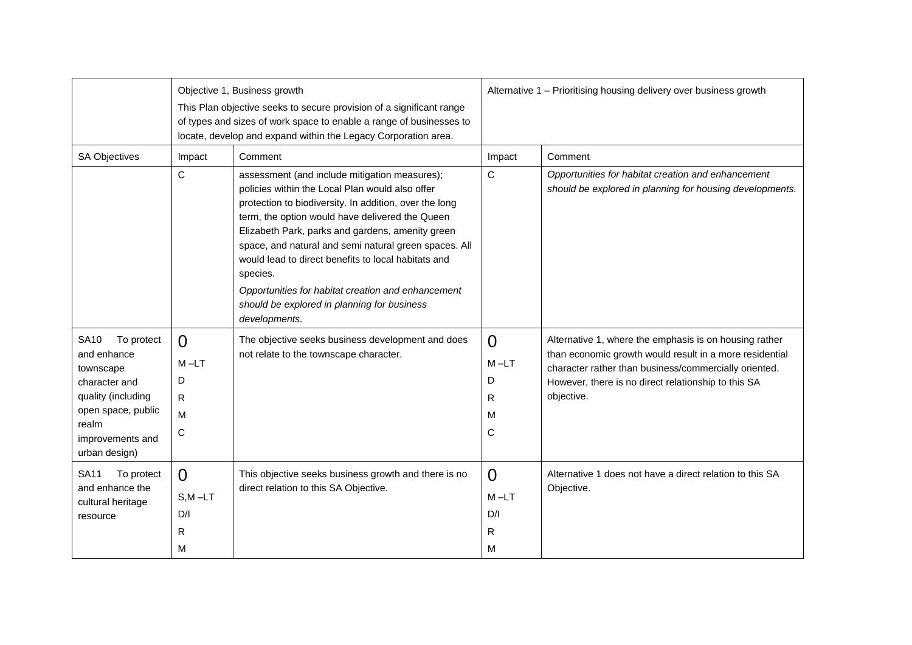| | Objective 1, Business growth<br>This Plan objective seeks to secure provision of a significant range of types and sizes of work space to enable a range of businesses to locate, develop and expand within the Legacy Corporation area. | | Alternative 1 – Prioritising housing delivery over business growth | |
|---|---|---|---|---|
| SA Objectives | Impact | Comment | Impact | Comment |
| | C | assessment (and include mitigation measures); policies within the Local Plan would also offer protection to biodiversity. In addition, over the long term, the option would have delivered the Queen Elizabeth Park, parks and gardens, amenity green space, and natural and semi natural green spaces. All would lead to direct benefits to local habitats and species.<br>*Opportunities for habitat creation and enhancement should be explored in planning for business developments.* | C | *Opportunities for habitat creation and enhancement should be explored in planning for housing developments.* |
| SA10 To protect and enhance townscape character and quality (including open space, public realm improvements and urban design) | 0<br>M –LT<br>D<br>R<br>M<br>C | The objective seeks business development and does not relate to the townscape character. | 0<br>M –LT<br>D<br>R<br>M<br>C | Alternative 1, where the emphasis is on housing rather than economic growth would result in a more residential character rather than business/commercially oriented. However, there is no direct relationship to this SA objective. |
| SA11 To protect and enhance the cultural heritage resource | 0<br>S,M –LT<br>D/I<br>R<br>M | This objective seeks business growth and there is no direct relation to this SA Objective. | 0<br>M –LT<br>D/I<br>R<br>M | Alternative 1 does not have a direct relation to this SA Objective. |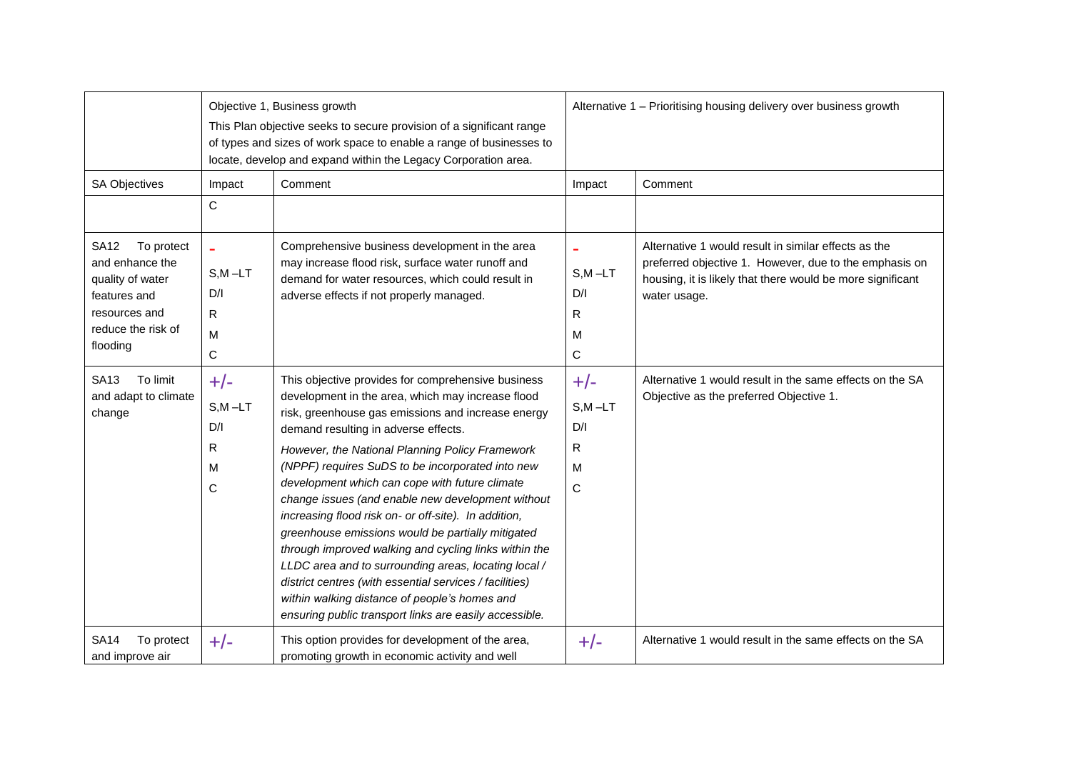| | Objective 1, Business growth<br>This Plan objective seeks to secure provision of a significant range of types and sizes of work space to enable a range of businesses to locate, develop and expand within the Legacy Corporation area. | | Alternative 1 – Prioritising housing delivery over business growth | |
|---|---|---|---|---|
| SA Objectives | Impact | Comment | Impact | Comment |
| | C | | | |
| SA12 To protect and enhance the quality of water features and resources and reduce the risk of flooding | -<br>S,M –LT<br>D/I<br>R<br>M<br>C | Comprehensive business development in the area may increase flood risk, surface water runoff and demand for water resources, which could result in adverse effects if not properly managed. | -<br>S,M –LT<br>D/I<br>R<br>M<br>C | Alternative 1 would result in similar effects as the preferred objective 1. However, due to the emphasis on housing, it is likely that there would be more significant water usage. |
| SA13 To limit and adapt to climate change | +/-<br>S,M –LT<br>D/I<br>R<br>M<br>C | This objective provides for comprehensive business development in the area, which may increase flood risk, greenhouse gas emissions and increase energy demand resulting in adverse effects.<br>*However, the National Planning Policy Framework (NPPF) requires SuDS to be incorporated into new development which can cope with future climate change issues (and enable new development without increasing flood risk on- or off-site). In addition, greenhouse emissions would be partially mitigated through improved walking and cycling links within the LLDC area and to surrounding areas, locating local / district centres (with essential services / facilities) within walking distance of people's homes and ensuring public transport links are easily accessible.* | +/-<br>S,M –LT<br>D/I<br>R<br>M<br>C | Alternative 1 would result in the same effects on the SA Objective as the preferred Objective 1. |
| SA14 To protect and improve air | +/- | This option provides for development of the area, promoting growth in economic activity and well | +/- | Alternative 1 would result in the same effects on the SA |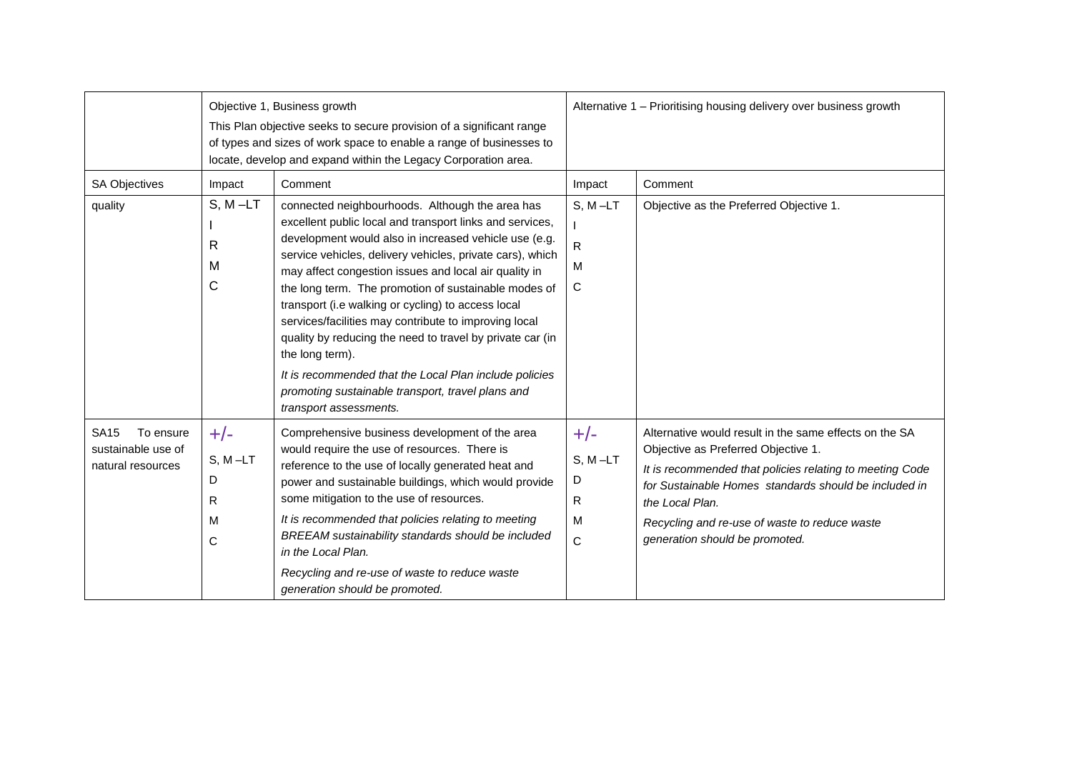| | Objective 1, Business growth<br>This Plan objective seeks to secure provision of a significant range of types and sizes of work space to enable a range of businesses to locate, develop and expand within the Legacy Corporation area. | | Alternative 1 – Prioritising housing delivery over business growth | |
|---|---|---|---|---|
| SA Objectives | Impact | Comment | Impact | Comment |
| quality | S, M –LT<br>I<br>R<br>M<br>C | connected neighbourhoods. Although the area has excellent public local and transport links and services, development would also in increased vehicle use (e.g. service vehicles, delivery vehicles, private cars), which may affect congestion issues and local air quality in the long term. The promotion of sustainable modes of transport (i.e walking or cycling) to access local services/facilities may contribute to improving local quality by reducing the need to travel by private car (in the long term).<br>*It is recommended that the Local Plan include policies promoting sustainable transport, travel plans and transport assessments.* | S, M –LT<br>I<br>R<br>M<br>C | Objective as the Preferred Objective 1. |
| SA15 To ensure sustainable use of natural resources | +/-<br>S, M –LT<br>D<br>R<br>M<br>C | Comprehensive business development of the area would require the use of resources. There is reference to the use of locally generated heat and power and sustainable buildings, which would provide some mitigation to the use of resources.<br>*It is recommended that policies relating to meeting BREEAM sustainability standards should be included in the Local Plan.*<br>*Recycling and re-use of waste to reduce waste generation should be promoted.* | +/-<br>S, M –LT<br>D<br>R<br>M<br>C | Alternative would result in the same effects on the SA Objective as Preferred Objective 1.<br>*It is recommended that policies relating to meeting Code for Sustainable Homes standards should be included in the Local Plan.*<br>*Recycling and re-use of waste to reduce waste generation should be promoted.* |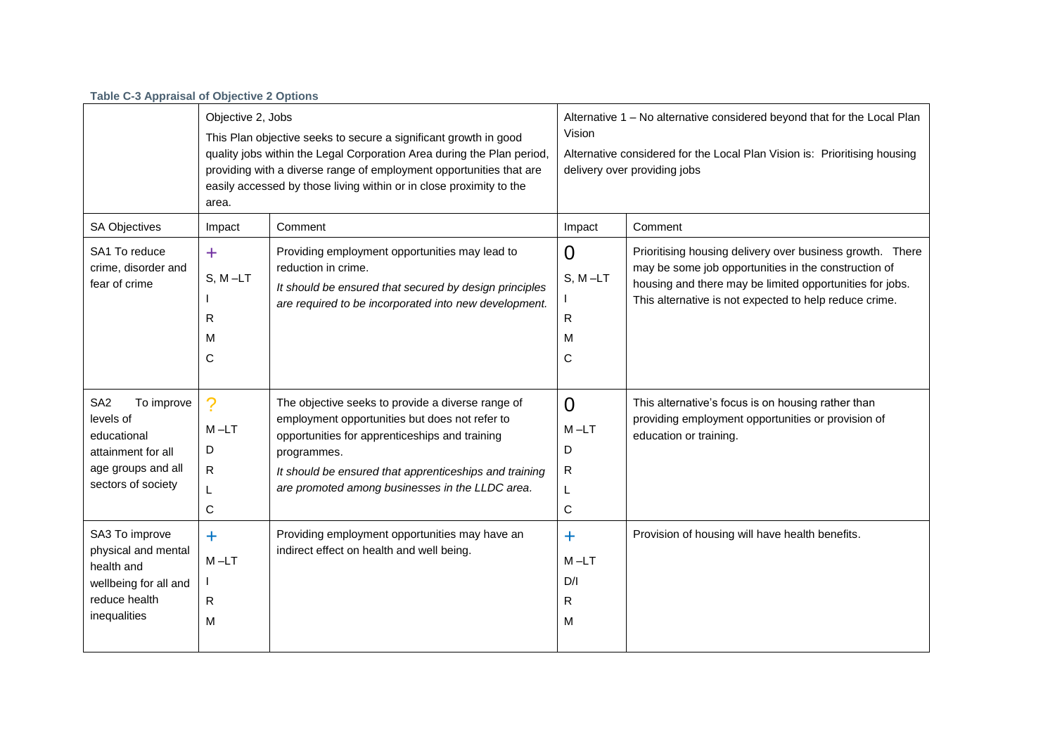**Table C-3 Appraisal of Objective 2 Options**

| | Objective 2, Jobs<br>This Plan objective seeks to secure a significant growth in good quality jobs within the Legal Corporation Area during the Plan period, providing with a diverse range of employment opportunities that are easily accessed by those living within or in close proximity to the area. | | Alternative 1 – No alternative considered beyond that for the Local Plan Vision<br>Alternative considered for the Local Plan Vision is: Prioritising housing delivery over providing jobs | |
|---|---|---|---|---|
| SA Objectives | Impact | Comment | Impact | Comment |
| SA1 To reduce crime, disorder and fear of crime | +<br>S, M –LT<br>I<br>R<br>M<br>C | Providing employment opportunities may lead to reduction in crime.<br>*It should be ensured that secured by design principles are required to be incorporated into new development.* | 0<br>S, M –LT<br>I<br>R<br>M<br>C | Prioritising housing delivery over business growth. There may be some job opportunities in the construction of housing and there may be limited opportunities for jobs. This alternative is not expected to help reduce crime. |
| SA2 To improve levels of educational attainment for all age groups and all sectors of society | ?<br>M –LT<br>D<br>R<br>L<br>C | The objective seeks to provide a diverse range of employment opportunities but does not refer to opportunities for apprenticeships and training programmes.<br>*It should be ensured that apprenticeships and training are promoted among businesses in the LLDC area.* | 0<br>M –LT<br>D<br>R<br>L<br>C | This alternative's focus is on housing rather than providing employment opportunities or provision of education or training. |
| SA3 To improve physical and mental health and wellbeing for all and reduce health inequalities | +<br>M –LT<br>I<br>R<br>M | Providing employment opportunities may have an indirect effect on health and well being. | +<br>M –LT<br>D/I<br>R<br>M | Provision of housing will have health benefits. |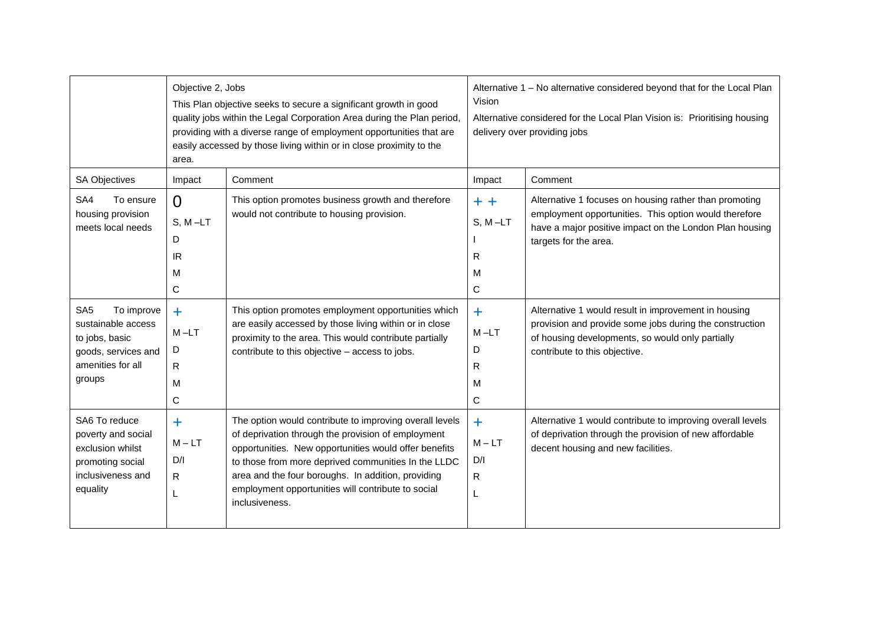| | Objective 2, Jobs<br>This Plan objective seeks to secure a significant growth in good quality jobs within the Legal Corporation Area during the Plan period, providing with a diverse range of employment opportunities that are easily accessed by those living within or in close proximity to the area. | | Alternative 1 – No alternative considered beyond that for the Local Plan Vision<br>Alternative considered for the Local Plan Vision is: Prioritising housing delivery over providing jobs | |
|---|---|---|---|---|
| SA Objectives | Impact | Comment | Impact | Comment |
| SA4 To ensure housing provision meets local needs | 0<br>S, M –LT<br>D<br>IR<br>M<br>C | This option promotes business growth and therefore would not contribute to housing provision. | + +<br>S, M –LT<br>I<br>R<br>M<br>C | Alternative 1 focuses on housing rather than promoting employment opportunities. This option would therefore have a major positive impact on the London Plan housing targets for the area. |
| SA5 To improve sustainable access to jobs, basic goods, services and amenities for all groups | +<br>M –LT<br>D<br>R<br>M<br>C | This option promotes employment opportunities which are easily accessed by those living within or in close proximity to the area. This would contribute partially contribute to this objective – access to jobs. | +<br>M –LT<br>D<br>R<br>M<br>C | Alternative 1 would result in improvement in housing provision and provide some jobs during the construction of housing developments, so would only partially contribute to this objective. |
| SA6 To reduce poverty and social exclusion whilst promoting social inclusiveness and equality | +<br>M – LT<br>D/I<br>R<br>L | The option would contribute to improving overall levels of deprivation through the provision of employment opportunities. New opportunities would offer benefits to those from more deprived communities In the LLDC area and the four boroughs. In addition, providing employment opportunities will contribute to social inclusiveness. | +<br>M – LT<br>D/I<br>R<br>L | Alternative 1 would contribute to improving overall levels of deprivation through the provision of new affordable decent housing and new facilities. |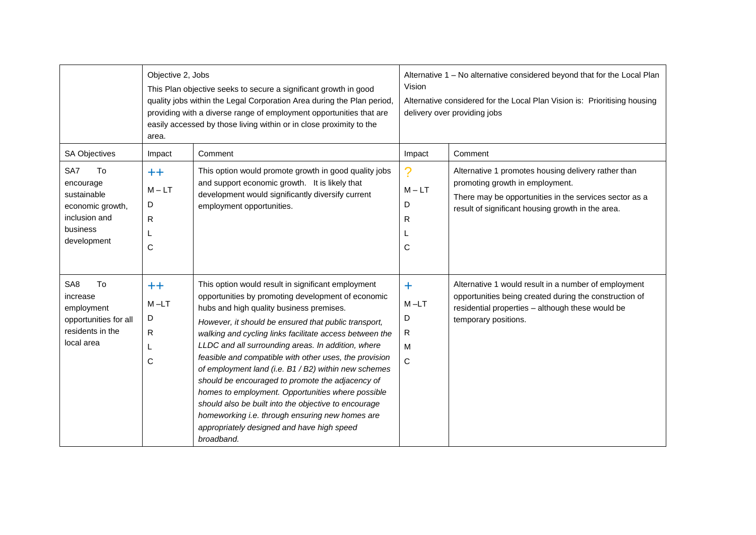| | Objective 2, Jobs<br>This Plan objective seeks to secure a significant growth in good quality jobs within the Legal Corporation Area during the Plan period, providing with a diverse range of employment opportunities that are easily accessed by those living within or in close proximity to the area. | | Alternative 1 – No alternative considered beyond that for the Local Plan Vision<br>Alternative considered for the Local Plan Vision is: Prioritising housing delivery over providing jobs | |
|---|---|---|---|---|
| SA Objectives | Impact | Comment | Impact | Comment |
| SA7 To encourage sustainable economic growth, inclusion and business development | ++<br>M – LT<br>D<br>R<br>L<br>C | This option would promote growth in good quality jobs and support economic growth. It is likely that development would significantly diversify current employment opportunities. | ?<br>M – LT<br>D<br>R<br>L<br>C | Alternative 1 promotes housing delivery rather than promoting growth in employment.<br>There may be opportunities in the services sector as a result of significant housing growth in the area. |
| SA8 To increase employment opportunities for all residents in the local area | ++<br>M –LT<br>D<br>R<br>L<br>C | This option would result in significant employment opportunities by promoting development of economic hubs and high quality business premises.<br>*However, it should be ensured that public transport, walking and cycling links facilitate access between the LLDC and all surrounding areas. In addition, where feasible and compatible with other uses, the provision of employment land (i.e. B1 / B2) within new schemes should be encouraged to promote the adjacency of homes to employment. Opportunities where possible should also be built into the objective to encourage homeworking i.e. through ensuring new homes are appropriately designed and have high speed broadband.* | +<br>M –LT<br>D<br>R<br>M<br>C | Alternative 1 would result in a number of employment opportunities being created during the construction of residential properties – although these would be temporary positions. |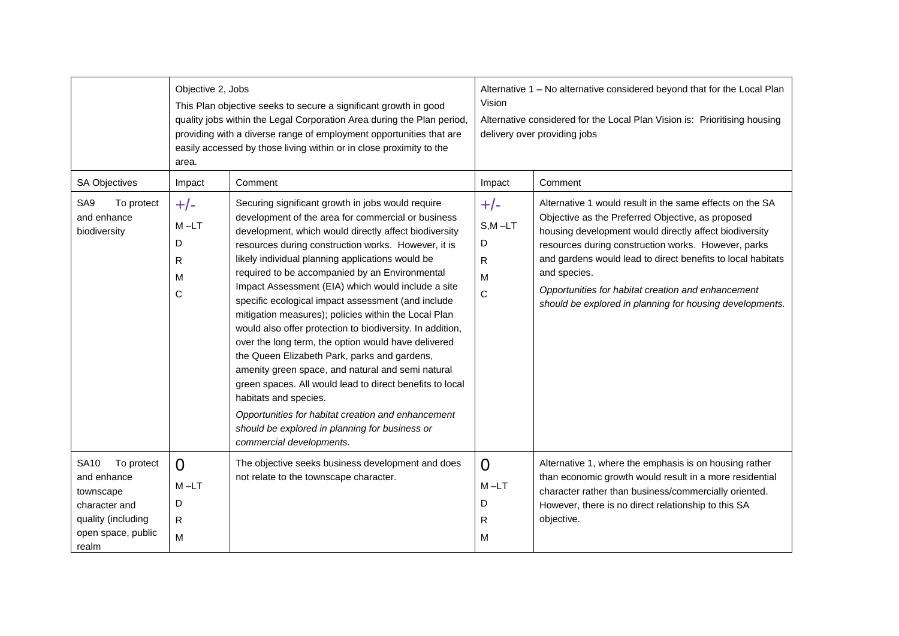| | Objective 2, Jobs<br>This Plan objective seeks to secure a significant growth in good quality jobs within the Legal Corporation Area during the Plan period, providing with a diverse range of employment opportunities that are easily accessed by those living within or in close proximity to the area. | | Alternative 1 – No alternative considered beyond that for the Local Plan Vision<br>Alternative considered for the Local Plan Vision is: Prioritising housing delivery over providing jobs | |
|---|---|---|---|---|
| SA Objectives | Impact | Comment | Impact | Comment |
| SA9 To protect and enhance biodiversity | +/-<br>M –LT<br>D<br>R<br>M<br>C | Securing significant growth in jobs would require development of the area for commercial or business development, which would directly affect biodiversity resources during construction works. However, it is likely individual planning applications would be required to be accompanied by an Environmental Impact Assessment (EIA) which would include a site specific ecological impact assessment (and include mitigation measures); policies within the Local Plan would also offer protection to biodiversity. In addition, over the long term, the option would have delivered the Queen Elizabeth Park, parks and gardens, amenity green space, and natural and semi natural green spaces. All would lead to direct benefits to local habitats and species.<br>*Opportunities for habitat creation and enhancement should be explored in planning for business or commercial developments.* | +/-<br>S,M –LT<br>D<br>R<br>M<br>C | Alternative 1 would result in the same effects on the SA Objective as the Preferred Objective, as proposed housing development would directly affect biodiversity resources during construction works. However, parks and gardens would lead to direct benefits to local habitats and species.<br>*Opportunities for habitat creation and enhancement should be explored in planning for housing developments.* |
| SA10 To protect and enhance townscape character and quality (including open space, public realm | 0<br>M –LT<br>D<br>R<br>M | The objective seeks business development and does not relate to the townscape character. | 0<br>M –LT<br>D<br>R<br>M | Alternative 1, where the emphasis is on housing rather than economic growth would result in a more residential character rather than business/commercially oriented. However, there is no direct relationship to this SA objective. |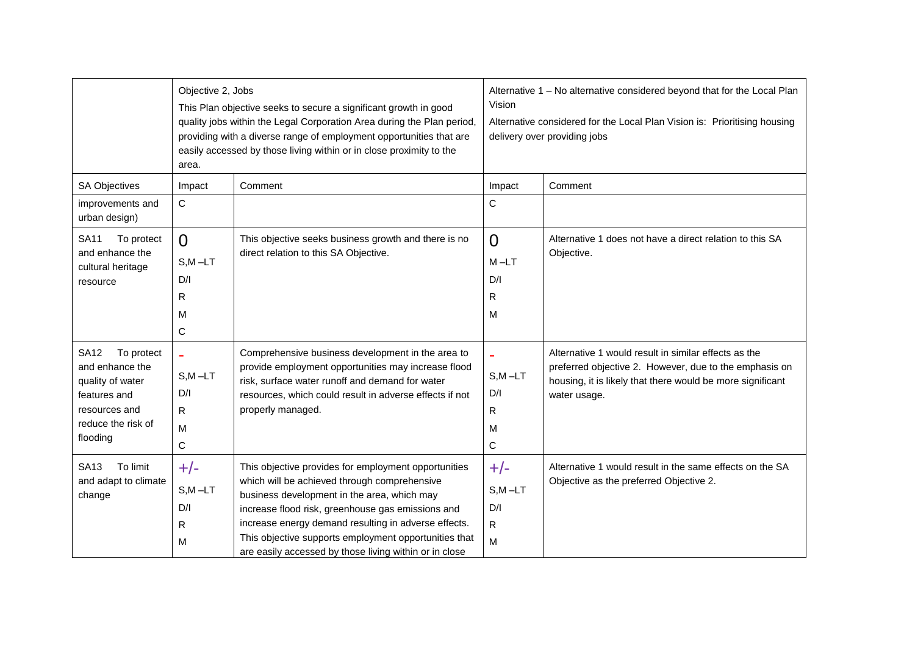|  | Objective 2, Jobs<br>This Plan objective seeks to secure a significant growth in good quality jobs within the Legal Corporation Area during the Plan period, providing with a diverse range of employment opportunities that are easily accessed by those living within or in close proximity to the area. |  | Alternative 1 – No alternative considered beyond that for the Local Plan Vision<br>Alternative considered for the Local Plan Vision is: Prioritising housing delivery over providing jobs |  |
|---|---|---|---|---|
| SA Objectives | Impact | Comment | Impact | Comment |
| improvements and urban design) | C |  | C |  |
| SA11 To protect and enhance the cultural heritage resource | 0<br>S,M –LT<br>D/I<br>R<br>M<br>C | This objective seeks business growth and there is no direct relation to this SA Objective. | 0<br>M –LT<br>D/I<br>R<br>M | Alternative 1 does not have a direct relation to this SA Objective. |
| SA12 To protect and enhance the quality of water features and resources and reduce the risk of flooding | -<br>S,M –LT<br>D/I<br>R<br>M<br>C | Comprehensive business development in the area to provide employment opportunities may increase flood risk, surface water runoff and demand for water resources, which could result in adverse effects if not properly managed. | -<br>S,M –LT<br>D/I<br>R<br>M<br>C | Alternative 1 would result in similar effects as the preferred objective 2. However, due to the emphasis on housing, it is likely that there would be more significant water usage. |
| SA13 To limit and adapt to climate change | +/-<br>S,M –LT<br>D/I<br>R<br>M | This objective provides for employment opportunities which will be achieved through comprehensive business development in the area, which may increase flood risk, greenhouse gas emissions and increase energy demand resulting in adverse effects. This objective supports employment opportunities that are easily accessed by those living within or in close | +/-<br>S,M –LT<br>D/I<br>R<br>M | Alternative 1 would result in the same effects on the SA Objective as the preferred Objective 2. |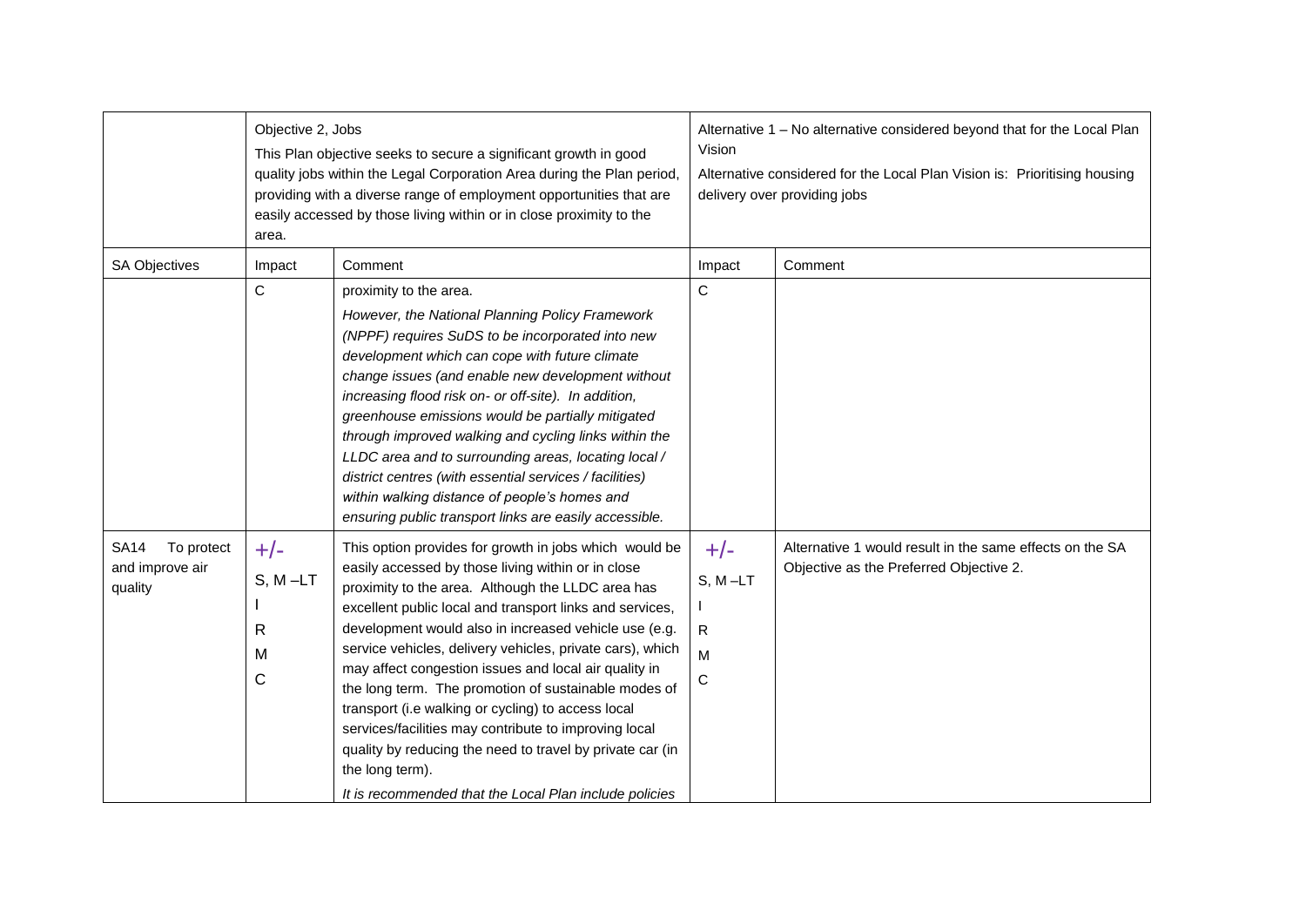| | Objective 2, Jobs<br>This Plan objective seeks to secure a significant growth in good quality jobs within the Legal Corporation Area during the Plan period, providing with a diverse range of employment opportunities that are easily accessed by those living within or in close proximity to the area. | | Alternative 1 – No alternative considered beyond that for the Local Plan Vision<br>Alternative considered for the Local Plan Vision is: Prioritising housing delivery over providing jobs | |
|---|---|---|---|---|
| SA Objectives | Impact | Comment | Impact | Comment |
| | C | proximity to the area.<br>*However, the National Planning Policy Framework (NPPF) requires SuDS to be incorporated into new development which can cope with future climate change issues (and enable new development without increasing flood risk on- or off-site). In addition, greenhouse emissions would be partially mitigated through improved walking and cycling links within the LLDC area and to surrounding areas, locating local / district centres (with essential services / facilities) within walking distance of people's homes and ensuring public transport links are easily accessible.* | C | |
| SA14 To protect and improve air quality | +/-<br>S, M –LT<br>I<br>R<br>M<br>C | This option provides for growth in jobs which would be easily accessed by those living within or in close proximity to the area. Although the LLDC area has excellent public local and transport links and services, development would also in increased vehicle use (e.g. service vehicles, delivery vehicles, private cars), which may affect congestion issues and local air quality in the long term. The promotion of sustainable modes of transport (i.e walking or cycling) to access local services/facilities may contribute to improving local quality by reducing the need to travel by private car (in the long term).<br>*It is recommended that the Local Plan include policies* | +/-<br>S, M –LT<br>I<br>R<br>M<br>C | Alternative 1 would result in the same effects on the SA Objective as the Preferred Objective 2. |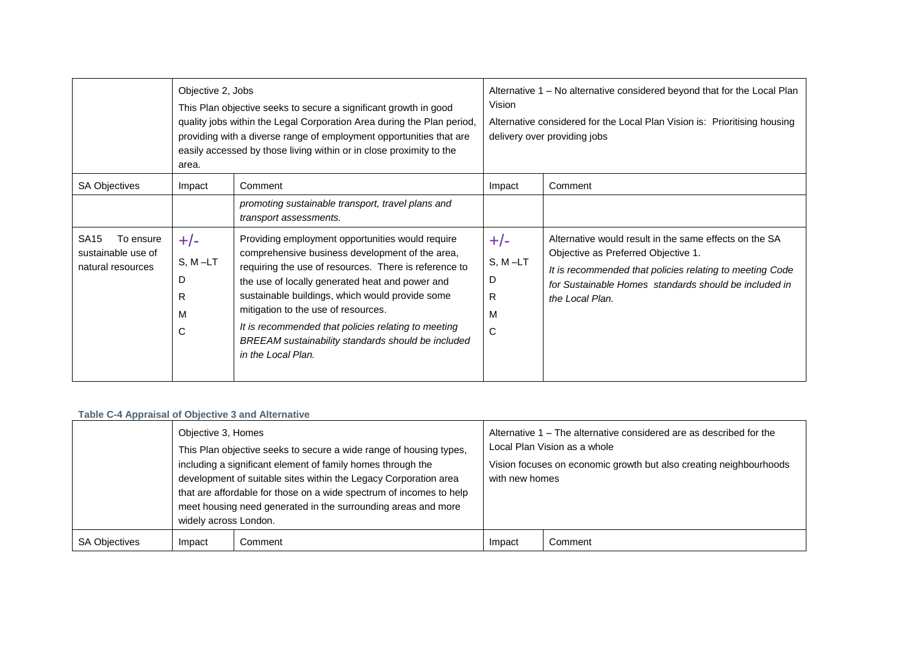| | Objective 2, Jobs<br>This Plan objective seeks to secure a significant growth in good quality jobs within the Legal Corporation Area during the Plan period, providing with a diverse range of employment opportunities that are easily accessed by those living within or in close proximity to the area. | | Alternative 1 – No alternative considered beyond that for the Local Plan Vision<br>Alternative considered for the Local Plan Vision is: Prioritising housing delivery over providing jobs | |
|---|---|---|---|---|
| SA Objectives | Impact | Comment | Impact | Comment |
| | | *promoting sustainable transport, travel plans and transport assessments.* | | |
| SA15 To ensure sustainable use of natural resources | +/-<br>S, M –LT<br>D<br>R<br>M<br>C | Providing employment opportunities would require comprehensive business development of the area, requiring the use of resources. There is reference to the use of locally generated heat and power and sustainable buildings, which would provide some mitigation to the use of resources.<br>*It is recommended that policies relating to meeting BREEAM sustainability standards should be included in the Local Plan.* | +/-<br>S, M –LT<br>D<br>R<br>M<br>C | Alternative would result in the same effects on the SA Objective as Preferred Objective 1.<br>*It is recommended that policies relating to meeting Code for Sustainable Homes standards should be included in the Local Plan.* |

**Table C-4 Appraisal of Objective 3 and Alternative**

| | Objective 3, Homes<br>This Plan objective seeks to secure a wide range of housing types, including a significant element of family homes through the development of suitable sites within the Legacy Corporation area that are affordable for those on a wide spectrum of incomes to help meet housing need generated in the surrounding areas and more widely across London. | | Alternative 1 – The alternative considered are as described for the Local Plan Vision as a whole<br>Vision focuses on economic growth but also creating neighbourhoods with new homes | |
|---|---|---|---|---|
| SA Objectives | Impact | Comment | Impact | Comment |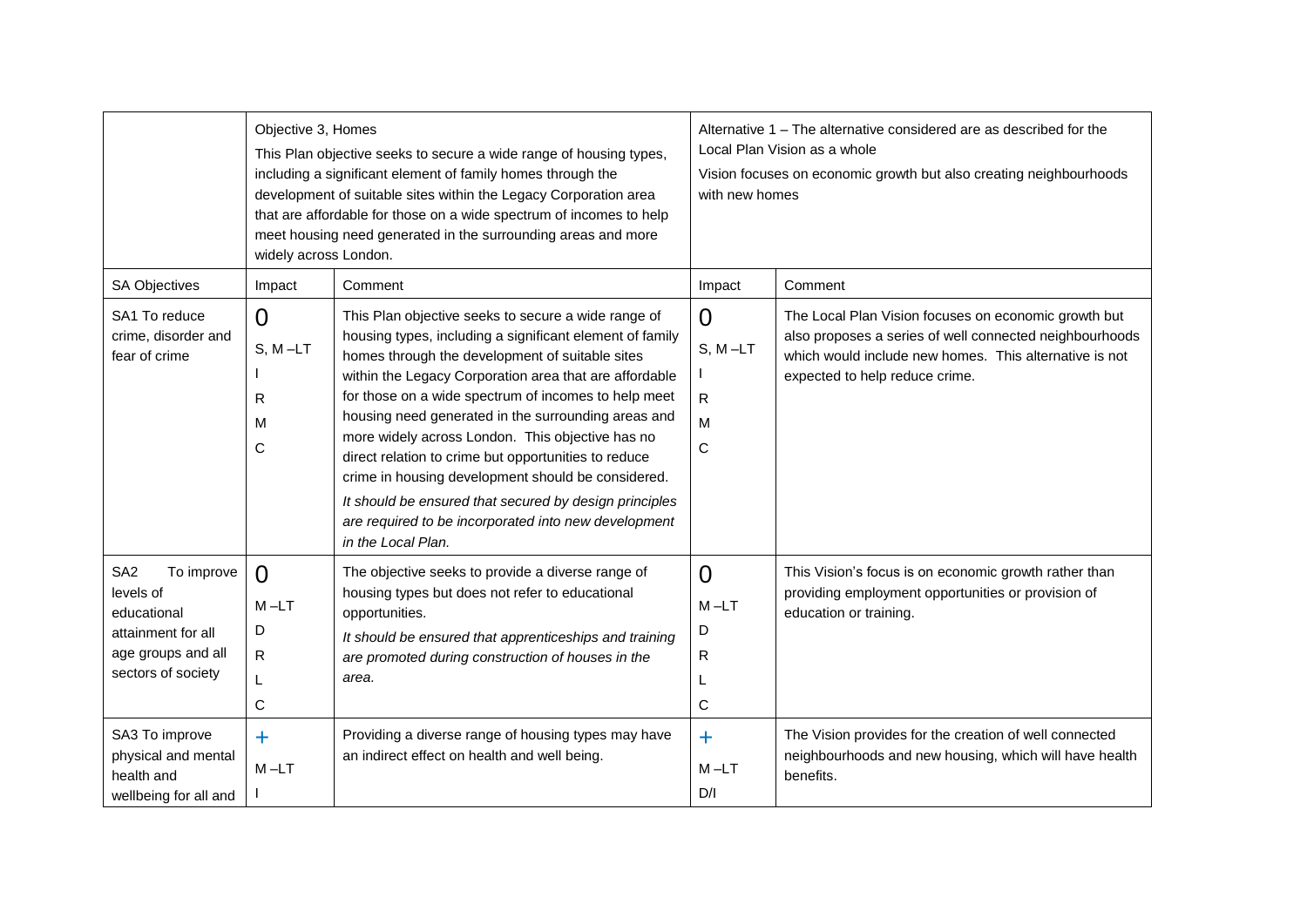| | Objective 3, Homes<br>This Plan objective seeks to secure a wide range of housing types, including a significant element of family homes through the development of suitable sites within the Legacy Corporation area that are affordable for those on a wide spectrum of incomes to help meet housing need generated in the surrounding areas and more widely across London. | | Alternative 1 – The alternative considered are as described for the Local Plan Vision as a whole<br>Vision focuses on economic growth but also creating neighbourhoods with new homes | |
|---|---|---|---|---|
| SA Objectives | Impact | Comment | Impact | Comment |
| SA1 To reduce crime, disorder and fear of crime | 0<br>S, M –LT<br>I<br>R<br>M<br>C | This Plan objective seeks to secure a wide range of housing types, including a significant element of family homes through the development of suitable sites within the Legacy Corporation area that are affordable for those on a wide spectrum of incomes to help meet housing need generated in the surrounding areas and more widely across London. This objective has no direct relation to crime but opportunities to reduce crime in housing development should be considered.<br>*It should be ensured that secured by design principles are required to be incorporated into new development in the Local Plan.* | 0<br>S, M –LT<br>I<br>R<br>M<br>C | The Local Plan Vision focuses on economic growth but also proposes a series of well connected neighbourhoods which would include new homes. This alternative is not expected to help reduce crime. |
| SA2 To improve levels of educational attainment for all age groups and all sectors of society | 0<br>M –LT<br>D<br>R<br>L<br>C | The objective seeks to provide a diverse range of housing types but does not refer to educational opportunities.<br>*It should be ensured that apprenticeships and training are promoted during construction of houses in the area.* | 0<br>M –LT<br>D<br>R<br>L<br>C | This Vision's focus is on economic growth rather than providing employment opportunities or provision of education or training. |
| SA3 To improve physical and mental health and wellbeing for all and | +<br>M –LT<br>I | Providing a diverse range of housing types may have an indirect effect on health and well being. | +<br>M –LT<br>D/I | The Vision provides for the creation of well connected neighbourhoods and new housing, which will have health benefits. |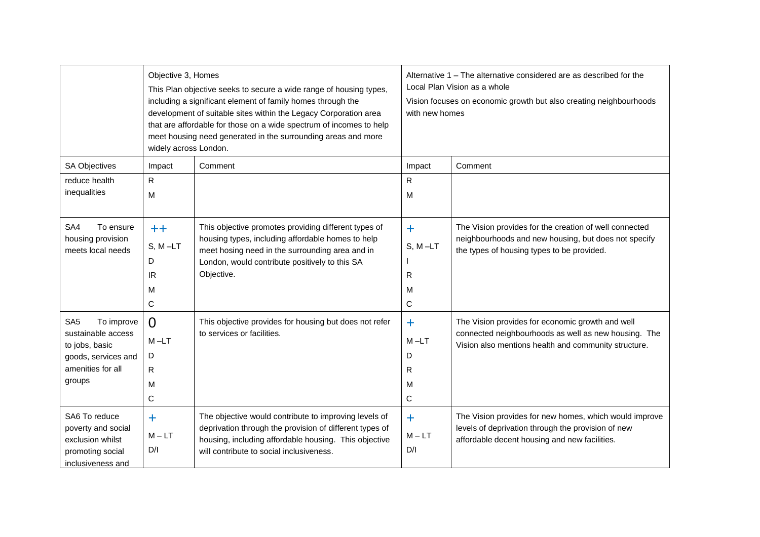| | Objective 3, Homes<br>This Plan objective seeks to secure a wide range of housing types, including a significant element of family homes through the development of suitable sites within the Legacy Corporation area that are affordable for those on a wide spectrum of incomes to help meet housing need generated in the surrounding areas and more widely across London. | | Alternative 1 – The alternative considered are as described for the Local Plan Vision as a whole<br>Vision focuses on economic growth but also creating neighbourhoods with new homes | |
|---|---|---|---|---|
| SA Objectives | Impact | Comment | Impact | Comment |
| reduce health inequalities | R<br>M | | R<br>M | |
| SA4 To ensure housing provision meets local needs | ++<br>S, M –LT<br>D<br>IR<br>M<br>C | This objective promotes providing different types of housing types, including affordable homes to help meet hosing need in the surrounding area and in London, would contribute positively to this SA Objective. | +<br>S, M –LT<br>I<br>R<br>M<br>C | The Vision provides for the creation of well connected neighbourhoods and new housing, but does not specify the types of housing types to be provided. |
| SA5 To improve sustainable access to jobs, basic goods, services and amenities for all groups | 0<br>M –LT<br>D<br>R<br>M<br>C | This objective provides for housing but does not refer to services or facilities. | +<br>M –LT<br>D<br>R<br>M<br>C | The Vision provides for economic growth and well connected neighbourhoods as well as new housing. The Vision also mentions health and community structure. |
| SA6 To reduce poverty and social exclusion whilst promoting social inclusiveness and | +<br>M – LT<br>D/I | The objective would contribute to improving levels of deprivation through the provision of different types of housing, including affordable housing. This objective will contribute to social inclusiveness. | +<br>M – LT<br>D/I | The Vision provides for new homes, which would improve levels of deprivation through the provision of new affordable decent housing and new facilities. |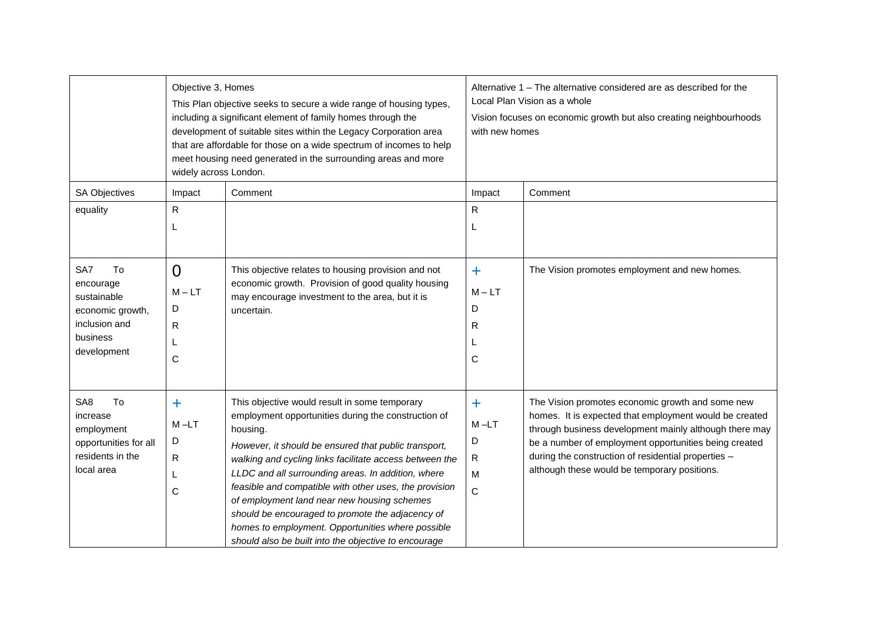| | Objective 3, Homes<br>This Plan objective seeks to secure a wide range of housing types, including a significant element of family homes through the development of suitable sites within the Legacy Corporation area that are affordable for those on a wide spectrum of incomes to help meet housing need generated in the surrounding areas and more widely across London. | | Alternative 1 – The alternative considered are as described for the Local Plan Vision as a whole<br>Vision focuses on economic growth but also creating neighbourhoods with new homes | |
|---|---|---|---|---|
| SA Objectives | Impact | Comment | Impact | Comment |
| equality | R<br>L | | R<br>L | |
| SA7 To encourage sustainable economic growth, inclusion and business development | 0<br>M – LT<br>D<br>R<br>L<br>C | This objective relates to housing provision and not economic growth. Provision of good quality housing may encourage investment to the area, but it is uncertain. | +<br>M – LT<br>D<br>R<br>L<br>C | The Vision promotes employment and new homes. |
| SA8 To increase employment opportunities for all residents in the local area | +<br>M –LT<br>D<br>R<br>L<br>C | This objective would result in some temporary employment opportunities during the construction of housing.<br>*However, it should be ensured that public transport, walking and cycling links facilitate access between the LLDC and all surrounding areas. In addition, where feasible and compatible with other uses, the provision of employment land near new housing schemes should be encouraged to promote the adjacency of homes to employment. Opportunities where possible should also be built into the objective to encourage* | +<br>M –LT<br>D<br>R<br>M<br>C | The Vision promotes economic growth and some new homes. It is expected that employment would be created through business development mainly although there may be a number of employment opportunities being created during the construction of residential properties – although these would be temporary positions. |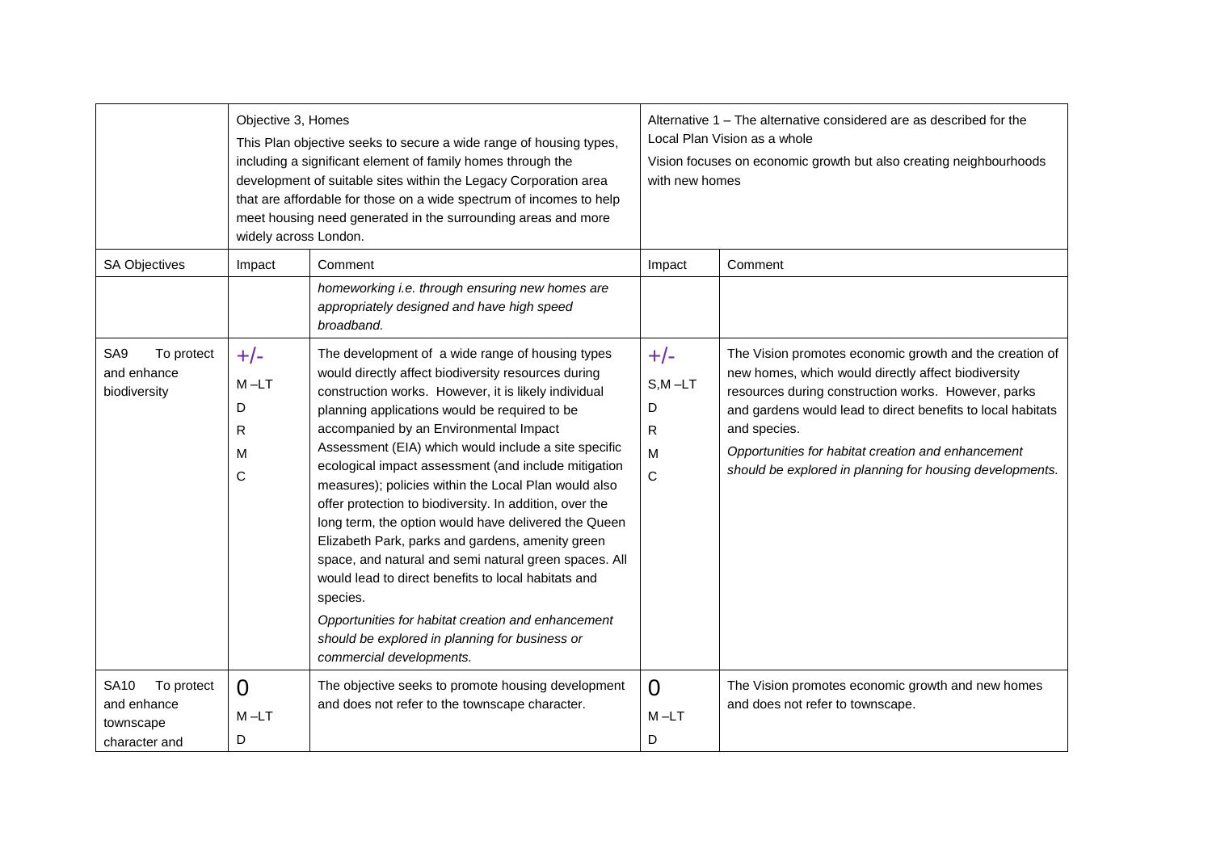| | Objective 3, Homes<br>This Plan objective seeks to secure a wide range of housing types, including a significant element of family homes through the development of suitable sites within the Legacy Corporation area that are affordable for those on a wide spectrum of incomes to help meet housing need generated in the surrounding areas and more widely across London. | | Alternative 1 – The alternative considered are as described for the Local Plan Vision as a whole<br>Vision focuses on economic growth but also creating neighbourhoods with new homes | |
|---|---|---|---|---|
| SA Objectives | Impact | Comment | Impact | Comment |
| | | *homeworking i.e. through ensuring new homes are appropriately designed and have high speed broadband.* | | |
| SA9 To protect and enhance biodiversity | +/-<br>M –LT<br>D<br>R<br>M<br>C | The development of a wide range of housing types would directly affect biodiversity resources during construction works. However, it is likely individual planning applications would be required to be accompanied by an Environmental Impact Assessment (EIA) which would include a site specific ecological impact assessment (and include mitigation measures); policies within the Local Plan would also offer protection to biodiversity. In addition, over the long term, the option would have delivered the Queen Elizabeth Park, parks and gardens, amenity green space, and natural and semi natural green spaces. All would lead to direct benefits to local habitats and species.<br>*Opportunities for habitat creation and enhancement should be explored in planning for business or commercial developments.* | +/-<br>S,M –LT<br>D<br>R<br>M<br>C | The Vision promotes economic growth and the creation of new homes, which would directly affect biodiversity resources during construction works. However, parks and gardens would lead to direct benefits to local habitats and species.<br>*Opportunities for habitat creation and enhancement should be explored in planning for housing developments.* |
| SA10 To protect and enhance townscape character and | 0<br>M –LT<br>D | The objective seeks to promote housing development and does not refer to the townscape character. | 0<br>M –LT<br>D | The Vision promotes economic growth and new homes and does not refer to townscape. |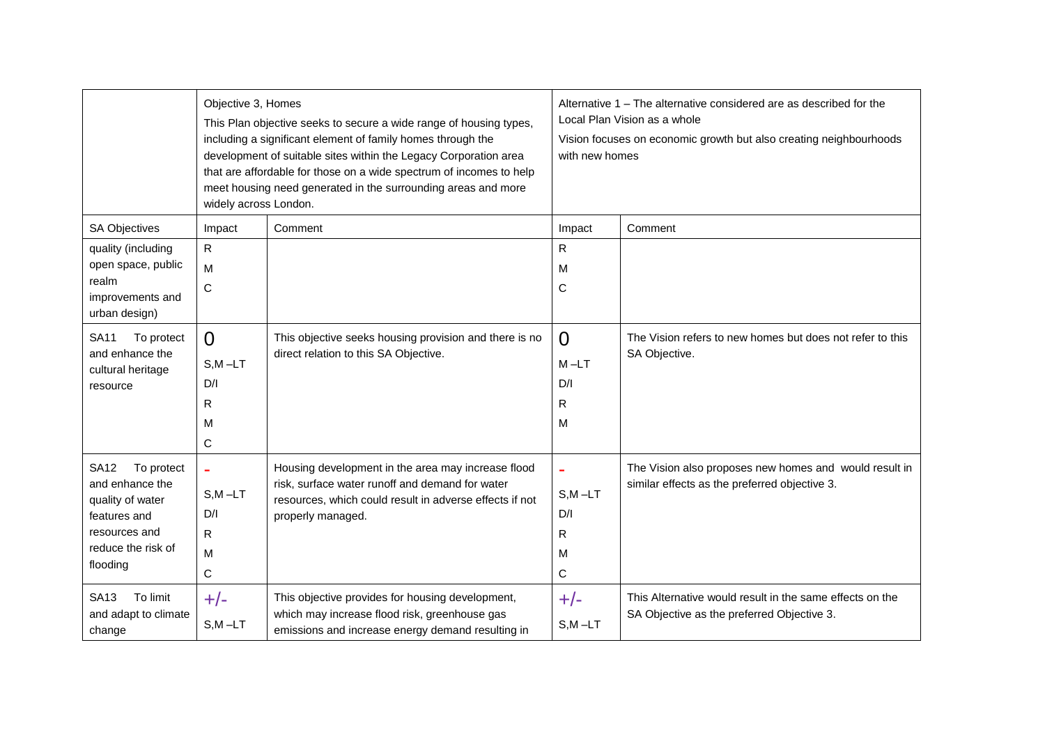| | Objective 3, Homes<br>This Plan objective seeks to secure a wide range of housing types, including a significant element of family homes through the development of suitable sites within the Legacy Corporation area that are affordable for those on a wide spectrum of incomes to help meet housing need generated in the surrounding areas and more widely across London. | | Alternative 1 – The alternative considered are as described for the Local Plan Vision as a whole<br>Vision focuses on economic growth but also creating neighbourhoods with new homes | |
|---|---|---|---|---|
| SA Objectives | Impact | Comment | Impact | Comment |
| quality (including open space, public realm improvements and urban design) | R<br>M<br>C | | R<br>M<br>C | |
| SA11 To protect and enhance the cultural heritage resource | 0<br>S,M –LT<br>D/I<br>R<br>M<br>C | This objective seeks housing provision and there is no direct relation to this SA Objective. | 0<br>M –LT<br>D/I<br>R<br>M | The Vision refers to new homes but does not refer to this SA Objective. |
| SA12 To protect and enhance the quality of water features and resources and reduce the risk of flooding | -<br>S,M –LT<br>D/I<br>R<br>M<br>C | Housing development in the area may increase flood risk, surface water runoff and demand for water resources, which could result in adverse effects if not properly managed. | -<br>S,M –LT<br>D/I<br>R<br>M<br>C | The Vision also proposes new homes and would result in similar effects as the preferred objective 3. |
| SA13 To limit and adapt to climate change | +/-<br>S,M –LT | This objective provides for housing development, which may increase flood risk, greenhouse gas emissions and increase energy demand resulting in | +/-<br>S,M –LT | This Alternative would result in the same effects on the SA Objective as the preferred Objective 3. |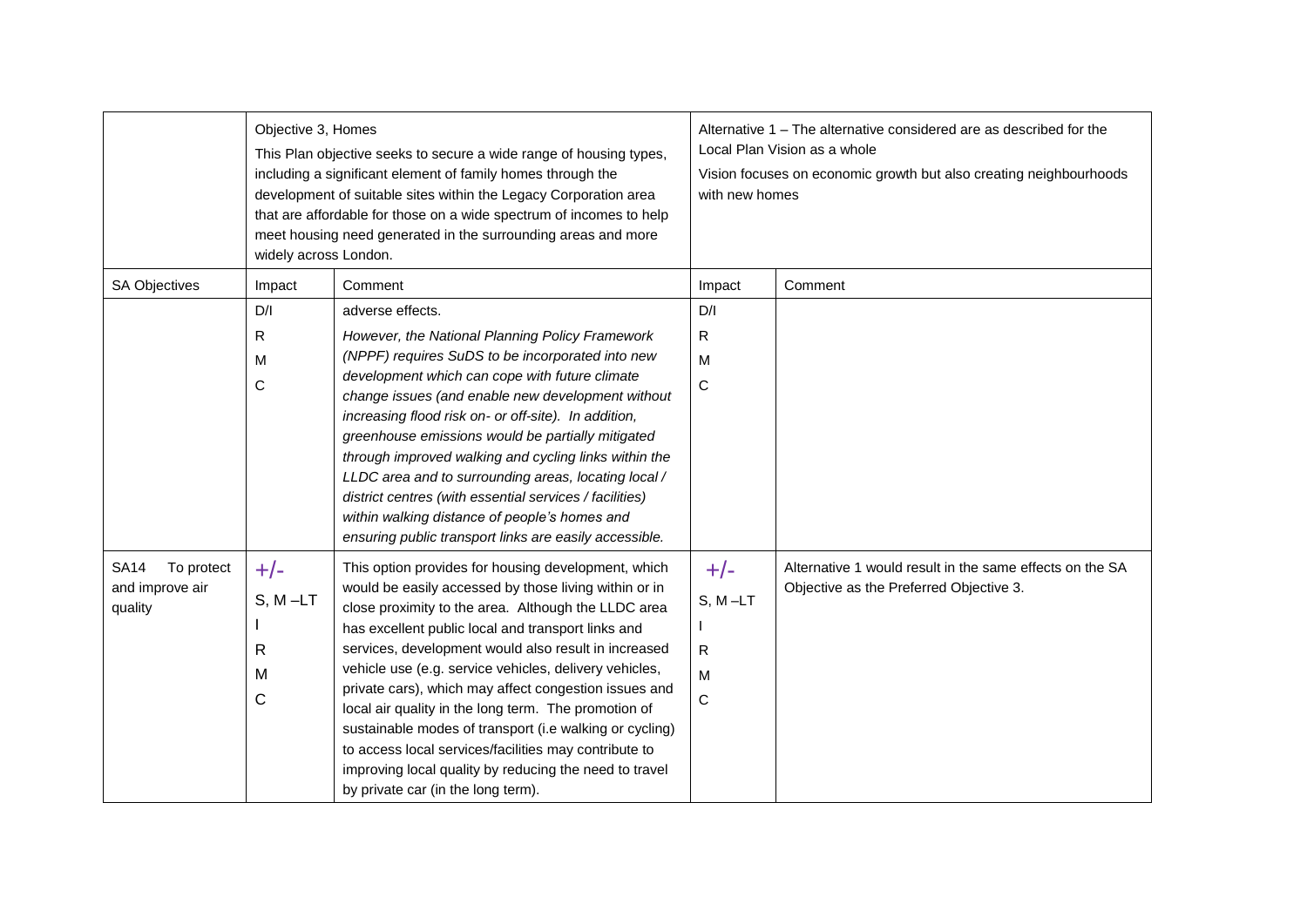| | Objective 3, Homes<br>This Plan objective seeks to secure a wide range of housing types, including a significant element of family homes through the development of suitable sites within the Legacy Corporation area that are affordable for those on a wide spectrum of incomes to help meet housing need generated in the surrounding areas and more widely across London. | | Alternative 1 – The alternative considered are as described for the Local Plan Vision as a whole<br>Vision focuses on economic growth but also creating neighbourhoods with new homes | |
|---|---|---|---|---|
| SA Objectives | Impact | Comment | Impact | Comment |
| | D/I<br>R<br>M<br>C | adverse effects.<br>*However, the National Planning Policy Framework (NPPF) requires SuDS to be incorporated into new development which can cope with future climate change issues (and enable new development without increasing flood risk on- or off-site). In addition, greenhouse emissions would be partially mitigated through improved walking and cycling links within the LLDC area and to surrounding areas, locating local / district centres (with essential services / facilities) within walking distance of people's homes and ensuring public transport links are easily accessible.* | D/I<br>R<br>M<br>C | |
| SA14 To protect and improve air quality | +/-<br>S, M –LT<br>I<br>R<br>M<br>C | This option provides for housing development, which would be easily accessed by those living within or in close proximity to the area. Although the LLDC area has excellent public local and transport links and services, development would also result in increased vehicle use (e.g. service vehicles, delivery vehicles, private cars), which may affect congestion issues and local air quality in the long term. The promotion of sustainable modes of transport (i.e walking or cycling) to access local services/facilities may contribute to improving local quality by reducing the need to travel by private car (in the long term). | +/-<br>S, M –LT<br>I<br>R<br>M<br>C | Alternative 1 would result in the same effects on the SA Objective as the Preferred Objective 3. |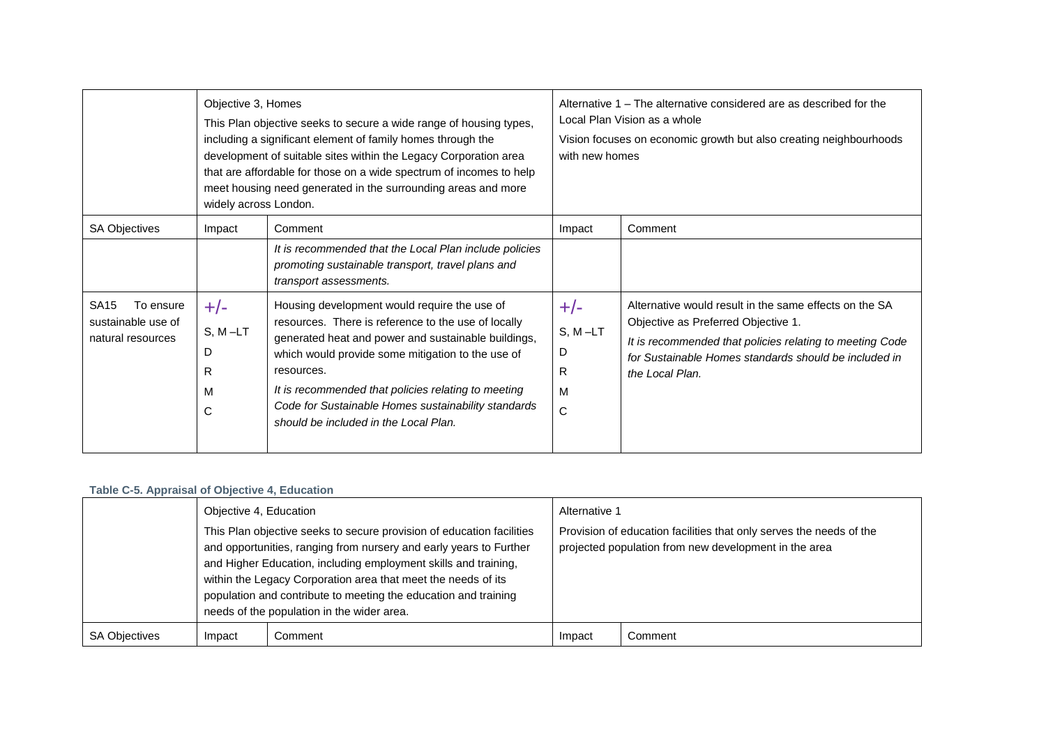| | Objective 3, Homes<br>This Plan objective seeks to secure a wide range of housing types, including a significant element of family homes through the development of suitable sites within the Legacy Corporation area that are affordable for those on a wide spectrum of incomes to help meet housing need generated in the surrounding areas and more widely across London. | | Alternative 1 – The alternative considered are as described for the Local Plan Vision as a whole<br>Vision focuses on economic growth but also creating neighbourhoods with new homes | |
|---|---|---|---|---|
| SA Objectives | Impact | Comment | Impact | Comment |
| | | *It is recommended that the Local Plan include policies promoting sustainable transport, travel plans and transport assessments.* | | |
| SA15 To ensure sustainable use of natural resources | +/-<br>S, M –LT<br>D<br>R<br>M<br>C | Housing development would require the use of resources. There is reference to the use of locally generated heat and power and sustainable buildings, which would provide some mitigation to the use of resources.<br>*It is recommended that policies relating to meeting Code for Sustainable Homes sustainability standards should be included in the Local Plan.* | +/-<br>S, M –LT<br>D<br>R<br>M<br>C | Alternative would result in the same effects on the SA Objective as Preferred Objective 1.<br>*It is recommended that policies relating to meeting Code for Sustainable Homes standards should be included in the Local Plan.* |

**Table C-5. Appraisal of Objective 4, Education**

| | Objective 4, Education<br>This Plan objective seeks to secure provision of education facilities and opportunities, ranging from nursery and early years to Further and Higher Education, including employment skills and training, within the Legacy Corporation area that meet the needs of its population and contribute to meeting the education and training needs of the population in the wider area. | | Alternative 1<br>Provision of education facilities that only serves the needs of the projected population from new development in the area | |
|---|---|---|---|---|
| SA Objectives | Impact | Comment | Impact | Comment |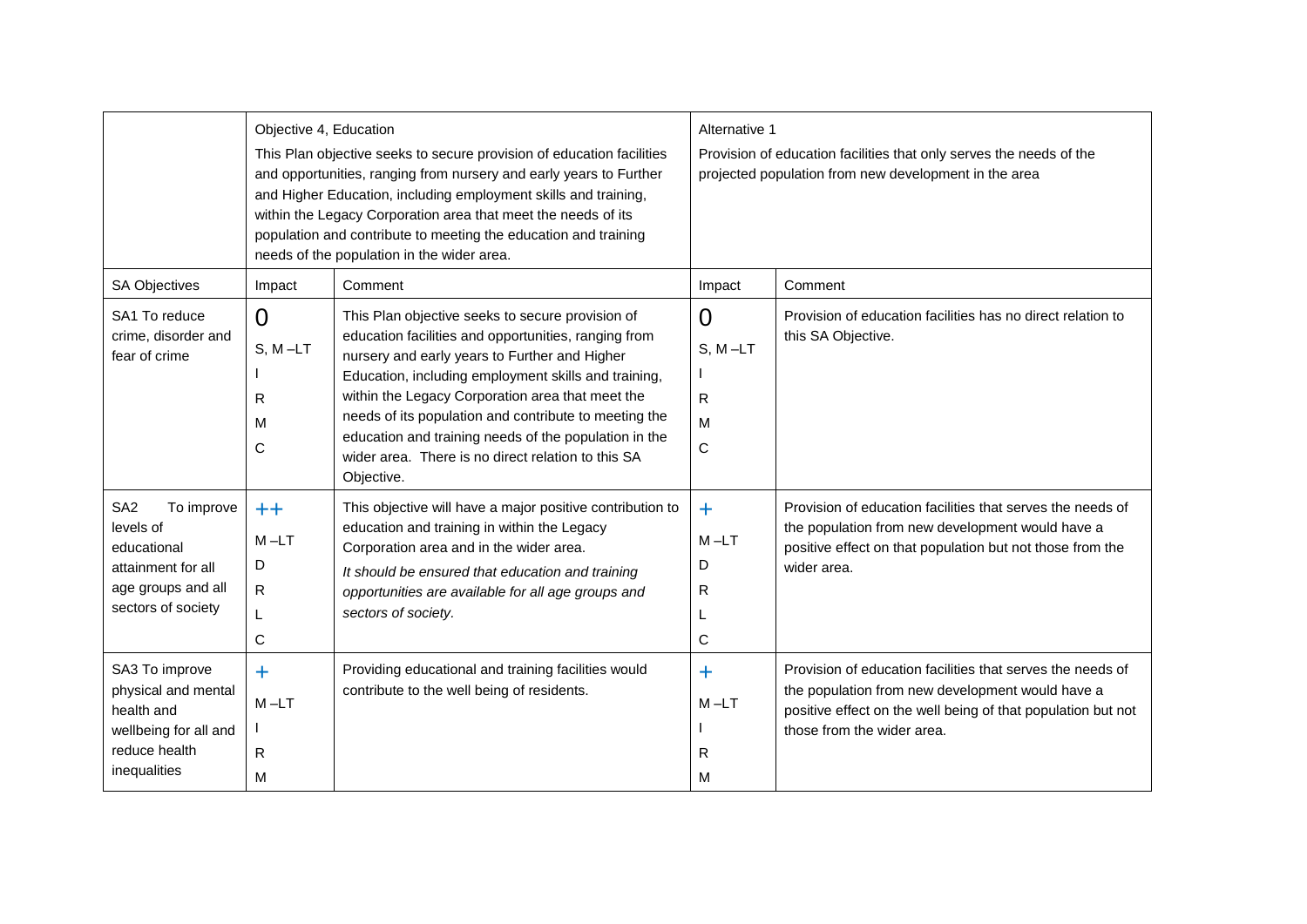| | Objective 4, Education<br><br>This Plan objective seeks to secure provision of education facilities and opportunities, ranging from nursery and early years to Further and Higher Education, including employment skills and training, within the Legacy Corporation area that meet the needs of its population and contribute to meeting the education and training needs of the population in the wider area. | | Alternative 1<br><br>Provision of education facilities that only serves the needs of the projected population from new development in the area | |
|---|---|---|---|---|
| SA Objectives | Impact | Comment | Impact | Comment |
| SA1 To reduce crime, disorder and fear of crime | 0<br>S, M –LT<br>I<br>R<br>M<br>C | This Plan objective seeks to secure provision of education facilities and opportunities, ranging from nursery and early years to Further and Higher Education, including employment skills and training, within the Legacy Corporation area that meet the needs of its population and contribute to meeting the education and training needs of the population in the wider area. There is no direct relation to this SA Objective. | 0<br>S, M –LT<br>I<br>R<br>M<br>C | Provision of education facilities has no direct relation to this SA Objective. |
| SA2 To improve levels of educational attainment for all age groups and all sectors of society | ++<br>M –LT<br>D<br>R<br>L<br>C | This objective will have a major positive contribution to education and training in within the Legacy Corporation area and in the wider area.<br>*It should be ensured that education and training opportunities are available for all age groups and sectors of society.* | +<br>M –LT<br>D<br>R<br>L<br>C | Provision of education facilities that serves the needs of the population from new development would have a positive effect on that population but not those from the wider area. |
| SA3 To improve physical and mental health and wellbeing for all and reduce health inequalities | +<br>M –LT<br>I<br>R<br>M | Providing educational and training facilities would contribute to the well being of residents. | +<br>M –LT<br>I<br>R<br>M | Provision of education facilities that serves the needs of the population from new development would have a positive effect on the well being of that population but not those from the wider area. |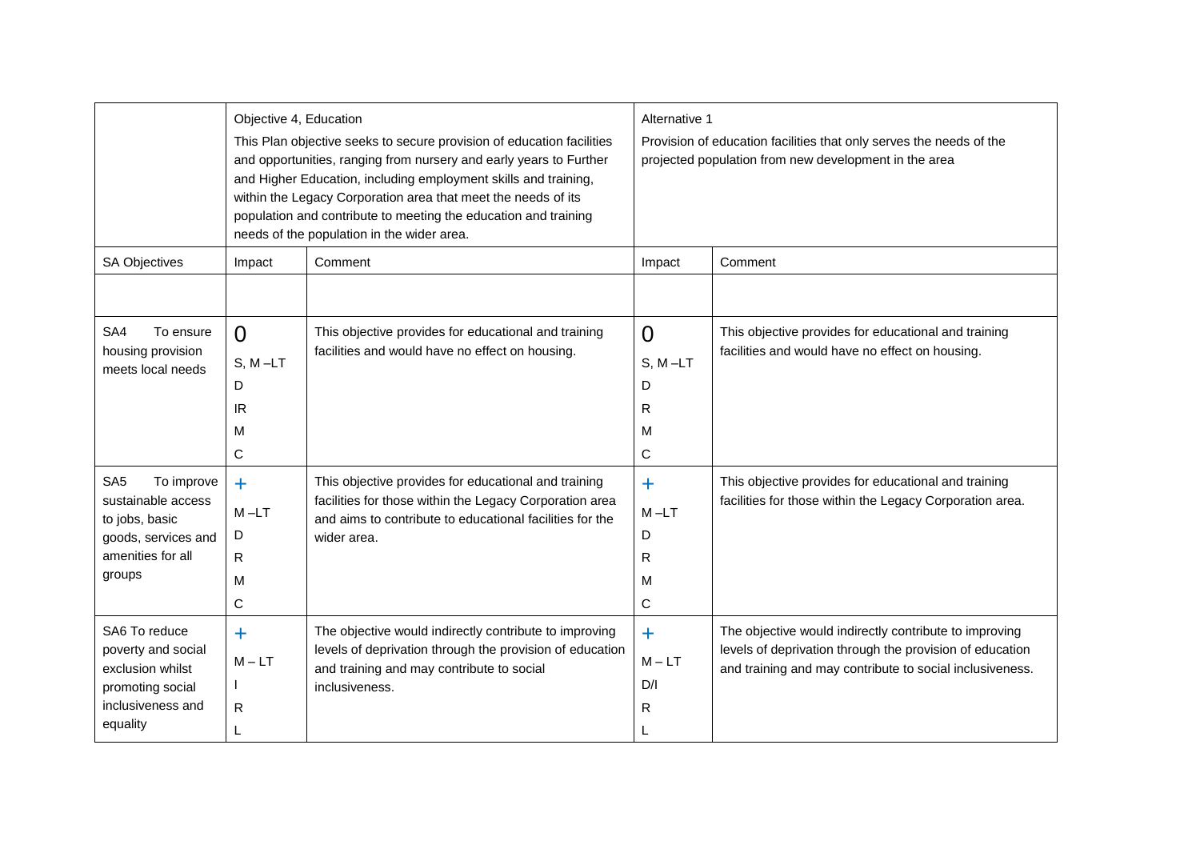| | Objective 4, Education<br>This Plan objective seeks to secure provision of education facilities and opportunities, ranging from nursery and early years to Further and Higher Education, including employment skills and training, within the Legacy Corporation area that meet the needs of its population and contribute to meeting the education and training needs of the population in the wider area. | | Alternative 1<br>Provision of education facilities that only serves the needs of the projected population from new development in the area | |
|---|---|---|---|---|
| SA Objectives | Impact | Comment | Impact | Comment |
| | | | | |
| SA4 To ensure housing provision meets local needs | 0<br>S, M –LT<br>D<br>IR<br>M<br>C | This objective provides for educational and training facilities and would have no effect on housing. | 0<br>S, M –LT<br>D<br>R<br>M<br>C | This objective provides for educational and training facilities and would have no effect on housing. |
| SA5 To improve sustainable access to jobs, basic goods, services and amenities for all groups | +<br>M –LT<br>D<br>R<br>M<br>C | This objective provides for educational and training facilities for those within the Legacy Corporation area and aims to contribute to educational facilities for the wider area. | +<br>M –LT<br>D<br>R<br>M<br>C | This objective provides for educational and training facilities for those within the Legacy Corporation area. |
| SA6 To reduce poverty and social exclusion whilst promoting social inclusiveness and equality | +<br>M – LT<br>I<br>R<br>L | The objective would indirectly contribute to improving levels of deprivation through the provision of education and training and may contribute to social inclusiveness. | +<br>M – LT<br>D/I<br>R<br>L | The objective would indirectly contribute to improving levels of deprivation through the provision of education and training and may contribute to social inclusiveness. |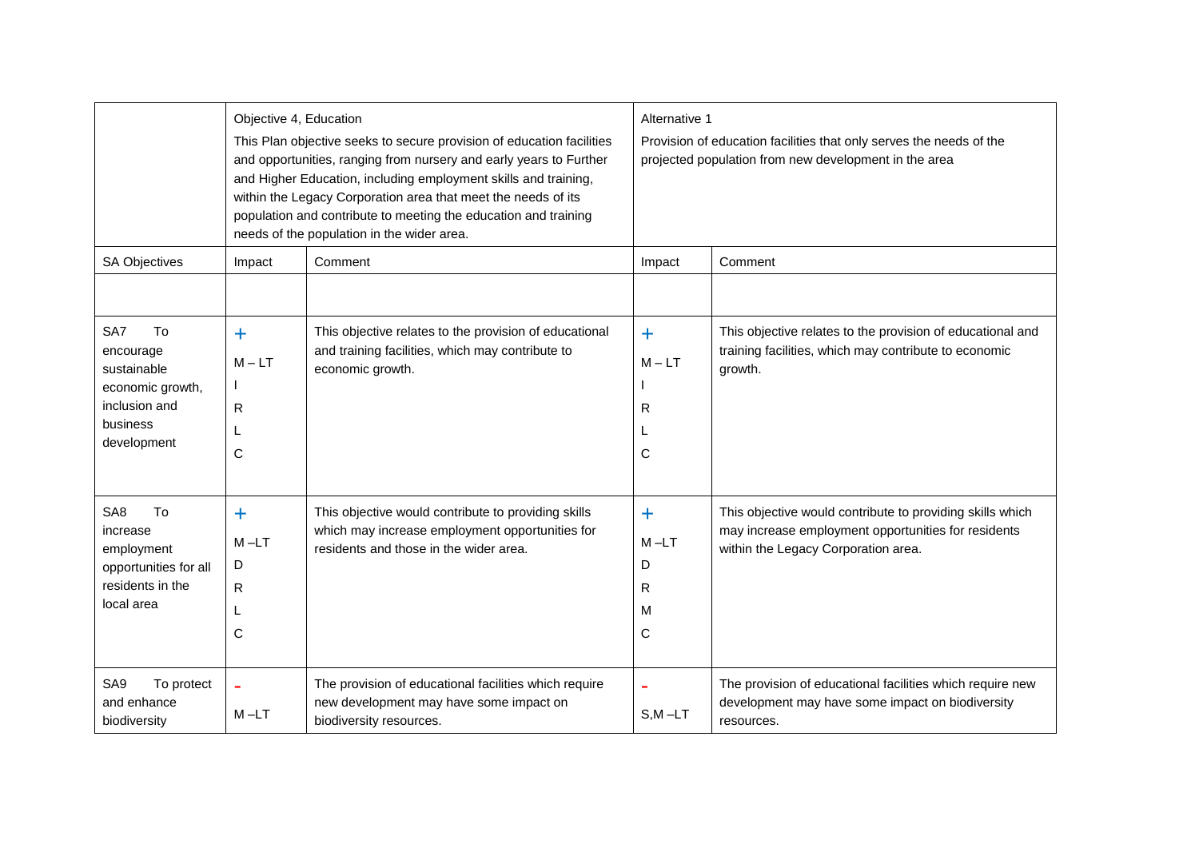| | Objective 4, Education<br>This Plan objective seeks to secure provision of education facilities and opportunities, ranging from nursery and early years to Further and Higher Education, including employment skills and training, within the Legacy Corporation area that meet the needs of its population and contribute to meeting the education and training needs of the population in the wider area. | | Alternative 1<br>Provision of education facilities that only serves the needs of the projected population from new development in the area | |
|---|---|---|---|---|
| SA Objectives | Impact | Comment | Impact | Comment |
| | | | | |
| SA7 To encourage sustainable economic growth, inclusion and business development | +<br>M – LT<br>I<br>R<br>L<br>C | This objective relates to the provision of educational and training facilities, which may contribute to economic growth. | +<br>M – LT<br>I<br>R<br>L<br>C | This objective relates to the provision of educational and training facilities, which may contribute to economic growth. |
| SA8 To increase employment opportunities for all residents in the local area | +<br>M –LT<br>D<br>R<br>L<br>C | This objective would contribute to providing skills which may increase employment opportunities for residents and those in the wider area. | +<br>M –LT<br>D<br>R<br>M<br>C | This objective would contribute to providing skills which may increase employment opportunities for residents within the Legacy Corporation area. |
| SA9 To protect and enhance biodiversity | -<br>M –LT | The provision of educational facilities which require new development may have some impact on biodiversity resources. | -<br>S,M –LT | The provision of educational facilities which require new development may have some impact on biodiversity resources. |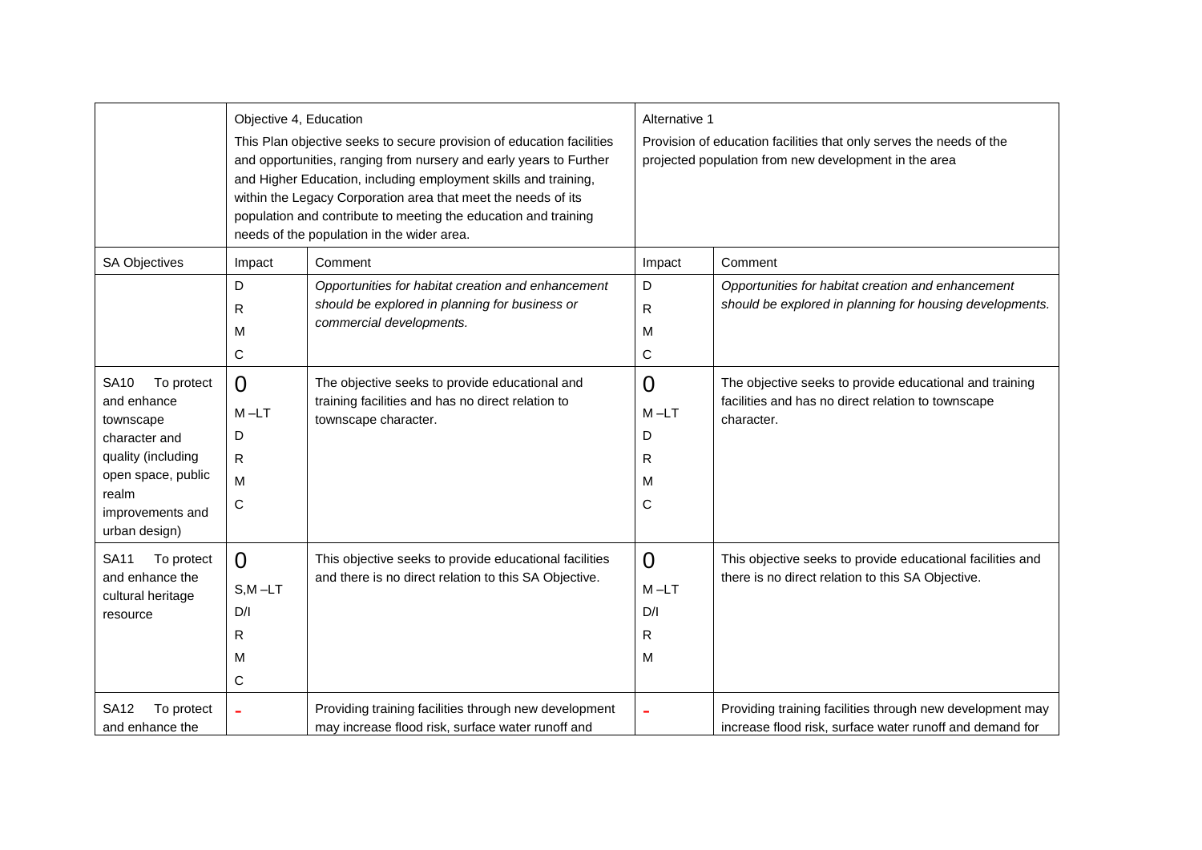| | Objective 4, Education<br>This Plan objective seeks to secure provision of education facilities and opportunities, ranging from nursery and early years to Further and Higher Education, including employment skills and training, within the Legacy Corporation area that meet the needs of its population and contribute to meeting the education and training needs of the population in the wider area. | | Alternative 1<br>Provision of education facilities that only serves the needs of the projected population from new development in the area | |
|---|---|---|---|---|
| SA Objectives | Impact | Comment | Impact | Comment |
| | D<br>R<br>M<br>C | *Opportunities for habitat creation and enhancement should be explored in planning for business or commercial developments.* | D<br>R<br>M<br>C | *Opportunities for habitat creation and enhancement should be explored in planning for housing developments.* |
| SA10 To protect and enhance townscape character and quality (including open space, public realm improvements and urban design) | 0<br>M –LT<br>D<br>R<br>M<br>C | The objective seeks to provide educational and training facilities and has no direct relation to townscape character. | 0<br>M –LT<br>D<br>R<br>M<br>C | The objective seeks to provide educational and training facilities and has no direct relation to townscape character. |
| SA11 To protect and enhance the cultural heritage resource | 0<br>S,M –LT<br>D/I<br>R<br>M<br>C | This objective seeks to provide educational facilities and there is no direct relation to this SA Objective. | 0<br>M –LT<br>D/I<br>R<br>M | This objective seeks to provide educational facilities and there is no direct relation to this SA Objective. |
| SA12 To protect and enhance the | - | Providing training facilities through new development may increase flood risk, surface water runoff and | - | Providing training facilities through new development may increase flood risk, surface water runoff and demand for |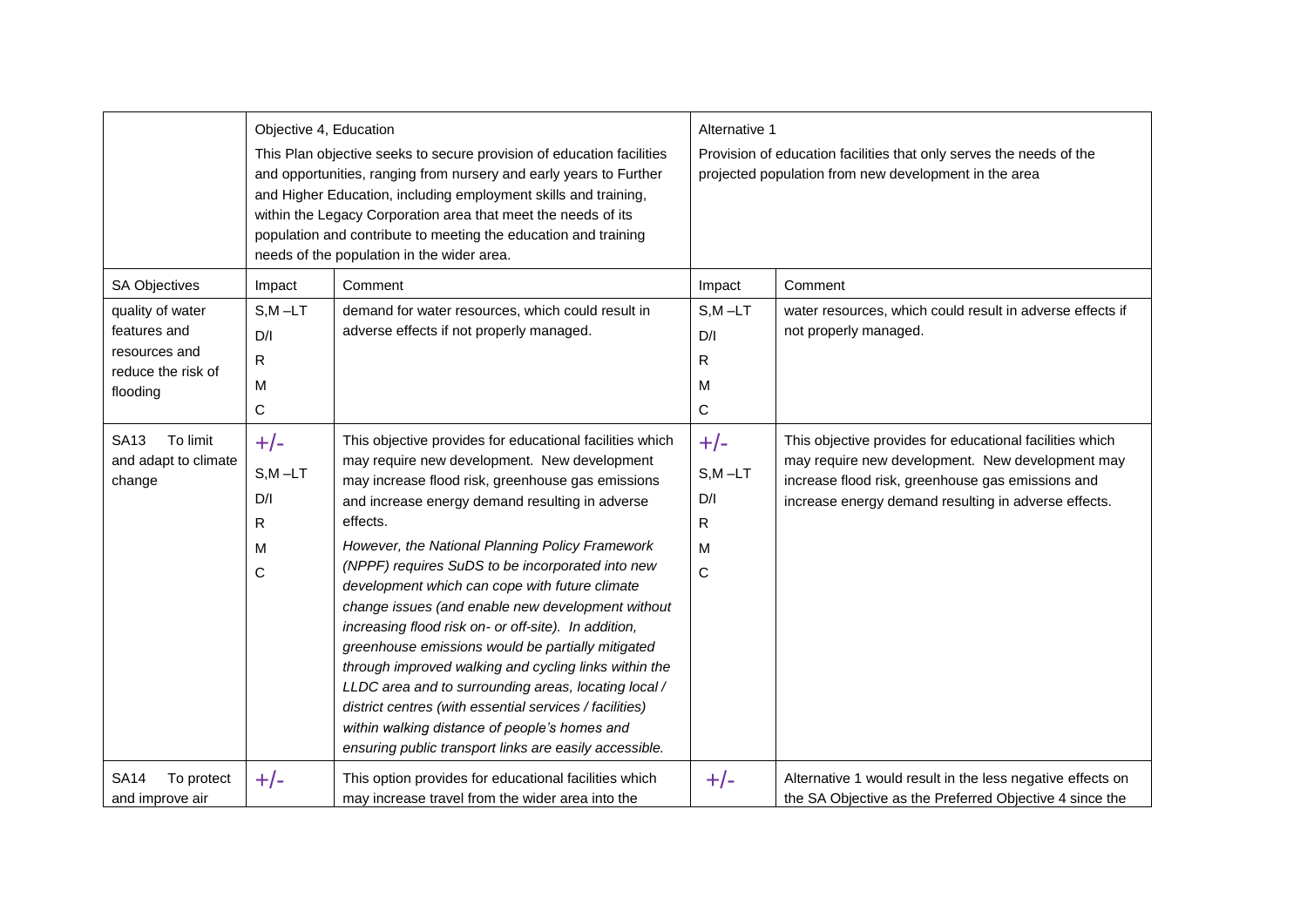| | Objective 4, Education<br><br>This Plan objective seeks to secure provision of education facilities and opportunities, ranging from nursery and early years to Further and Higher Education, including employment skills and training, within the Legacy Corporation area that meet the needs of its population and contribute to meeting the education and training needs of the population in the wider area. | | Alternative 1<br><br>Provision of education facilities that only serves the needs of the projected population from new development in the area | |
|---|---|---|---|---|
| SA Objectives | Impact | Comment | Impact | Comment |
| quality of water features and resources and reduce the risk of flooding | S,M –LT<br>D/I<br>R<br>M<br>C | demand for water resources, which could result in adverse effects if not properly managed. | S,M –LT<br>D/I<br>R<br>M<br>C | water resources, which could result in adverse effects if not properly managed. |
| SA13 To limit and adapt to climate change | +/-<br>S,M –LT<br>D/I<br>R<br>M<br>C | This objective provides for educational facilities which may require new development. New development may increase flood risk, greenhouse gas emissions and increase energy demand resulting in adverse effects.<br><br>*However, the National Planning Policy Framework (NPPF) requires SuDS to be incorporated into new development which can cope with future climate change issues (and enable new development without increasing flood risk on- or off-site). In addition, greenhouse emissions would be partially mitigated through improved walking and cycling links within the LLDC area and to surrounding areas, locating local / district centres (with essential services / facilities) within walking distance of people's homes and ensuring public transport links are easily accessible.* | +/-<br>S,M –LT<br>D/I<br>R<br>M<br>C | This objective provides for educational facilities which may require new development. New development may increase flood risk, greenhouse gas emissions and increase energy demand resulting in adverse effects. |
| SA14 To protect and improve air | +/- | This option provides for educational facilities which may increase travel from the wider area into the | +/- | Alternative 1 would result in the less negative effects on the SA Objective as the Preferred Objective 4 since the |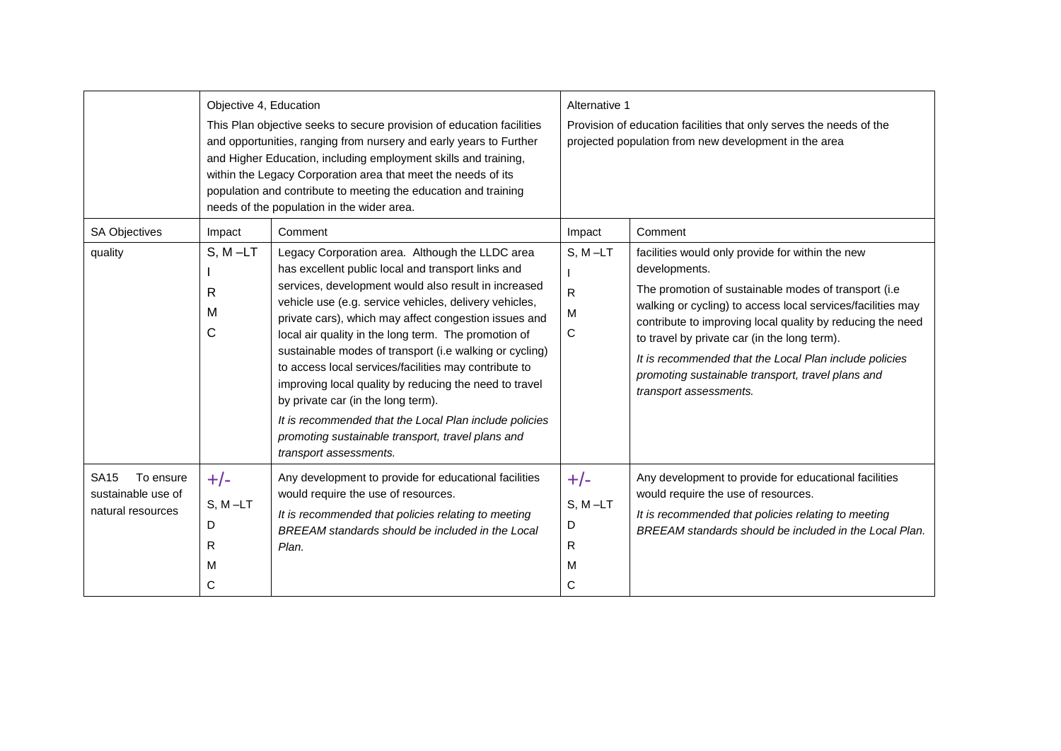| | Objective 4, Education<br>This Plan objective seeks to secure provision of education facilities and opportunities, ranging from nursery and early years to Further and Higher Education, including employment skills and training, within the Legacy Corporation area that meet the needs of its population and contribute to meeting the education and training needs of the population in the wider area. | | Alternative 1<br>Provision of education facilities that only serves the needs of the projected population from new development in the area | |
|---|---|---|---|---|
| SA Objectives | Impact | Comment | Impact | Comment |
| quality | S, M –LT<br>I<br>R<br>M<br>C | Legacy Corporation area. Although the LLDC area has excellent public local and transport links and services, development would also result in increased vehicle use (e.g. service vehicles, delivery vehicles, private cars), which may affect congestion issues and local air quality in the long term. The promotion of sustainable modes of transport (i.e walking or cycling) to access local services/facilities may contribute to improving local quality by reducing the need to travel by private car (in the long term).<br>*It is recommended that the Local Plan include policies promoting sustainable transport, travel plans and transport assessments.* | S, M –LT<br>I<br>R<br>M<br>C | facilities would only provide for within the new developments.<br>The promotion of sustainable modes of transport (i.e walking or cycling) to access local services/facilities may contribute to improving local quality by reducing the need to travel by private car (in the long term).<br>*It is recommended that the Local Plan include policies promoting sustainable transport, travel plans and transport assessments.* |
| SA15 To ensure sustainable use of natural resources | +/-<br>S, M –LT<br>D<br>R<br>M<br>C | Any development to provide for educational facilities would require the use of resources.<br>*It is recommended that policies relating to meeting BREEAM standards should be included in the Local Plan.* | +/-<br>S, M –LT<br>D<br>R<br>M<br>C | Any development to provide for educational facilities would require the use of resources.<br>*It is recommended that policies relating to meeting BREEAM standards should be included in the Local Plan.* |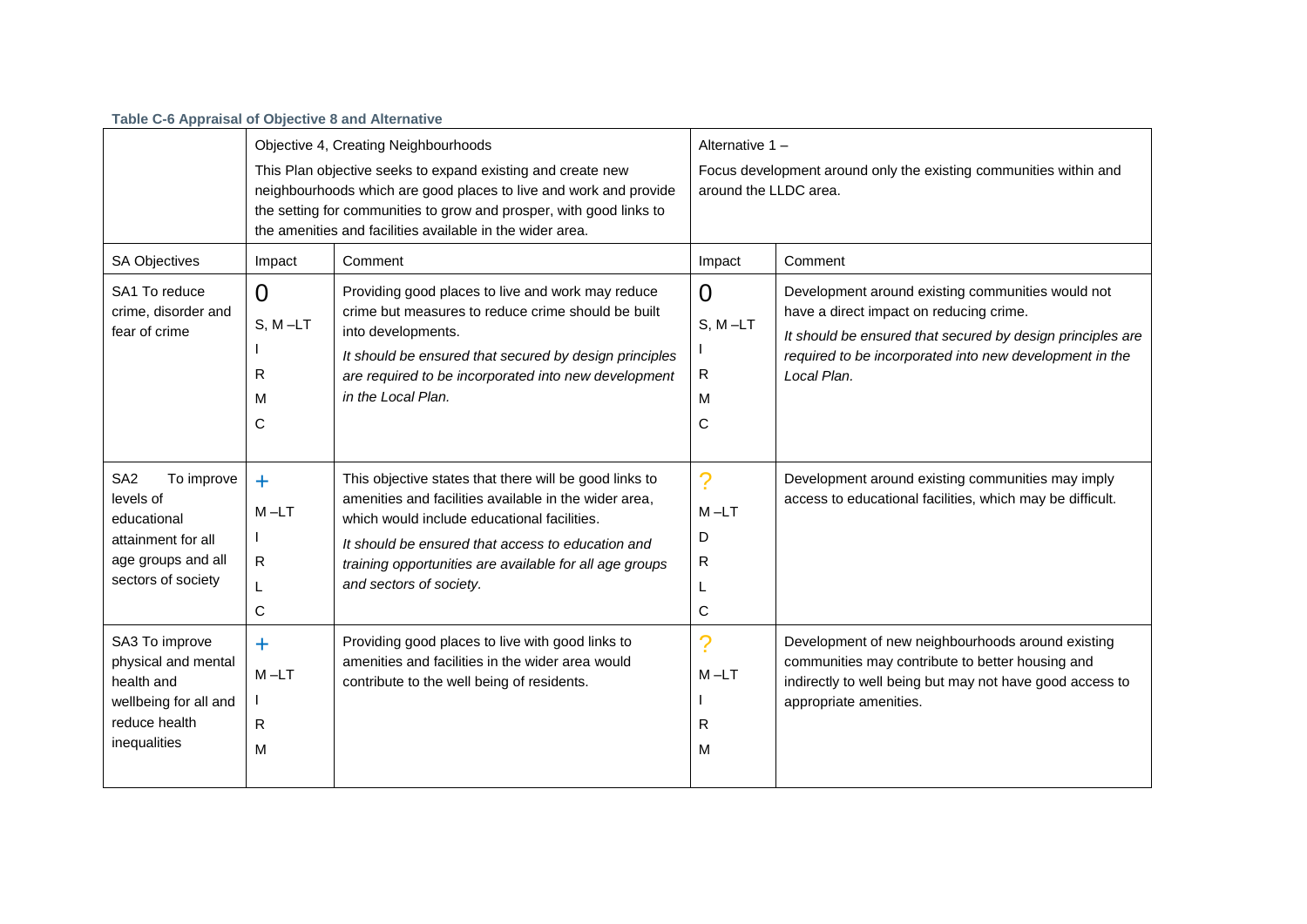**Table C-6 Appraisal of Objective 8 and Alternative**

| | Objective 4, Creating Neighbourhoods<br><br>This Plan objective seeks to expand existing and create new neighbourhoods which are good places to live and work and provide the setting for communities to grow and prosper, with good links to the amenities and facilities available in the wider area. | | Alternative 1 –<br><br>Focus development around only the existing communities within and around the LLDC area. | |
|---|---|---|---|---|
| SA Objectives | Impact | Comment | Impact | Comment |
| SA1 To reduce crime, disorder and fear of crime | 0<br>S, M –LT<br>I<br>R<br>M<br>C | Providing good places to live and work may reduce crime but measures to reduce crime should be built into developments.<br>*It should be ensured that secured by design principles are required to be incorporated into new development in the Local Plan.* | 0<br>S, M –LT<br>I<br>R<br>M<br>C | Development around existing communities would not have a direct impact on reducing crime.<br>*It should be ensured that secured by design principles are required to be incorporated into new development in the Local Plan.* |
| SA2 To improve levels of educational attainment for all age groups and all sectors of society | +<br>M –LT<br>I<br>R<br>L<br>C | This objective states that there will be good links to amenities and facilities available in the wider area, which would include educational facilities.<br>*It should be ensured that access to education and training opportunities are available for all age groups and sectors of society.* | ?<br>M –LT<br>D<br>R<br>L<br>C | Development around existing communities may imply access to educational facilities, which may be difficult. |
| SA3 To improve physical and mental health and wellbeing for all and reduce health inequalities | +<br>M –LT<br>I<br>R<br>M | Providing good places to live with good links to amenities and facilities in the wider area would contribute to the well being of residents. | ?<br>M –LT<br>I<br>R<br>M | Development of new neighbourhoods around existing communities may contribute to better housing and indirectly to well being but may not have good access to appropriate amenities. |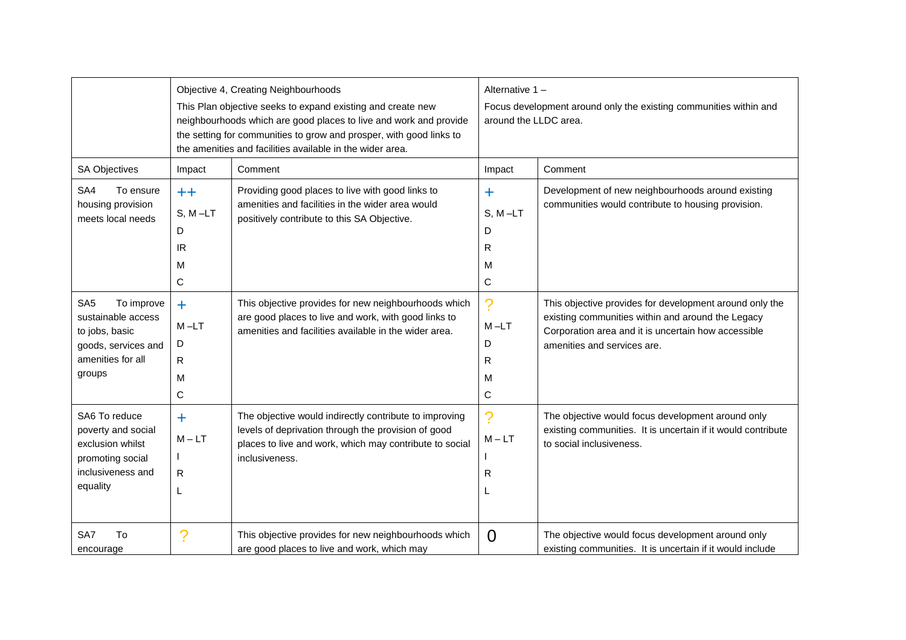| | Objective 4, Creating Neighbourhoods<br>This Plan objective seeks to expand existing and create new neighbourhoods which are good places to live and work and provide the setting for communities to grow and prosper, with good links to the amenities and facilities available in the wider area. | | Alternative 1 –<br>Focus development around only the existing communities within and around the LLDC area. | |
|---|---|---|---|---|
| SA Objectives | Impact | Comment | Impact | Comment |
| SA4 To ensure housing provision meets local needs | ++<br>S, M –LT<br>D<br>IR<br>M<br>C | Providing good places to live with good links to amenities and facilities in the wider area would positively contribute to this SA Objective. | +<br>S, M –LT<br>D<br>R<br>M<br>C | Development of new neighbourhoods around existing communities would contribute to housing provision. |
| SA5 To improve sustainable access to jobs, basic goods, services and amenities for all groups | +<br>M –LT<br>D<br>R<br>M<br>C | This objective provides for new neighbourhoods which are good places to live and work, with good links to amenities and facilities available in the wider area. | ?<br>M –LT<br>D<br>R<br>M<br>C | This objective provides for development around only the existing communities within and around the Legacy Corporation area and it is uncertain how accessible amenities and services are. |
| SA6 To reduce poverty and social exclusion whilst promoting social inclusiveness and equality | +<br>M – LT<br>I<br>R<br>L | The objective would indirectly contribute to improving levels of deprivation through the provision of good places to live and work, which may contribute to social inclusiveness. | ?<br>M – LT<br>I<br>R<br>L | The objective would focus development around only existing communities. It is uncertain if it would contribute to social inclusiveness. |
| SA7 To encourage | ? | This objective provides for new neighbourhoods which are good places to live and work, which may | 0 | The objective would focus development around only existing communities. It is uncertain if it would include |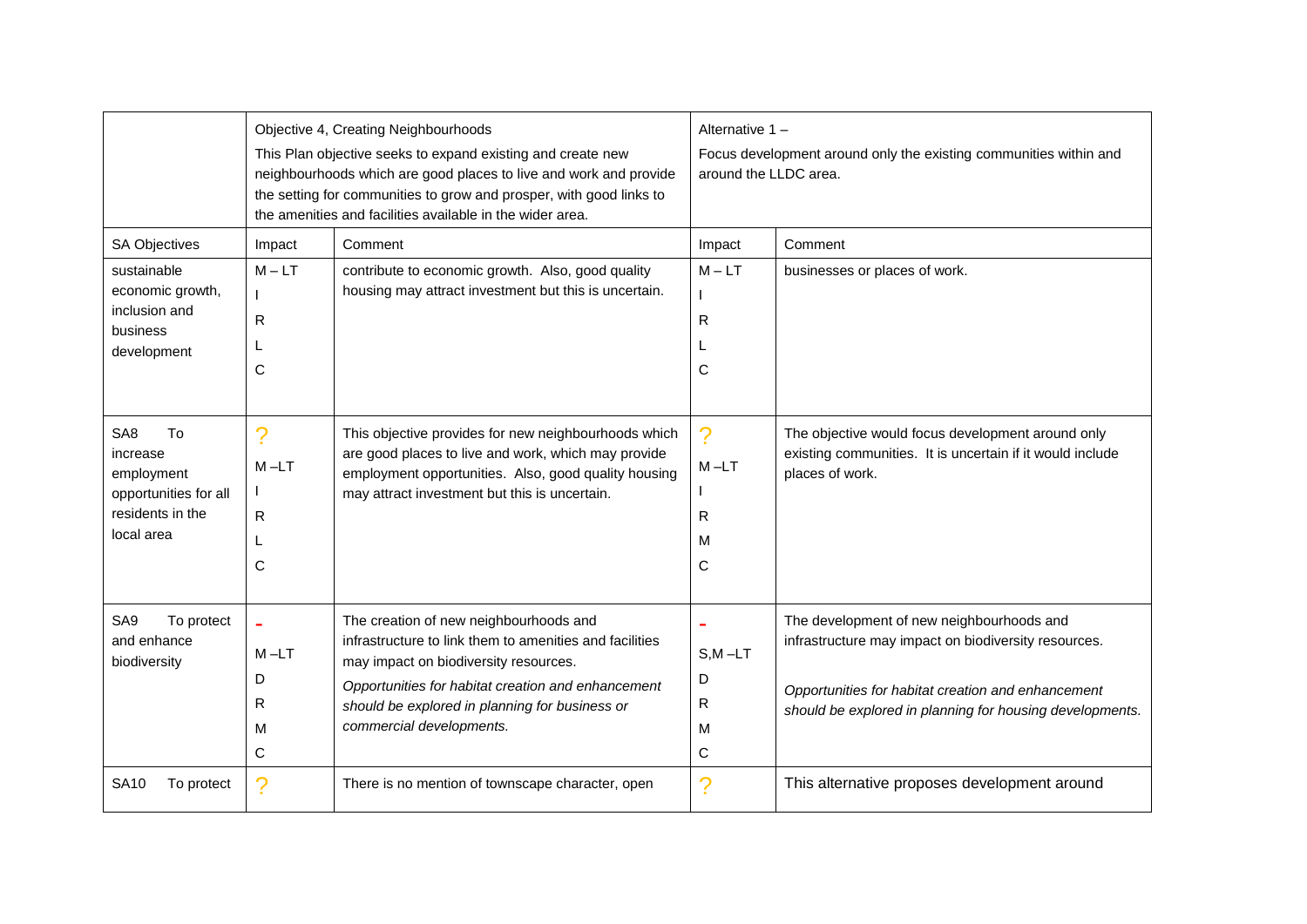| | Objective 4, Creating Neighbourhoods<br>This Plan objective seeks to expand existing and create new neighbourhoods which are good places to live and work and provide the setting for communities to grow and prosper, with good links to the amenities and facilities available in the wider area. | | Alternative 1 –<br>Focus development around only the existing communities within and around the LLDC area. | |
|---|---|---|---|---|
| SA Objectives | Impact | Comment | Impact | Comment |
| sustainable economic growth, inclusion and business development | M – LT<br>I<br>R<br>L<br>C | contribute to economic growth. Also, good quality housing may attract investment but this is uncertain. | M – LT<br>I<br>R<br>L<br>C | businesses or places of work. |
| SA8 To increase employment opportunities for all residents in the local area | ?<br>M –LT<br>I<br>R<br>L<br>C | This objective provides for new neighbourhoods which are good places to live and work, which may provide employment opportunities. Also, good quality housing may attract investment but this is uncertain. | ?<br>M –LT<br>I<br>R<br>M<br>C | The objective would focus development around only existing communities. It is uncertain if it would include places of work. |
| SA9 To protect and enhance biodiversity | -<br>M –LT<br>D<br>R<br>M<br>C | The creation of new neighbourhoods and infrastructure to link them to amenities and facilities may impact on biodiversity resources.<br>*Opportunities for habitat creation and enhancement should be explored in planning for business or commercial developments.* | -<br>S,M –LT<br>D<br>R<br>M<br>C | The development of new neighbourhoods and infrastructure may impact on biodiversity resources.<br>*Opportunities for habitat creation and enhancement should be explored in planning for housing developments.* |
| SA10 To protect | ? | There is no mention of townscape character, open | ? | This alternative proposes development around |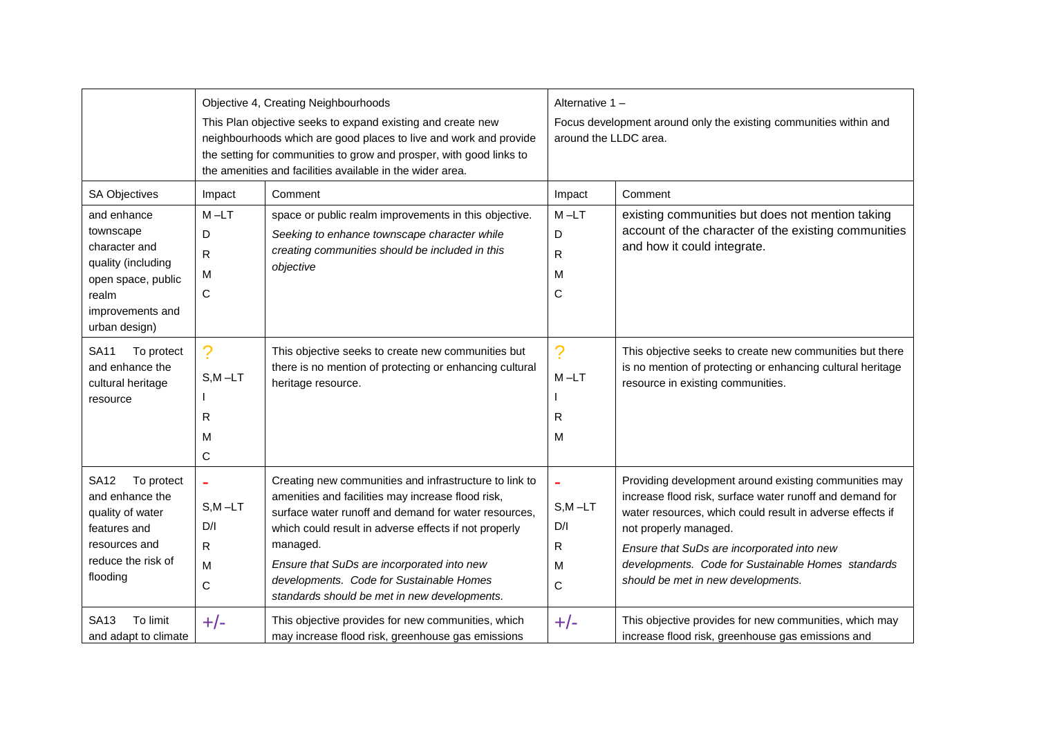| | Objective 4, Creating Neighbourhoods<br>This Plan objective seeks to expand existing and create new neighbourhoods which are good places to live and work and provide the setting for communities to grow and prosper, with good links to the amenities and facilities available in the wider area. | | Alternative 1 –<br>Focus development around only the existing communities within and around the LLDC area. | |
|---|---|---|---|---|
| SA Objectives | Impact | Comment | Impact | Comment |
| and enhance townscape character and quality (including open space, public realm improvements and urban design) | M –LT<br>D<br>R<br>M<br>C | space or public realm improvements in this objective.<br>*Seeking to enhance townscape character while creating communities should be included in this objective* | M –LT<br>D<br>R<br>M<br>C | existing communities but does not mention taking account of the character of the existing communities and how it could integrate. |
| SA11 To protect and enhance the cultural heritage resource | ?<br>S,M –LT<br>I<br>R<br>M<br>C | This objective seeks to create new communities but there is no mention of protecting or enhancing cultural heritage resource. | ?<br>M –LT<br>I<br>R<br>M | This objective seeks to create new communities but there is no mention of protecting or enhancing cultural heritage resource in existing communities. |
| SA12 To protect and enhance the quality of water features and resources and reduce the risk of flooding | -<br>S,M –LT<br>D/I<br>R<br>M<br>C | Creating new communities and infrastructure to link to amenities and facilities may increase flood risk, surface water runoff and demand for water resources, which could result in adverse effects if not properly managed.<br>*Ensure that SuDs are incorporated into new developments. Code for Sustainable Homes standards should be met in new developments.* | -<br>S,M –LT<br>D/I<br>R<br>M<br>C | Providing development around existing communities may increase flood risk, surface water runoff and demand for water resources, which could result in adverse effects if not properly managed.<br>*Ensure that SuDs are incorporated into new developments. Code for Sustainable Homes standards should be met in new developments.* |
| SA13 To limit and adapt to climate | +/- | This objective provides for new communities, which may increase flood risk, greenhouse gas emissions | +/- | This objective provides for new communities, which may increase flood risk, greenhouse gas emissions and |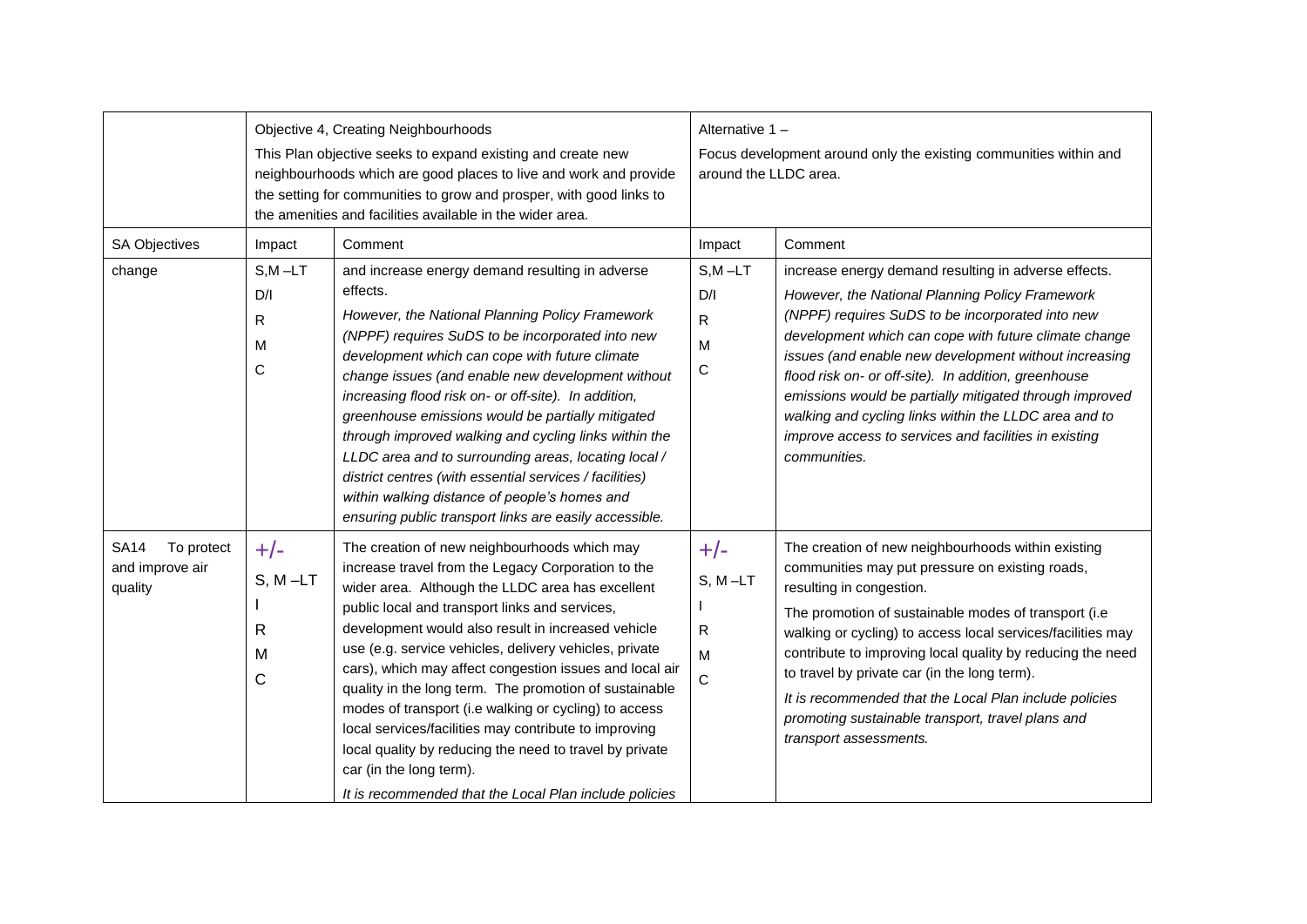| | Objective 4, Creating Neighbourhoods<br>This Plan objective seeks to expand existing and create new neighbourhoods which are good places to live and work and provide the setting for communities to grow and prosper, with good links to the amenities and facilities available in the wider area. | | Alternative 1 –<br>Focus development around only the existing communities within and around the LLDC area. | |
|---|---|---|---|---|
| SA Objectives | Impact | Comment | Impact | Comment |
| change | S,M –LT<br>D/I<br>R<br>M<br>C | and increase energy demand resulting in adverse effects.<br>*However, the National Planning Policy Framework (NPPF) requires SuDS to be incorporated into new development which can cope with future climate change issues (and enable new development without increasing flood risk on- or off-site). In addition, greenhouse emissions would be partially mitigated through improved walking and cycling links within the LLDC area and to surrounding areas, locating local / district centres (with essential services / facilities) within walking distance of people's homes and ensuring public transport links are easily accessible.* | S,M –LT<br>D/I<br>R<br>M<br>C | increase energy demand resulting in adverse effects.<br>*However, the National Planning Policy Framework (NPPF) requires SuDS to be incorporated into new development which can cope with future climate change issues (and enable new development without increasing flood risk on- or off-site). In addition, greenhouse emissions would be partially mitigated through improved walking and cycling links within the LLDC area and to improve access to services and facilities in existing communities.* |
| SA14 To protect and improve air quality | +/-<br>S, M –LT<br>I<br>R<br>M<br>C | The creation of new neighbourhoods which may increase travel from the Legacy Corporation to the wider area. Although the LLDC area has excellent public local and transport links and services, development would also result in increased vehicle use (e.g. service vehicles, delivery vehicles, private cars), which may affect congestion issues and local air quality in the long term. The promotion of sustainable modes of transport (i.e walking or cycling) to access local services/facilities may contribute to improving local quality by reducing the need to travel by private car (in the long term).<br>*It is recommended that the Local Plan include policies* | +/-<br>S, M –LT<br>I<br>R<br>M<br>C | The creation of new neighbourhoods within existing communities may put pressure on existing roads, resulting in congestion.<br>The promotion of sustainable modes of transport (i.e walking or cycling) to access local services/facilities may contribute to improving local quality by reducing the need to travel by private car (in the long term).<br>*It is recommended that the Local Plan include policies promoting sustainable transport, travel plans and transport assessments.* |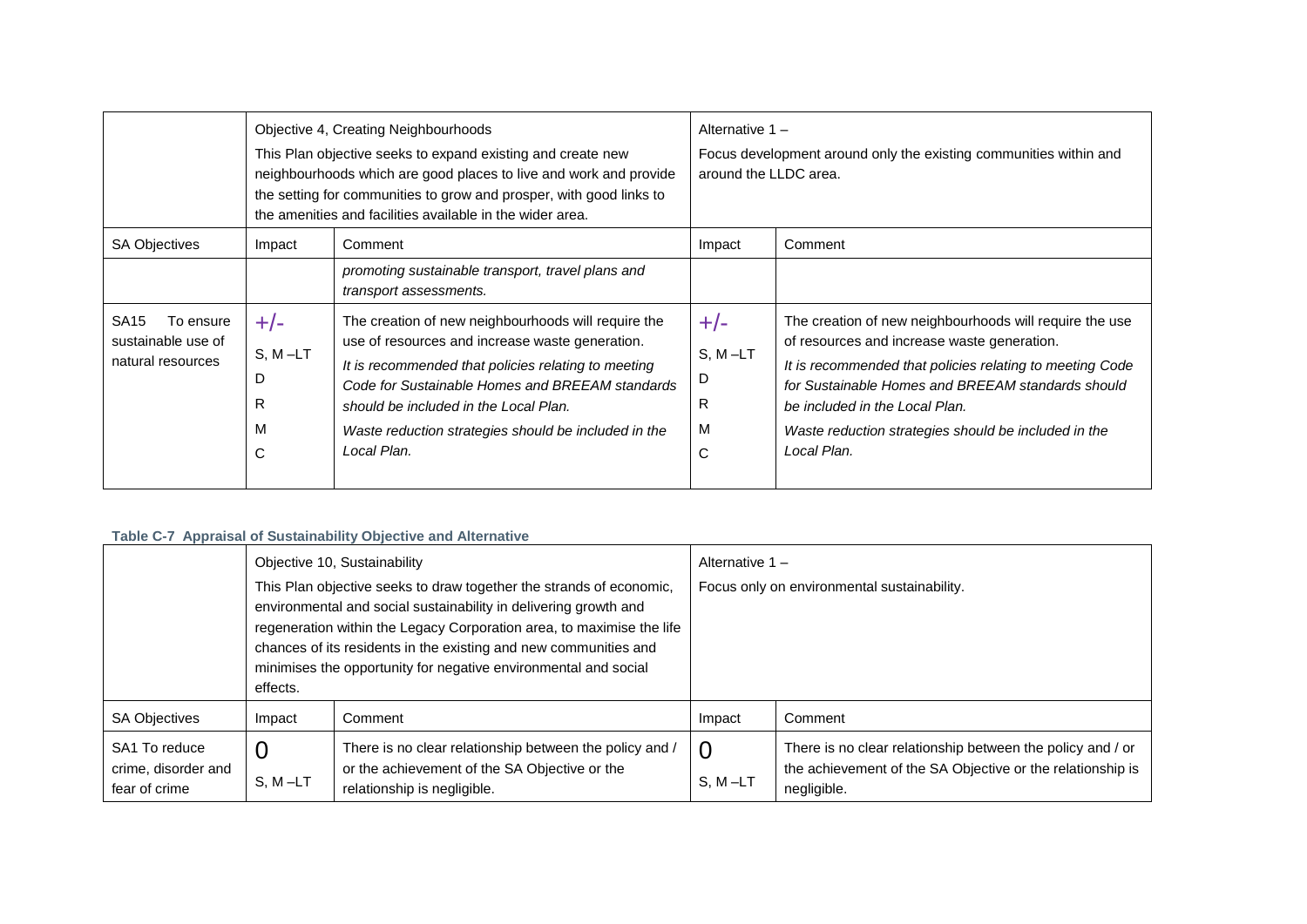| | Objective 4, Creating Neighbourhoods<br>This Plan objective seeks to expand existing and create new neighbourhoods which are good places to live and work and provide the setting for communities to grow and prosper, with good links to the amenities and facilities available in the wider area. | | Alternative 1 –<br>Focus development around only the existing communities within and around the LLDC area. | |
|---|---|---|---|---|
| SA Objectives | Impact | Comment | Impact | Comment |
| | | *promoting sustainable transport, travel plans and transport assessments.* | | |
| SA15 To ensure sustainable use of natural resources | +/-<br>S, M –LT<br>D<br>R<br>M<br>C | The creation of new neighbourhoods will require the use of resources and increase waste generation.<br>*It is recommended that policies relating to meeting Code for Sustainable Homes and BREEAM standards should be included in the Local Plan.*<br>*Waste reduction strategies should be included in the Local Plan.* | +/-<br>S, M –LT<br>D<br>R<br>M<br>C | The creation of new neighbourhoods will require the use of resources and increase waste generation.<br>*It is recommended that policies relating to meeting Code for Sustainable Homes and BREEAM standards should be included in the Local Plan.*<br>*Waste reduction strategies should be included in the Local Plan.* |

**Table C-7 Appraisal of Sustainability Objective and Alternative**

| | Objective 10, Sustainability<br>This Plan objective seeks to draw together the strands of economic, environmental and social sustainability in delivering growth and regeneration within the Legacy Corporation area, to maximise the life chances of its residents in the existing and new communities and minimises the opportunity for negative environmental and social effects. | | Alternative 1 –<br>Focus only on environmental sustainability. | |
|---|---|---|---|---|
| SA Objectives | Impact | Comment | Impact | Comment |
| SA1 To reduce crime, disorder and fear of crime | 0<br>S, M –LT | There is no clear relationship between the policy and / or the achievement of the SA Objective or the relationship is negligible. | 0<br>S, M –LT | There is no clear relationship between the policy and / or the achievement of the SA Objective or the relationship is negligible. |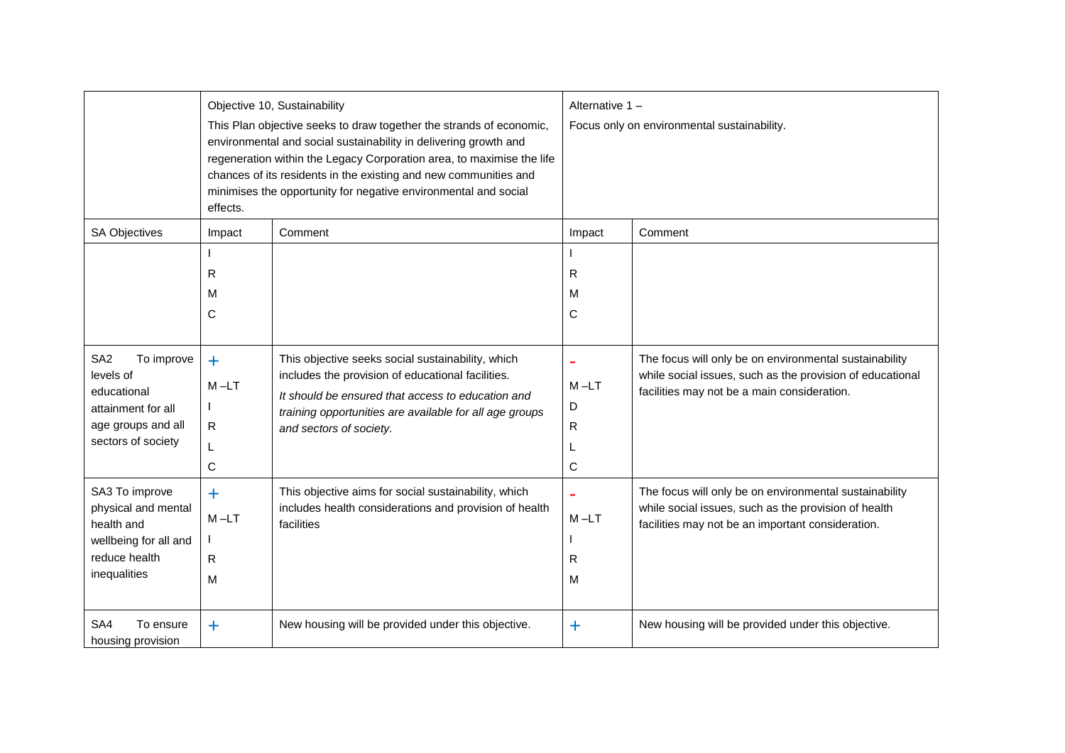| | Objective 10, Sustainability<br>This Plan objective seeks to draw together the strands of economic, environmental and social sustainability in delivering growth and regeneration within the Legacy Corporation area, to maximise the life chances of its residents in the existing and new communities and minimises the opportunity for negative environmental and social effects. | | Alternative 1 –<br>Focus only on environmental sustainability. | |
|---|---|---|---|---|
| SA Objectives | Impact | Comment | Impact | Comment |
| | I<br>R<br>M<br>C | | I<br>R<br>M<br>C | |
| SA2 To improve levels of educational attainment for all age groups and all sectors of society | +<br>M –LT<br>I<br>R<br>L<br>C | This objective seeks social sustainability, which includes the provision of educational facilities.<br>*It should be ensured that access to education and training opportunities are available for all age groups and sectors of society.* | -<br>M –LT<br>D<br>R<br>L<br>C | The focus will only be on environmental sustainability while social issues, such as the provision of educational facilities may not be a main consideration. |
| SA3 To improve physical and mental health and wellbeing for all and reduce health inequalities | +<br>M –LT<br>I<br>R<br>M | This objective aims for social sustainability, which includes health considerations and provision of health facilities | -<br>M –LT<br>I<br>R<br>M | The focus will only be on environmental sustainability while social issues, such as the provision of health facilities may not be an important consideration. |
| SA4 To ensure housing provision | + | New housing will be provided under this objective. | + | New housing will be provided under this objective. |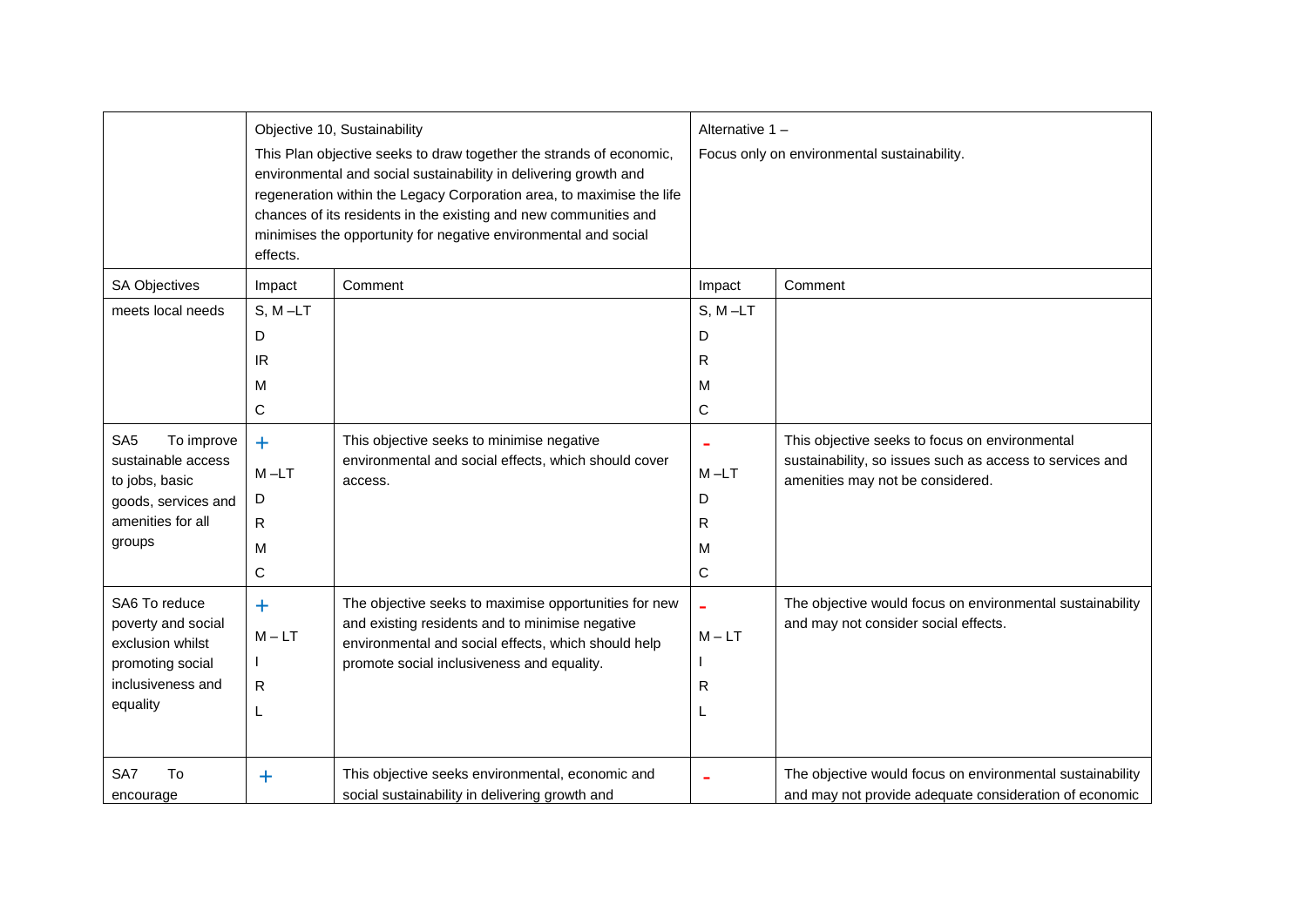|  | Objective 10, Sustainability<br>This Plan objective seeks to draw together the strands of economic, environmental and social sustainability in delivering growth and regeneration within the Legacy Corporation area, to maximise the life chances of its residents in the existing and new communities and minimises the opportunity for negative environmental and social effects. | | Alternative 1 –<br>Focus only on environmental sustainability. | |
|---|---|---|---|---|
| SA Objectives | Impact | Comment | Impact | Comment |
| meets local needs | S, M –LT<br>D<br>IR<br>M<br>C | | S, M –LT<br>D<br>R<br>M<br>C | |
| SA5 To improve sustainable access to jobs, basic goods, services and amenities for all groups | +<br>M –LT<br>D<br>R<br>M<br>C | This objective seeks to minimise negative environmental and social effects, which should cover access. | -<br>M –LT<br>D<br>R<br>M<br>C | This objective seeks to focus on environmental sustainability, so issues such as access to services and amenities may not be considered. |
| SA6 To reduce poverty and social exclusion whilst promoting social inclusiveness and equality | +<br>M – LT<br>I<br>R<br>L | The objective seeks to maximise opportunities for new and existing residents and to minimise negative environmental and social effects, which should help promote social inclusiveness and equality. | -<br>M – LT<br>I<br>R<br>L | The objective would focus on environmental sustainability and may not consider social effects. |
| SA7 To encourage | + | This objective seeks environmental, economic and social sustainability in delivering growth and | - | The objective would focus on environmental sustainability and may not provide adequate consideration of economic |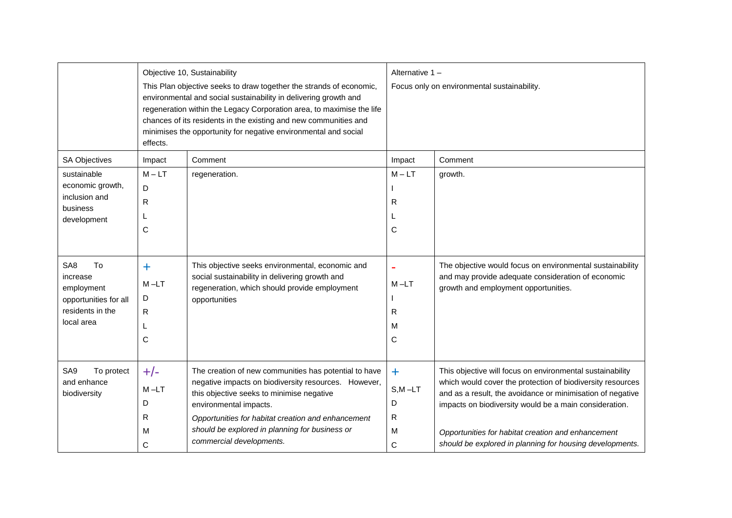| | Objective 10, Sustainability<br>This Plan objective seeks to draw together the strands of economic, environmental and social sustainability in delivering growth and regeneration within the Legacy Corporation area, to maximise the life chances of its residents in the existing and new communities and minimises the opportunity for negative environmental and social effects. | | Alternative 1 –<br>Focus only on environmental sustainability. | |
|---|---|---|---|---|
| SA Objectives | Impact | Comment | Impact | Comment |
| sustainable economic growth, inclusion and business development | M – LT<br>D<br>R<br>L<br>C | regeneration. | M – LT<br>I<br>R<br>L<br>C | growth. |
| SA8 To increase employment opportunities for all residents in the local area | +<br>M –LT<br>D<br>R<br>L<br>C | This objective seeks environmental, economic and social sustainability in delivering growth and regeneration, which should provide employment opportunities | -<br>M –LT<br>I<br>R<br>M<br>C | The objective would focus on environmental sustainability and may provide adequate consideration of economic growth and employment opportunities. |
| SA9 To protect and enhance biodiversity | +/-<br>M –LT<br>D<br>R<br>M<br>C | The creation of new communities has potential to have negative impacts on biodiversity resources. However, this objective seeks to minimise negative environmental impacts.<br>*Opportunities for habitat creation and enhancement should be explored in planning for business or commercial developments.* | +<br>S,M –LT<br>D<br>R<br>M<br>C | This objective will focus on environmental sustainability which would cover the protection of biodiversity resources and as a result, the avoidance or minimisation of negative impacts on biodiversity would be a main consideration.<br>*Opportunities for habitat creation and enhancement should be explored in planning for housing developments.* |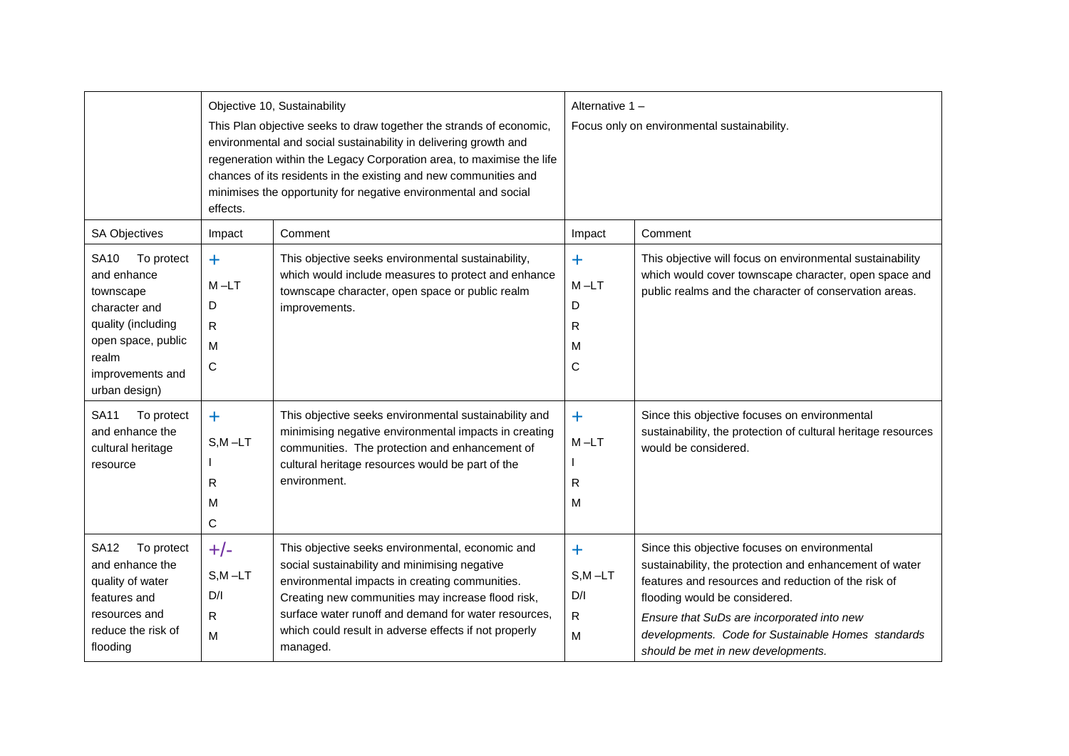| | Objective 10, Sustainability<br>This Plan objective seeks to draw together the strands of economic, environmental and social sustainability in delivering growth and regeneration within the Legacy Corporation area, to maximise the life chances of its residents in the existing and new communities and minimises the opportunity for negative environmental and social effects. | | Alternative 1 –<br>Focus only on environmental sustainability. | |
|---|---|---|---|---|
| SA Objectives | Impact | Comment | Impact | Comment |
| SA10 To protect and enhance townscape character and quality (including open space, public realm improvements and urban design) | +<br>M –LT<br>D<br>R<br>M<br>C | This objective seeks environmental sustainability, which would include measures to protect and enhance townscape character, open space or public realm improvements. | +<br>M –LT<br>D<br>R<br>M<br>C | This objective will focus on environmental sustainability which would cover townscape character, open space and public realms and the character of conservation areas. |
| SA11 To protect and enhance the cultural heritage resource | +<br>S,M –LT<br>I<br>R<br>M<br>C | This objective seeks environmental sustainability and minimising negative environmental impacts in creating communities. The protection and enhancement of cultural heritage resources would be part of the environment. | +<br>M –LT<br>I<br>R<br>M | Since this objective focuses on environmental sustainability, the protection of cultural heritage resources would be considered. |
| SA12 To protect and enhance the quality of water features and resources and reduce the risk of flooding | +/-<br>S,M –LT<br>D/I<br>R<br>M | This objective seeks environmental, economic and social sustainability and minimising negative environmental impacts in creating communities. Creating new communities may increase flood risk, surface water runoff and demand for water resources, which could result in adverse effects if not properly managed. | +<br>S,M –LT<br>D/I<br>R<br>M | Since this objective focuses on environmental sustainability, the protection and enhancement of water features and resources and reduction of the risk of flooding would be considered.<br>*Ensure that SuDs are incorporated into new developments. Code for Sustainable Homes standards should be met in new developments.* |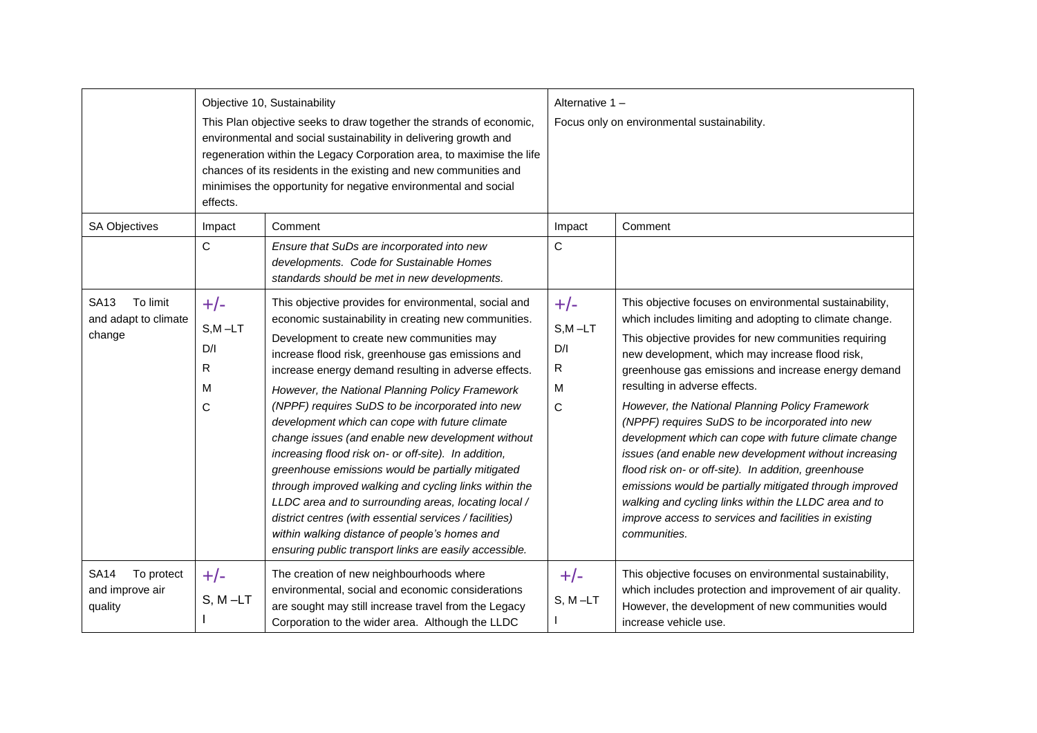| | Objective 10, Sustainability<br>This Plan objective seeks to draw together the strands of economic, environmental and social sustainability in delivering growth and regeneration within the Legacy Corporation area, to maximise the life chances of its residents in the existing and new communities and minimises the opportunity for negative environmental and social effects. | | Alternative 1 –<br>Focus only on environmental sustainability. | |
|---|---|---|---|---|
| SA Objectives | Impact | Comment | Impact | Comment |
| | C | *Ensure that SuDs are incorporated into new developments. Code for Sustainable Homes standards should be met in new developments.* | C | |
| SA13 To limit and adapt to climate change | +/-<br>S,M –LT<br>D/I<br>R<br>M<br>C | This objective provides for environmental, social and economic sustainability in creating new communities.<br>Development to create new communities may increase flood risk, greenhouse gas emissions and increase energy demand resulting in adverse effects.<br>*However, the National Planning Policy Framework (NPPF) requires SuDS to be incorporated into new development which can cope with future climate change issues (and enable new development without increasing flood risk on- or off-site). In addition, greenhouse emissions would be partially mitigated through improved walking and cycling links within the LLDC area and to surrounding areas, locating local / district centres (with essential services / facilities) within walking distance of people's homes and ensuring public transport links are easily accessible.* | +/-<br>S,M –LT<br>D/I<br>R<br>M<br>C | This objective focuses on environmental sustainability, which includes limiting and adopting to climate change.<br>This objective provides for new communities requiring new development, which may increase flood risk, greenhouse gas emissions and increase energy demand resulting in adverse effects.<br>*However, the National Planning Policy Framework (NPPF) requires SuDS to be incorporated into new development which can cope with future climate change issues (and enable new development without increasing flood risk on- or off-site). In addition, greenhouse emissions would be partially mitigated through improved walking and cycling links within the LLDC area and to improve access to services and facilities in existing communities.* |
| SA14 To protect and improve air quality | +/-<br>S, M –LT<br>I | The creation of new neighbourhoods where environmental, social and economic considerations are sought may still increase travel from the Legacy Corporation to the wider area. Although the LLDC | +/-<br>S, M –LT<br>I | This objective focuses on environmental sustainability, which includes protection and improvement of air quality. However, the development of new communities would increase vehicle use. |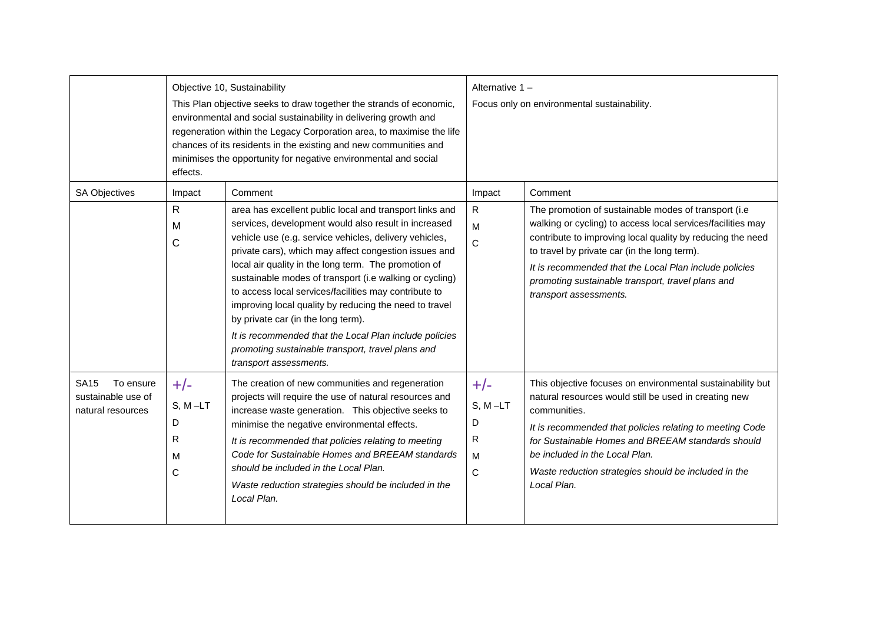| | Objective 10, Sustainability<br><br>This Plan objective seeks to draw together the strands of economic, environmental and social sustainability in delivering growth and regeneration within the Legacy Corporation area, to maximise the life chances of its residents in the existing and new communities and minimises the opportunity for negative environmental and social effects. | | Alternative 1 –<br><br>Focus only on environmental sustainability. | |
|---|---|---|---|---|
| SA Objectives | Impact | Comment | Impact | Comment |
| | R<br>M<br>C | area has excellent public local and transport links and services, development would also result in increased vehicle use (e.g. service vehicles, delivery vehicles, private cars), which may affect congestion issues and local air quality in the long term. The promotion of sustainable modes of transport (i.e walking or cycling) to access local services/facilities may contribute to improving local quality by reducing the need to travel by private car (in the long term).<br><br>*It is recommended that the Local Plan include policies promoting sustainable transport, travel plans and transport assessments.* | R<br>M<br>C | The promotion of sustainable modes of transport (i.e walking or cycling) to access local services/facilities may contribute to improving local quality by reducing the need to travel by private car (in the long term).<br><br>*It is recommended that the Local Plan include policies promoting sustainable transport, travel plans and transport assessments.* |
| SA15 To ensure sustainable use of natural resources | +/-<br>S, M –LT<br>D<br>R<br>M<br>C | The creation of new communities and regeneration projects will require the use of natural resources and increase waste generation. This objective seeks to minimise the negative environmental effects.<br><br>*It is recommended that policies relating to meeting Code for Sustainable Homes and BREEAM standards should be included in the Local Plan.*<br><br>*Waste reduction strategies should be included in the Local Plan.* | +/-<br>S, M –LT<br>D<br>R<br>M<br>C | This objective focuses on environmental sustainability but natural resources would still be used in creating new communities.<br><br>*It is recommended that policies relating to meeting Code for Sustainable Homes and BREEAM standards should be included in the Local Plan.*<br><br>*Waste reduction strategies should be included in the Local Plan.* |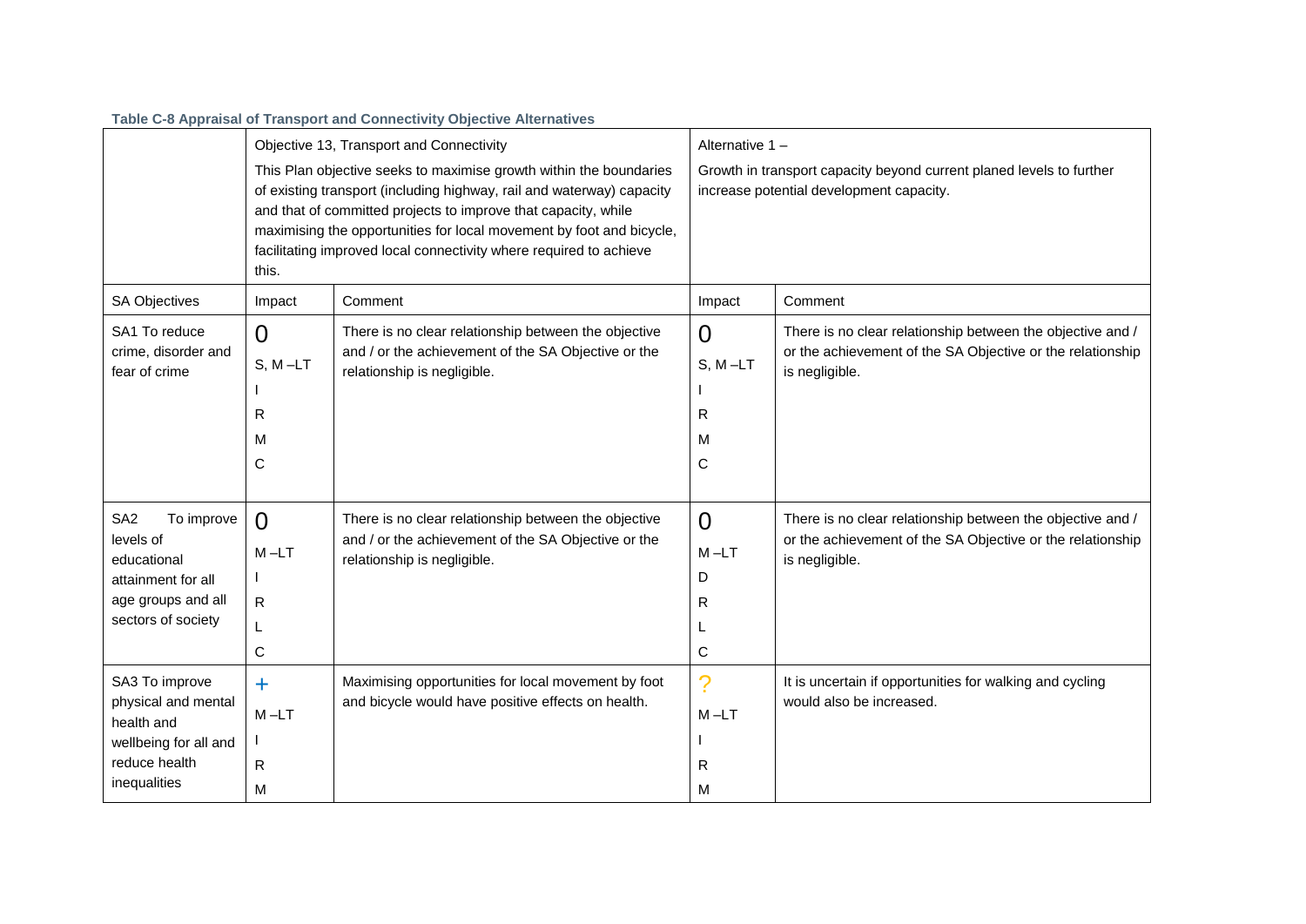**Table C-8 Appraisal of Transport and Connectivity Objective Alternatives**

| | Objective 13, Transport and Connectivity<br><br>This Plan objective seeks to maximise growth within the boundaries of existing transport (including highway, rail and waterway) capacity and that of committed projects to improve that capacity, while maximising the opportunities for local movement by foot and bicycle, facilitating improved local connectivity where required to achieve this. | | Alternative 1 –<br><br>Growth in transport capacity beyond current planed levels to further increase potential development capacity. | |
|---|---|---|---|---|
| SA Objectives | Impact | Comment | Impact | Comment |
| SA1 To reduce crime, disorder and fear of crime | 0<br>S, M –LT<br>I<br>R<br>M<br>C | There is no clear relationship between the objective and / or the achievement of the SA Objective or the relationship is negligible. | 0<br>S, M –LT<br>I<br>R<br>M<br>C | There is no clear relationship between the objective and / or the achievement of the SA Objective or the relationship is negligible. |
| SA2 To improve levels of educational attainment for all age groups and all sectors of society | 0<br>M –LT<br>I<br>R<br>L<br>C | There is no clear relationship between the objective and / or the achievement of the SA Objective or the relationship is negligible. | 0<br>M –LT<br>D<br>R<br>L<br>C | There is no clear relationship between the objective and / or the achievement of the SA Objective or the relationship is negligible. |
| SA3 To improve physical and mental health and wellbeing for all and reduce health inequalities | +<br>M –LT<br>I<br>R<br>M | Maximising opportunities for local movement by foot and bicycle would have positive effects on health. | ?<br>M –LT<br>I<br>R<br>M | It is uncertain if opportunities for walking and cycling would also be increased. |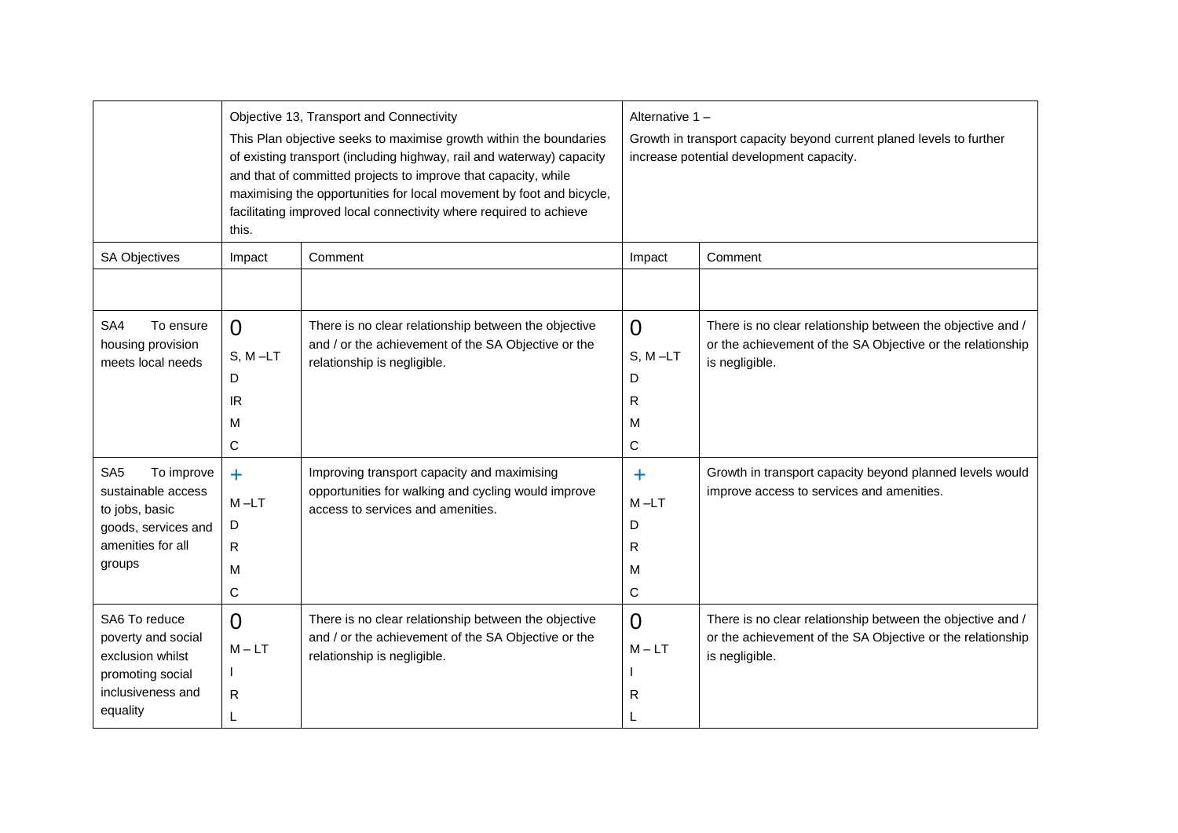| | Objective 13, Transport and Connectivity<br>This Plan objective seeks to maximise growth within the boundaries of existing transport (including highway, rail and waterway) capacity and that of committed projects to improve that capacity, while maximising the opportunities for local movement by foot and bicycle, facilitating improved local connectivity where required to achieve this. | | Alternative 1 –<br>Growth in transport capacity beyond current planed levels to further increase potential development capacity. | |
|---|---|---|---|---|
| SA Objectives | Impact | Comment | Impact | Comment |
| | | | | |
| SA4 To ensure housing provision meets local needs | 0<br>S, M –LT<br>D<br>IR<br>M<br>C | There is no clear relationship between the objective and / or the achievement of the SA Objective or the relationship is negligible. | 0<br>S, M –LT<br>D<br>R<br>M<br>C | There is no clear relationship between the objective and / or the achievement of the SA Objective or the relationship is negligible. |
| SA5 To improve sustainable access to jobs, basic goods, services and amenities for all groups | +<br>M –LT<br>D<br>R<br>M<br>C | Improving transport capacity and maximising opportunities for walking and cycling would improve access to services and amenities. | +<br>M –LT<br>D<br>R<br>M<br>C | Growth in transport capacity beyond planned levels would improve access to services and amenities. |
| SA6 To reduce poverty and social exclusion whilst promoting social inclusiveness and equality | 0<br>M – LT<br>I<br>R<br>L | There is no clear relationship between the objective and / or the achievement of the SA Objective or the relationship is negligible. | 0<br>M – LT<br>I<br>R<br>L | There is no clear relationship between the objective and / or the achievement of the SA Objective or the relationship is negligible. |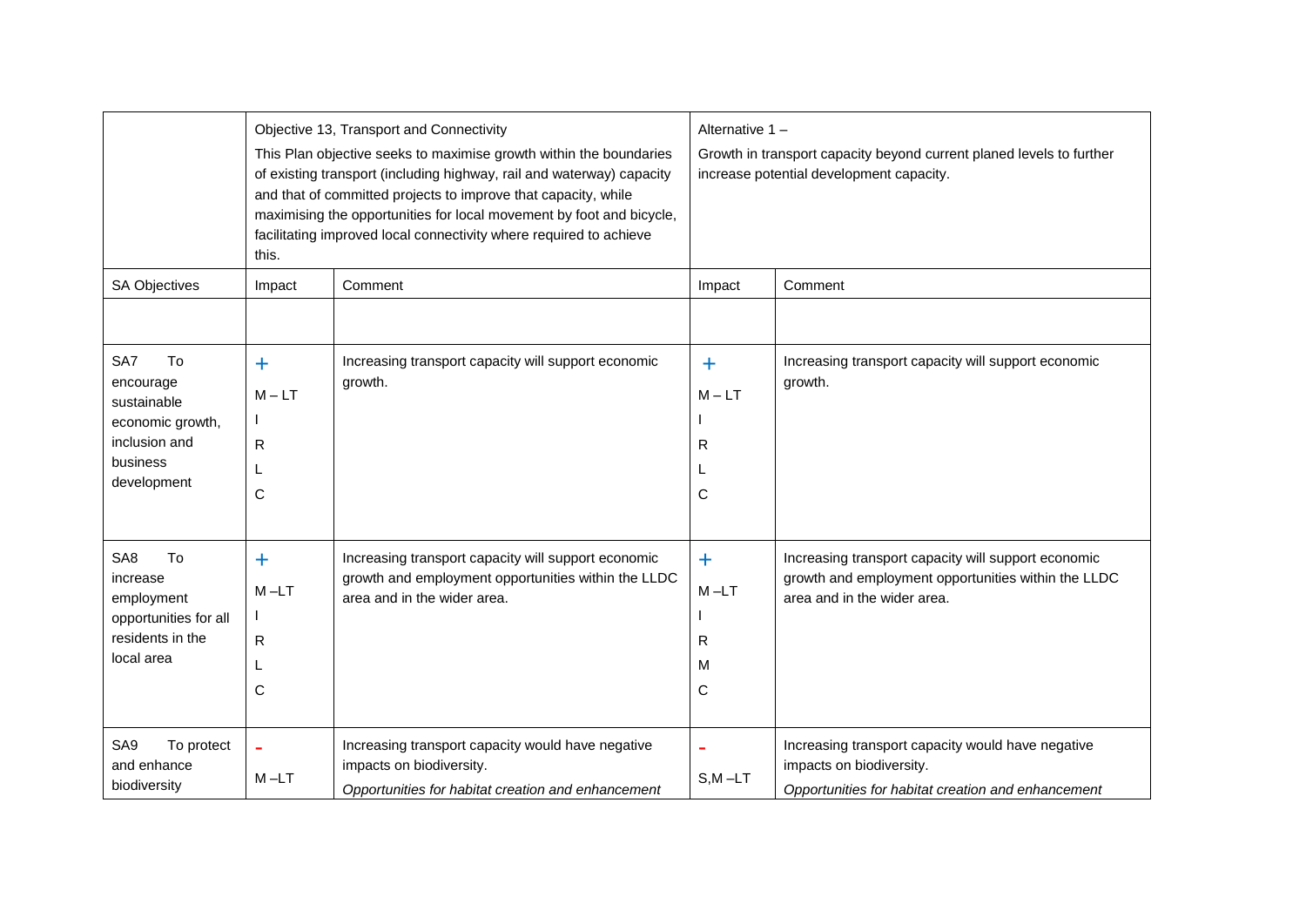| | Objective 13, Transport and Connectivity<br>This Plan objective seeks to maximise growth within the boundaries of existing transport (including highway, rail and waterway) capacity and that of committed projects to improve that capacity, while maximising the opportunities for local movement by foot and bicycle, facilitating improved local connectivity where required to achieve this. | | Alternative 1 –<br>Growth in transport capacity beyond current planed levels to further increase potential development capacity. | |
|---|---|---|---|---|
| SA Objectives | Impact | Comment | Impact | Comment |
| | | | | |
| SA7 To encourage sustainable economic growth, inclusion and business development | +<br>M – LT<br>I<br>R<br>L<br>C | Increasing transport capacity will support economic growth. | +<br>M – LT<br>I<br>R<br>L<br>C | Increasing transport capacity will support economic growth. |
| SA8 To increase employment opportunities for all residents in the local area | +<br>M –LT<br>I<br>R<br>L<br>C | Increasing transport capacity will support economic growth and employment opportunities within the LLDC area and in the wider area. | +<br>M –LT<br>I<br>R<br>M<br>C | Increasing transport capacity will support economic growth and employment opportunities within the LLDC area and in the wider area. |
| SA9 To protect and enhance biodiversity | -<br>M –LT | Increasing transport capacity would have negative impacts on biodiversity.<br>*Opportunities for habitat creation and enhancement* | -<br>S,M –LT | Increasing transport capacity would have negative impacts on biodiversity.<br>*Opportunities for habitat creation and enhancement* |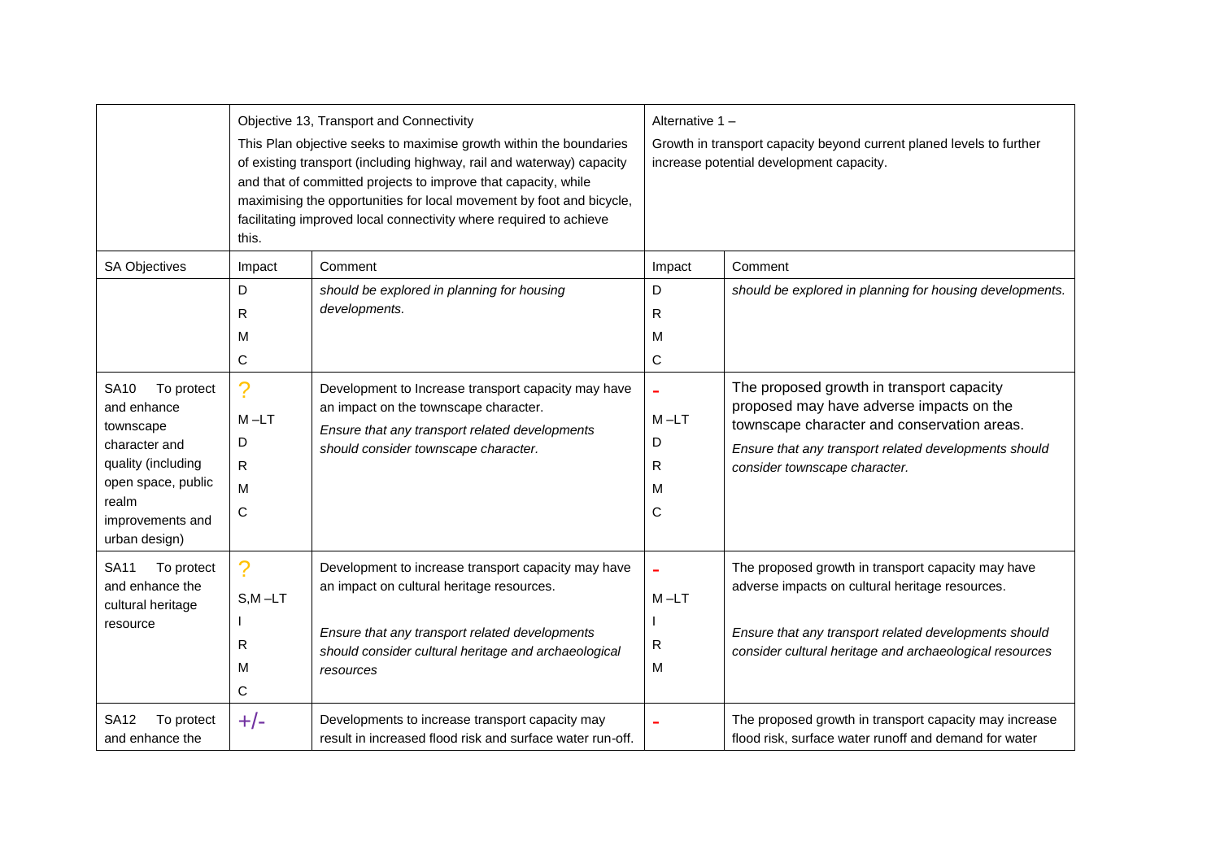| | Objective 13, Transport and Connectivity<br>This Plan objective seeks to maximise growth within the boundaries of existing transport (including highway, rail and waterway) capacity and that of committed projects to improve that capacity, while maximising the opportunities for local movement by foot and bicycle, facilitating improved local connectivity where required to achieve this. | | Alternative 1 –<br>Growth in transport capacity beyond current planed levels to further increase potential development capacity. | |
|---|---|---|---|---|
| SA Objectives | Impact | Comment | Impact | Comment |
| | D<br>R<br>M<br>C | *should be explored in planning for housing developments.* | D<br>R<br>M<br>C | *should be explored in planning for housing developments.* |
| SA10 To protect and enhance townscape character and quality (including open space, public realm improvements and urban design) | ?<br>M –LT<br>D<br>R<br>M<br>C | Development to Increase transport capacity may have an impact on the townscape character.<br>*Ensure that any transport related developments should consider townscape character.* | -<br>M –LT<br>D<br>R<br>M<br>C | The proposed growth in transport capacity proposed may have adverse impacts on the townscape character and conservation areas.<br>*Ensure that any transport related developments should consider townscape character.* |
| SA11 To protect and enhance the cultural heritage resource | ?<br>S,M –LT<br>I<br>R<br>M<br>C | Development to increase transport capacity may have an impact on cultural heritage resources.<br>*Ensure that any transport related developments should consider cultural heritage and archaeological resources* | -<br>M –LT<br>I<br>R<br>M | The proposed growth in transport capacity may have adverse impacts on cultural heritage resources.<br>*Ensure that any transport related developments should consider cultural heritage and archaeological resources* |
| SA12 To protect and enhance the | +/- | Developments to increase transport capacity may result in increased flood risk and surface water run-off. | - | The proposed growth in transport capacity may increase flood risk, surface water runoff and demand for water |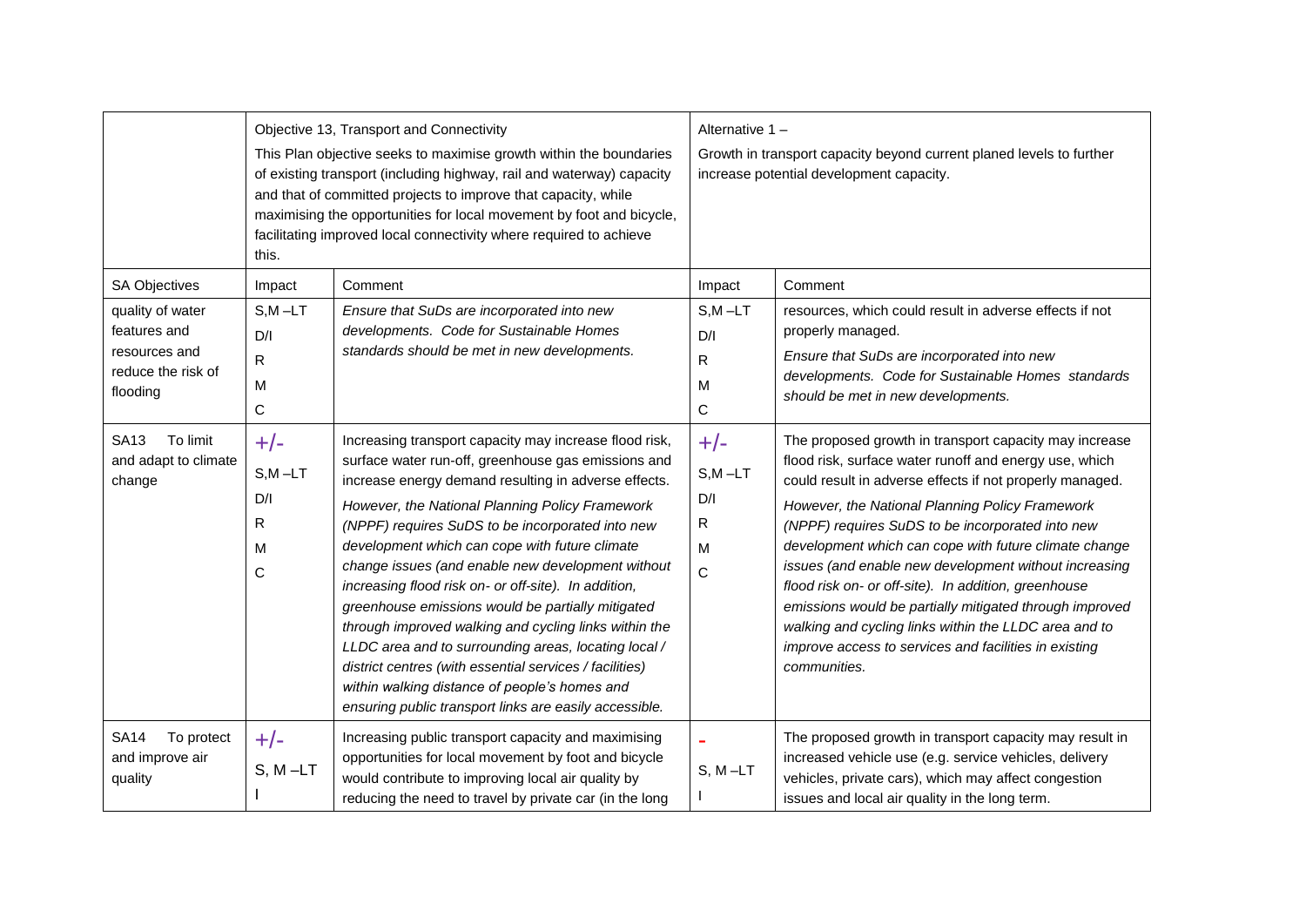| | Objective 13, Transport and Connectivity<br><br>This Plan objective seeks to maximise growth within the boundaries of existing transport (including highway, rail and waterway) capacity and that of committed projects to improve that capacity, while maximising the opportunities for local movement by foot and bicycle, facilitating improved local connectivity where required to achieve this. | | Alternative 1 –<br><br>Growth in transport capacity beyond current planed levels to further increase potential development capacity. | |
|---|---|---|---|---|
| SA Objectives | Impact | Comment | Impact | Comment |
| quality of water features and resources and reduce the risk of flooding | S,M –LT<br>D/I<br>R<br>M<br>C | *Ensure that SuDs are incorporated into new developments. Code for Sustainable Homes standards should be met in new developments.* | S,M –LT<br>D/I<br>R<br>M<br>C | resources, which could result in adverse effects if not properly managed.<br><br>*Ensure that SuDs are incorporated into new developments. Code for Sustainable Homes standards should be met in new developments.* |
| SA13 To limit and adapt to climate change | +/-<br>S,M –LT<br>D/I<br>R<br>M<br>C | Increasing transport capacity may increase flood risk, surface water run-off, greenhouse gas emissions and increase energy demand resulting in adverse effects.<br><br>*However, the National Planning Policy Framework (NPPF) requires SuDS to be incorporated into new development which can cope with future climate change issues (and enable new development without increasing flood risk on- or off-site). In addition, greenhouse emissions would be partially mitigated through improved walking and cycling links within the LLDC area and to surrounding areas, locating local / district centres (with essential services / facilities) within walking distance of people's homes and ensuring public transport links are easily accessible.* | +/-<br>S,M –LT<br>D/I<br>R<br>M<br>C | The proposed growth in transport capacity may increase flood risk, surface water runoff and energy use, which could result in adverse effects if not properly managed.<br><br>*However, the National Planning Policy Framework (NPPF) requires SuDS to be incorporated into new development which can cope with future climate change issues (and enable new development without increasing flood risk on- or off-site). In addition, greenhouse emissions would be partially mitigated through improved walking and cycling links within the LLDC area and to improve access to services and facilities in existing communities.* |
| SA14 To protect and improve air quality | +/-<br>S, M –LT<br>I | Increasing public transport capacity and maximising opportunities for local movement by foot and bicycle would contribute to improving local air quality by reducing the need to travel by private car (in the long | -<br>S, M –LT<br>I | The proposed growth in transport capacity may result in increased vehicle use (e.g. service vehicles, delivery vehicles, private cars), which may affect congestion issues and local air quality in the long term. |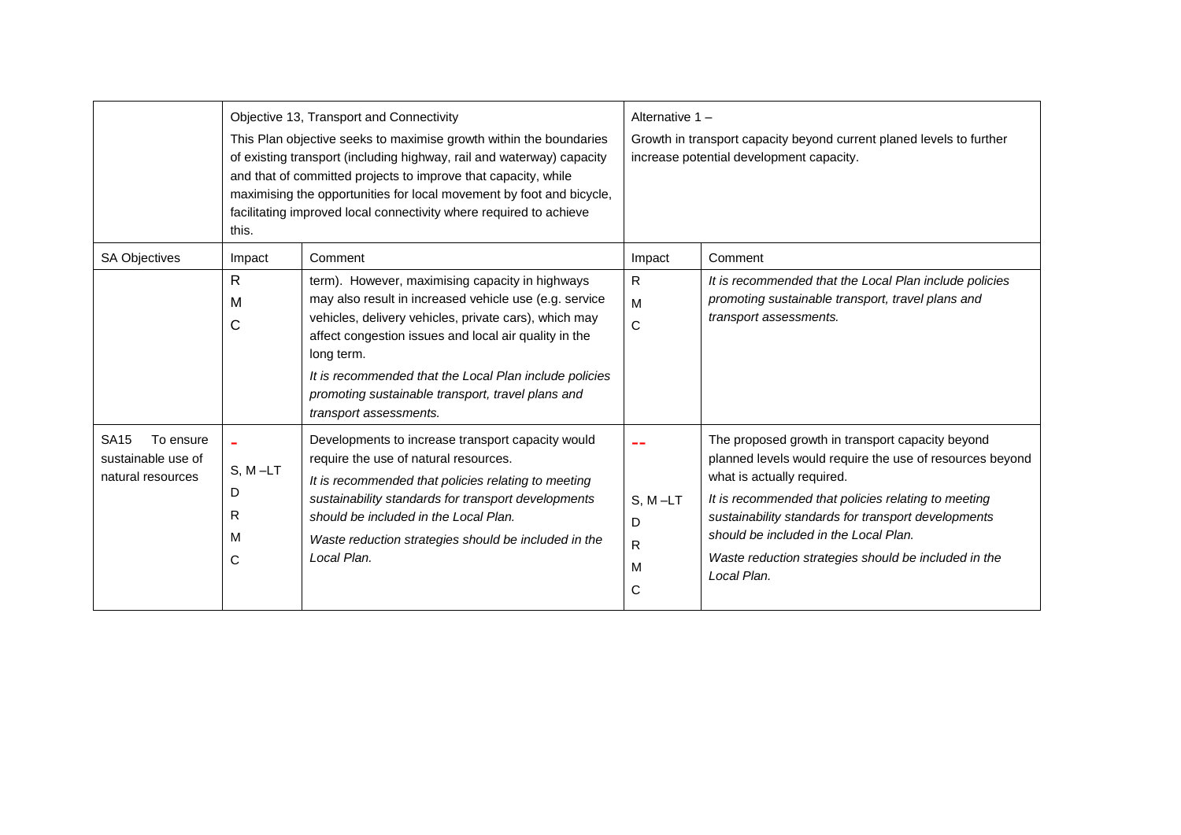| | Objective 13, Transport and Connectivity<br>This Plan objective seeks to maximise growth within the boundaries of existing transport (including highway, rail and waterway) capacity and that of committed projects to improve that capacity, while maximising the opportunities for local movement by foot and bicycle, facilitating improved local connectivity where required to achieve this. | | Alternative 1 –<br>Growth in transport capacity beyond current planed levels to further increase potential development capacity. | |
|---|---|---|---|---|
| SA Objectives | Impact | Comment | Impact | Comment |
| | R<br>M<br>C | term). However, maximising capacity in highways may also result in increased vehicle use (e.g. service vehicles, delivery vehicles, private cars), which may affect congestion issues and local air quality in the long term.<br>*It is recommended that the Local Plan include policies promoting sustainable transport, travel plans and transport assessments.* | R<br>M<br>C | *It is recommended that the Local Plan include policies promoting sustainable transport, travel plans and transport assessments.* |
| SA15 To ensure sustainable use of natural resources | -<br>S, M –LT<br>D<br>R<br>M<br>C | Developments to increase transport capacity would require the use of natural resources.<br>*It is recommended that policies relating to meeting sustainability standards for transport developments should be included in the Local Plan.*<br>*Waste reduction strategies should be included in the Local Plan.* | --<br>S, M –LT<br>D<br>R<br>M<br>C | The proposed growth in transport capacity beyond planned levels would require the use of resources beyond what is actually required.<br>*It is recommended that policies relating to meeting sustainability standards for transport developments should be included in the Local Plan.*<br>*Waste reduction strategies should be included in the Local Plan.* |